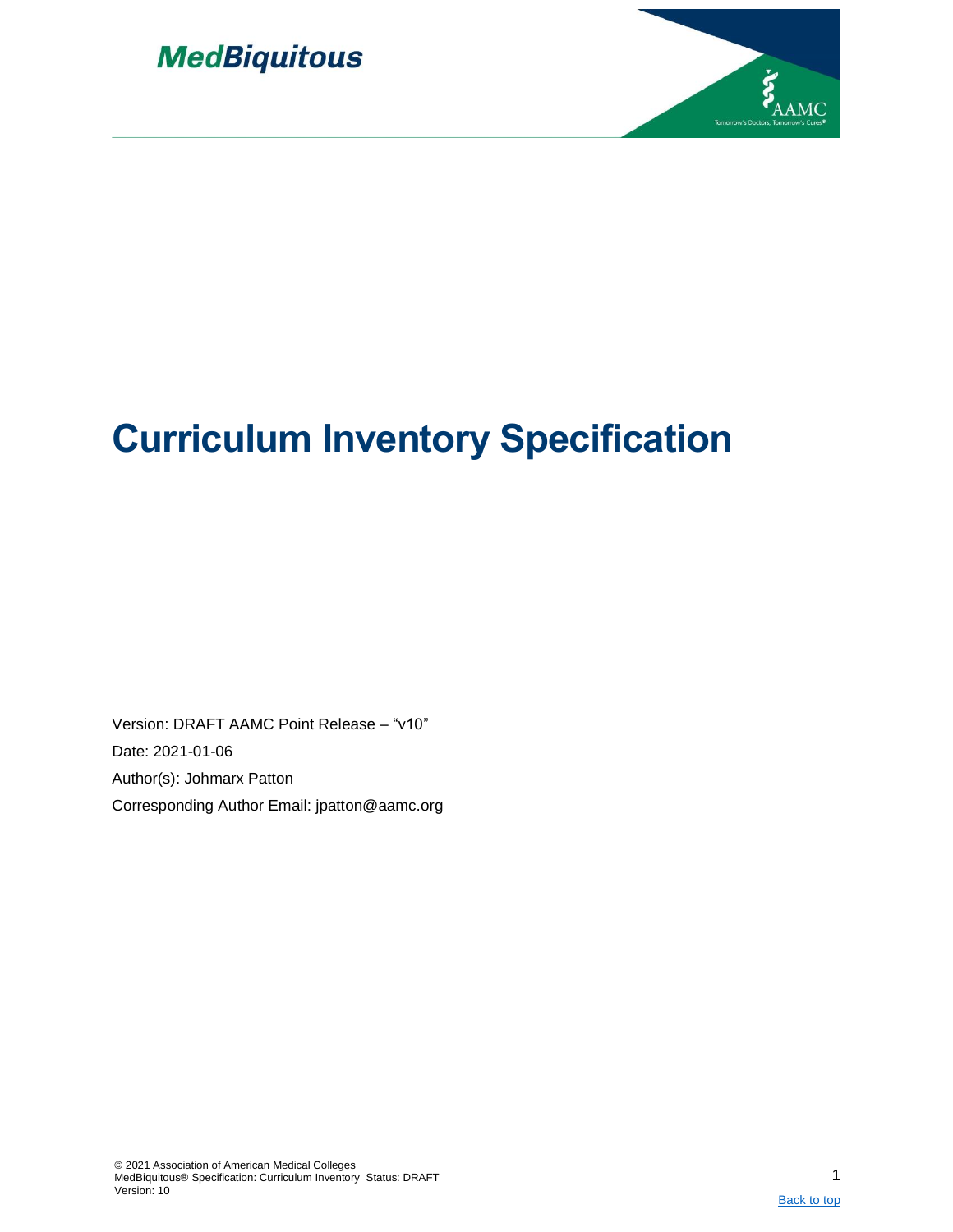MedBiquitous

# Curriculum Inventory Specification

Version: DRAFT AAMC Point Release – "v10"

Date: 2021-01-06

Author(s): Johmarx Patton

Corresponding Author Email: jpatton@aamc.org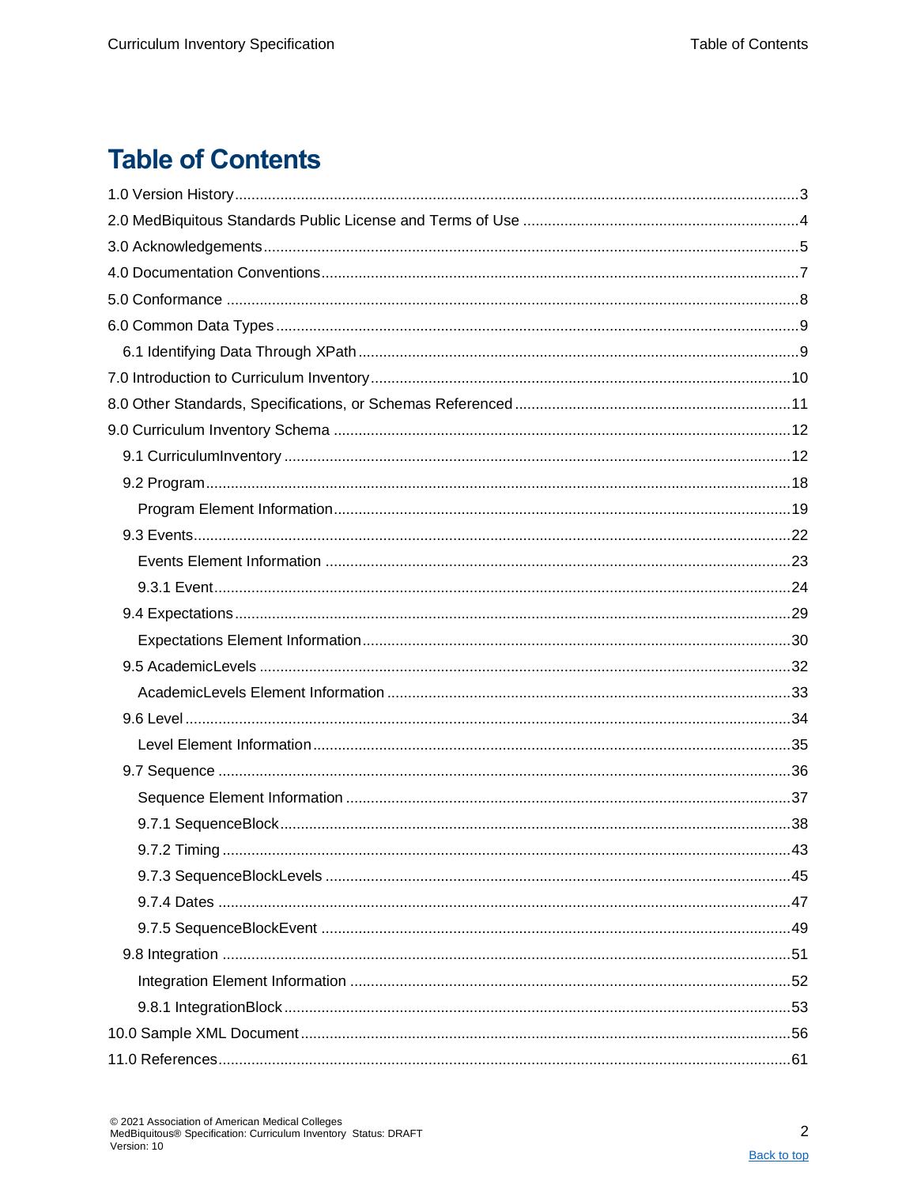# Table of Contents

1.0 Version History....3
2.0 MedBiquitous Standards Public License and Terms of Use....4
3.0 Acknowledgements....5
4.0 Documentation Conventions....7
5.0 Conformance....8
6.0 Common Data Types....9
- 6.1 Identifying Data Through XPath....9

7.0 Introduction to Curriculum Inventory....10
8.0 Other Standards, Specifications, or Schemas Referenced....11
9.0 Curriculum Inventory Schema....12
- 9.1 CurriculumInventory....12
- 9.2 Program....18
  - Program Element Information....19
- 9.3 Events....22
  - Events Element Information....23
  - 9.3.1 Event....24
- 9.4 Expectations....29
  - Expectations Element Information....30
- 9.5 AcademicLevels....32
  - AcademicLevels Element Information....33
- 9.6 Level....34
  - Level Element Information....35
- 9.7 Sequence....36
  - Sequence Element Information....37
  - 9.7.1 SequenceBlock....38
  - 9.7.2 Timing....43
  - 9.7.3 SequenceBlockLevels....45
  - 9.7.4 Dates....47
  - 9.7.5 SequenceBlockEvent....49
- 9.8 Integration....51
  - Integration Element Information....52
  - 9.8.1 IntegrationBlock....53

10.0 Sample XML Document....56
11.0 References....61

© 2021 Association of American Medical Colleges
MedBiquitous® Specification: Curriculum Inventory Status: DRAFT
Version: 10

Back to top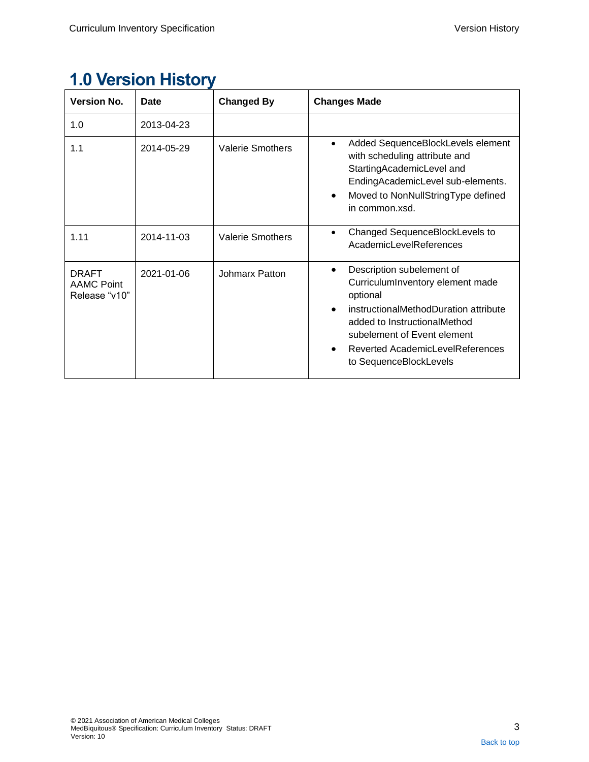# 1.0 Version History

| Version No. | Date | Changed By | Changes Made |
|---|---|---|---|
| 1.0 | 2013-04-23 | | |
| 1.1 | 2014-05-29 | Valerie Smothers | • Added SequenceBlockLevels element with scheduling attribute and StartingAcademicLevel and EndingAcademicLevel sub-elements.<br>• Moved to NonNullStringType defined in common.xsd. |
| 1.11 | 2014-11-03 | Valerie Smothers | • Changed SequenceBlockLevels to AcademicLevelReferences |
| DRAFT AAMC Point Release "v10" | 2021-01-06 | Johmarx Patton | • Description subelement of CurriculumInventory element made optional<br>• instructionalMethodDuration attribute added to InstructionalMethod subelement of Event element<br>• Reverted AcademicLevelReferences to SequenceBlockLevels |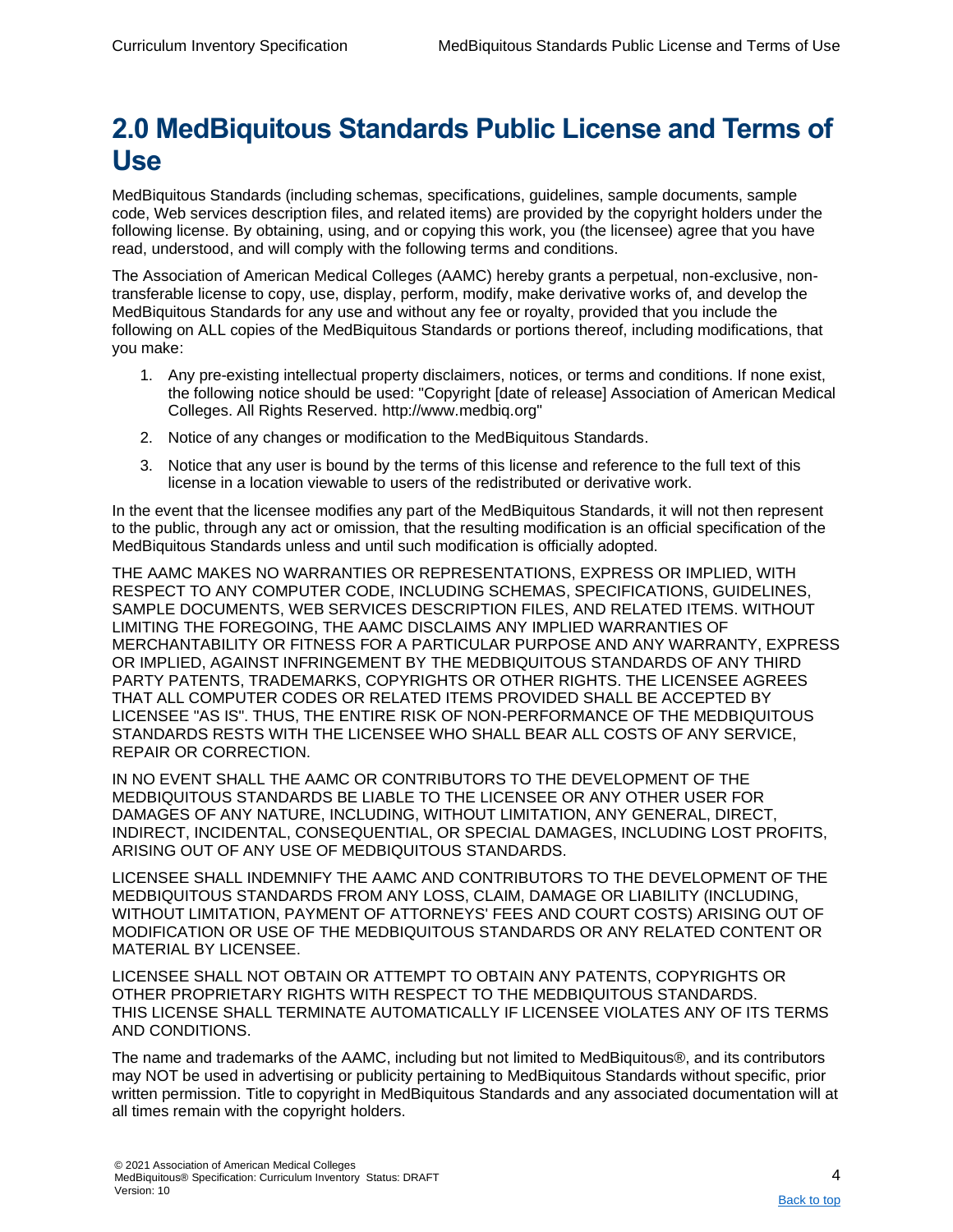# 2.0 MedBiquitous Standards Public License and Terms of Use

MedBiquitous Standards (including schemas, specifications, guidelines, sample documents, sample code, Web services description files, and related items) are provided by the copyright holders under the following license. By obtaining, using, and or copying this work, you (the licensee) agree that you have read, understood, and will comply with the following terms and conditions.

The Association of American Medical Colleges (AAMC) hereby grants a perpetual, non-exclusive, non-transferable license to copy, use, display, perform, modify, make derivative works of, and develop the MedBiquitous Standards for any use and without any fee or royalty, provided that you include the following on ALL copies of the MedBiquitous Standards or portions thereof, including modifications, that you make:

1. Any pre-existing intellectual property disclaimers, notices, or terms and conditions. If none exist, the following notice should be used: "Copyright [date of release] Association of American Medical Colleges. All Rights Reserved. http://www.medbiq.org"
2. Notice of any changes or modification to the MedBiquitous Standards.
3. Notice that any user is bound by the terms of this license and reference to the full text of this license in a location viewable to users of the redistributed or derivative work.

In the event that the licensee modifies any part of the MedBiquitous Standards, it will not then represent to the public, through any act or omission, that the resulting modification is an official specification of the MedBiquitous Standards unless and until such modification is officially adopted.

THE AAMC MAKES NO WARRANTIES OR REPRESENTATIONS, EXPRESS OR IMPLIED, WITH RESPECT TO ANY COMPUTER CODE, INCLUDING SCHEMAS, SPECIFICATIONS, GUIDELINES, SAMPLE DOCUMENTS, WEB SERVICES DESCRIPTION FILES, AND RELATED ITEMS. WITHOUT LIMITING THE FOREGOING, THE AAMC DISCLAIMS ANY IMPLIED WARRANTIES OF MERCHANTABILITY OR FITNESS FOR A PARTICULAR PURPOSE AND ANY WARRANTY, EXPRESS OR IMPLIED, AGAINST INFRINGEMENT BY THE MEDBIQUITOUS STANDARDS OF ANY THIRD PARTY PATENTS, TRADEMARKS, COPYRIGHTS OR OTHER RIGHTS. THE LICENSEE AGREES THAT ALL COMPUTER CODES OR RELATED ITEMS PROVIDED SHALL BE ACCEPTED BY LICENSEE "AS IS". THUS, THE ENTIRE RISK OF NON-PERFORMANCE OF THE MEDBIQUITOUS STANDARDS RESTS WITH THE LICENSEE WHO SHALL BEAR ALL COSTS OF ANY SERVICE, REPAIR OR CORRECTION.

IN NO EVENT SHALL THE AAMC OR CONTRIBUTORS TO THE DEVELOPMENT OF THE MEDBIQUITOUS STANDARDS BE LIABLE TO THE LICENSEE OR ANY OTHER USER FOR DAMAGES OF ANY NATURE, INCLUDING, WITHOUT LIMITATION, ANY GENERAL, DIRECT, INDIRECT, INCIDENTAL, CONSEQUENTIAL, OR SPECIAL DAMAGES, INCLUDING LOST PROFITS, ARISING OUT OF ANY USE OF MEDBIQUITOUS STANDARDS.

LICENSEE SHALL INDEMNIFY THE AAMC AND CONTRIBUTORS TO THE DEVELOPMENT OF THE MEDBIQUITOUS STANDARDS FROM ANY LOSS, CLAIM, DAMAGE OR LIABILITY (INCLUDING, WITHOUT LIMITATION, PAYMENT OF ATTORNEYS' FEES AND COURT COSTS) ARISING OUT OF MODIFICATION OR USE OF THE MEDBIQUITOUS STANDARDS OR ANY RELATED CONTENT OR MATERIAL BY LICENSEE.

LICENSEE SHALL NOT OBTAIN OR ATTEMPT TO OBTAIN ANY PATENTS, COPYRIGHTS OR OTHER PROPRIETARY RIGHTS WITH RESPECT TO THE MEDBIQUITOUS STANDARDS. THIS LICENSE SHALL TERMINATE AUTOMATICALLY IF LICENSEE VIOLATES ANY OF ITS TERMS AND CONDITIONS.

The name and trademarks of the AAMC, including but not limited to MedBiquitous®, and its contributors may NOT be used in advertising or publicity pertaining to MedBiquitous Standards without specific, prior written permission. Title to copyright in MedBiquitous Standards and any associated documentation will at all times remain with the copyright holders.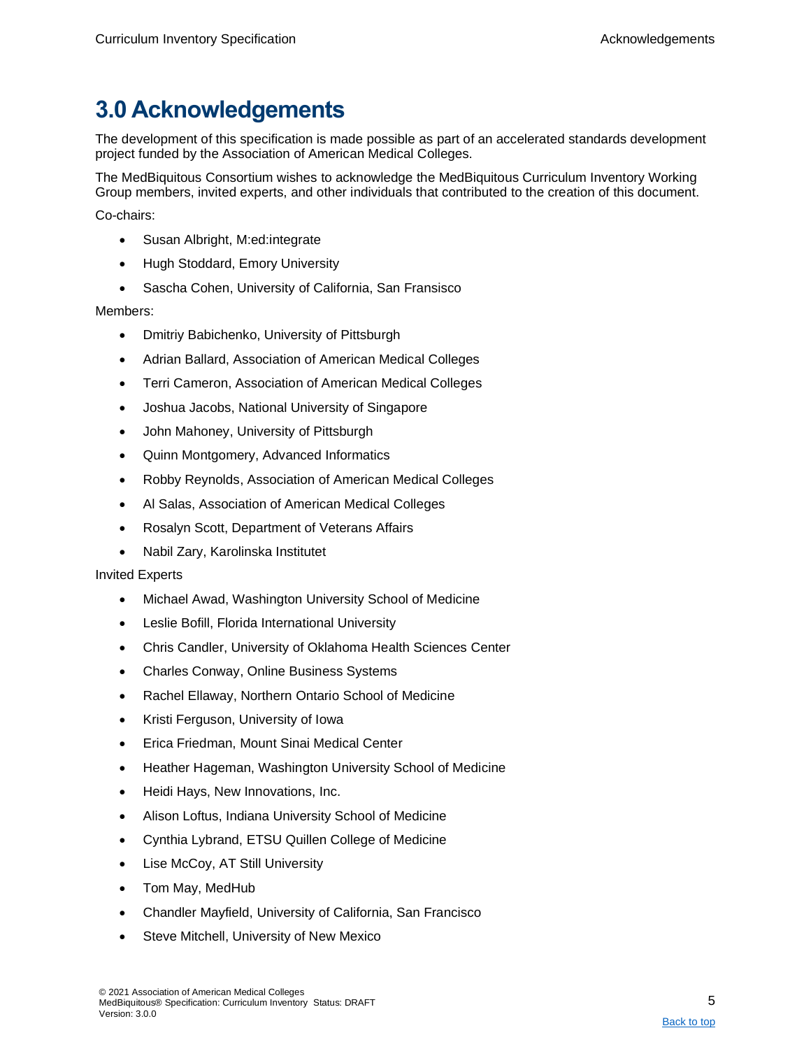# 3.0 Acknowledgements

The development of this specification is made possible as part of an accelerated standards development project funded by the Association of American Medical Colleges.

The MedBiquitous Consortium wishes to acknowledge the MedBiquitous Curriculum Inventory Working Group members, invited experts, and other individuals that contributed to the creation of this document.

Co-chairs:

- Susan Albright, M:ed:integrate
- Hugh Stoddard, Emory University
- Sascha Cohen, University of California, San Fransisco

Members:

- Dmitriy Babichenko, University of Pittsburgh
- Adrian Ballard, Association of American Medical Colleges
- Terri Cameron, Association of American Medical Colleges
- Joshua Jacobs, National University of Singapore
- John Mahoney, University of Pittsburgh
- Quinn Montgomery, Advanced Informatics
- Robby Reynolds, Association of American Medical Colleges
- Al Salas, Association of American Medical Colleges
- Rosalyn Scott, Department of Veterans Affairs
- Nabil Zary, Karolinska Institutet

Invited Experts

- Michael Awad, Washington University School of Medicine
- Leslie Bofill, Florida International University
- Chris Candler, University of Oklahoma Health Sciences Center
- Charles Conway, Online Business Systems
- Rachel Ellaway, Northern Ontario School of Medicine
- Kristi Ferguson, University of Iowa
- Erica Friedman, Mount Sinai Medical Center
- Heather Hageman, Washington University School of Medicine
- Heidi Hays, New Innovations, Inc.
- Alison Loftus, Indiana University School of Medicine
- Cynthia Lybrand, ETSU Quillen College of Medicine
- Lise McCoy, AT Still University
- Tom May, MedHub
- Chandler Mayfield, University of California, San Francisco
- Steve Mitchell, University of New Mexico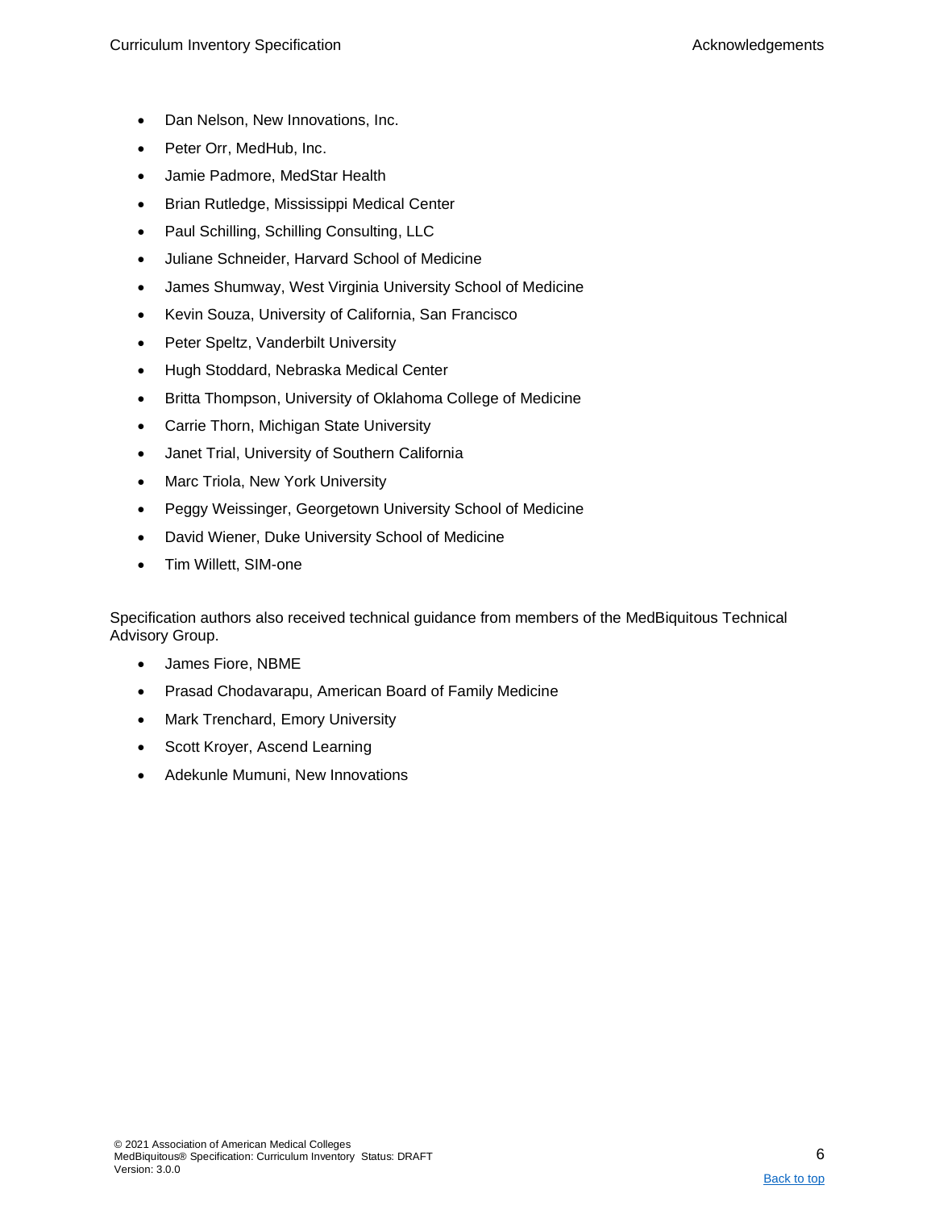- Dan Nelson, New Innovations, Inc.
- Peter Orr, MedHub, Inc.
- Jamie Padmore, MedStar Health
- Brian Rutledge, Mississippi Medical Center
- Paul Schilling, Schilling Consulting, LLC
- Juliane Schneider, Harvard School of Medicine
- James Shumway, West Virginia University School of Medicine
- Kevin Souza, University of California, San Francisco
- Peter Speltz, Vanderbilt University
- Hugh Stoddard, Nebraska Medical Center
- Britta Thompson, University of Oklahoma College of Medicine
- Carrie Thorn, Michigan State University
- Janet Trial, University of Southern California
- Marc Triola, New York University
- Peggy Weissinger, Georgetown University School of Medicine
- David Wiener, Duke University School of Medicine
- Tim Willett, SIM-one

Specification authors also received technical guidance from members of the MedBiquitous Technical Advisory Group.

- James Fiore, NBME
- Prasad Chodavarapu, American Board of Family Medicine
- Mark Trenchard, Emory University
- Scott Kroyer, Ascend Learning
- Adekunle Mumuni, New Innovations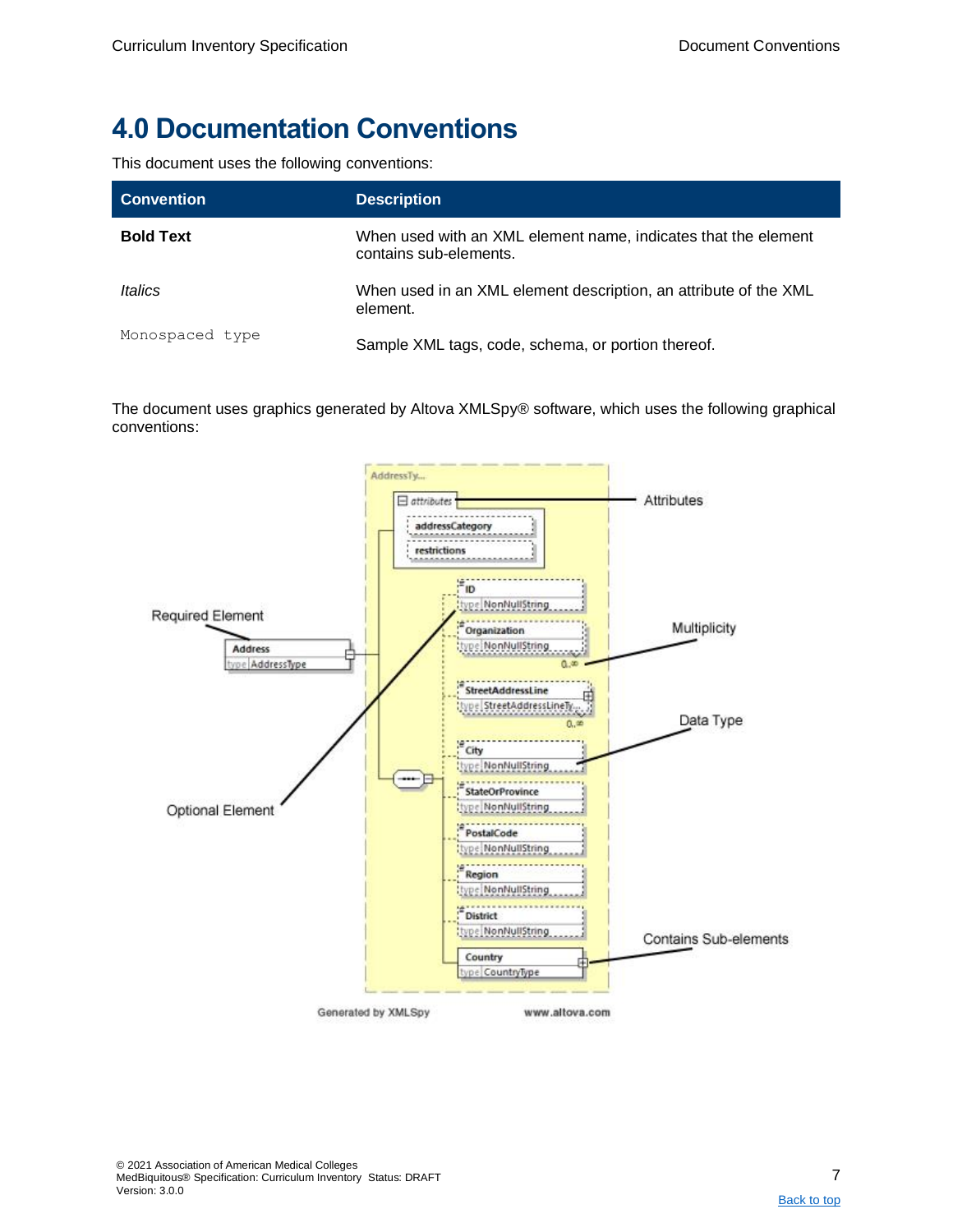# 4.0 Documentation Conventions

This document uses the following conventions:

| Convention | Description |
| --- | --- |
| **Bold Text** | When used with an XML element name, indicates that the element contains sub-elements. |
| *Italics* | When used in an XML element description, an attribute of the XML element. |
| `Monospaced type` | Sample XML tags, code, schema, or portion thereof. |

The document uses graphics generated by Altova XMLSpy® software, which uses the following graphical conventions: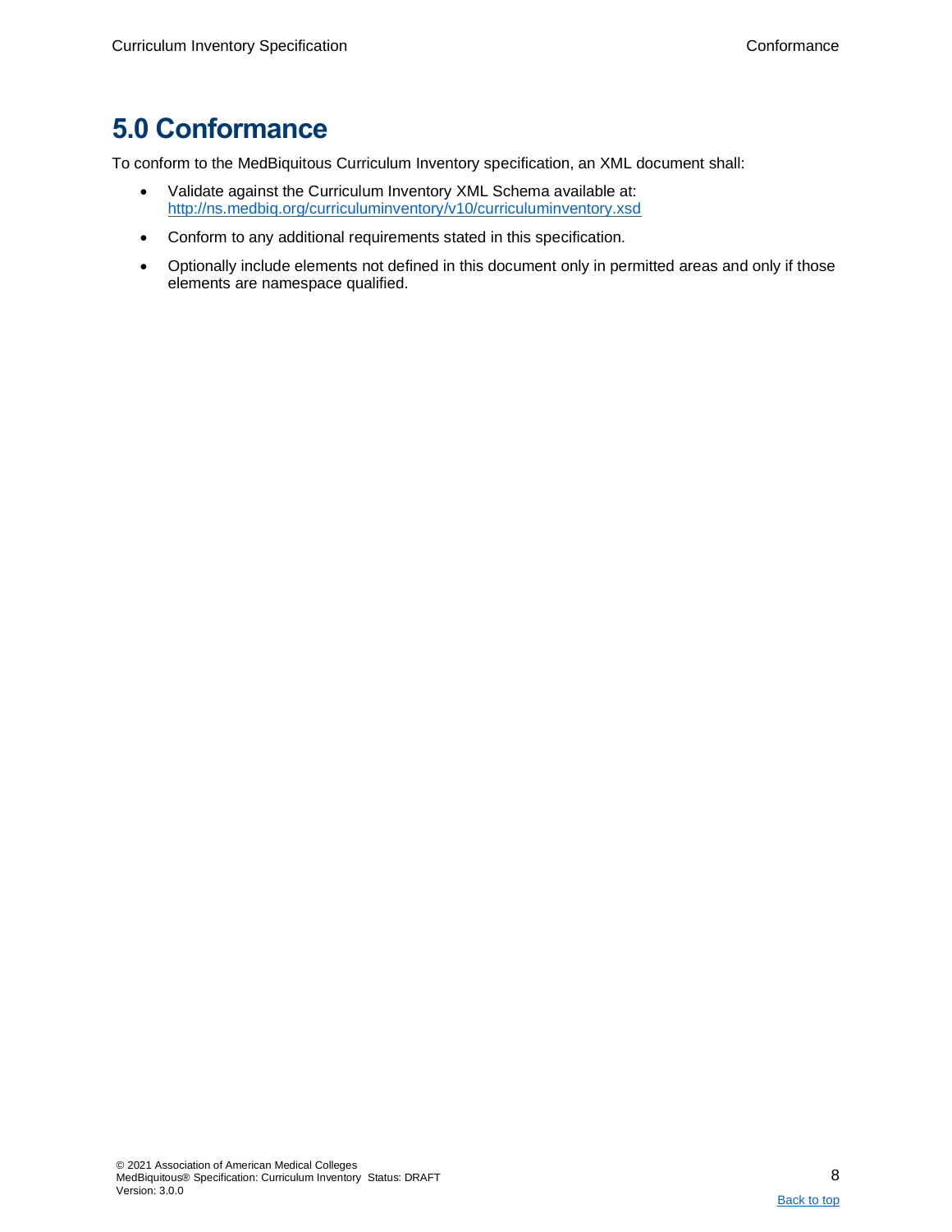# 5.0 Conformance

To conform to the MedBiquitous Curriculum Inventory specification, an XML document shall:

- Validate against the Curriculum Inventory XML Schema available at: http://ns.medbiq.org/curriculuminventory/v10/curriculuminventory.xsd
- Conform to any additional requirements stated in this specification.
- Optionally include elements not defined in this document only in permitted areas and only if those elements are namespace qualified.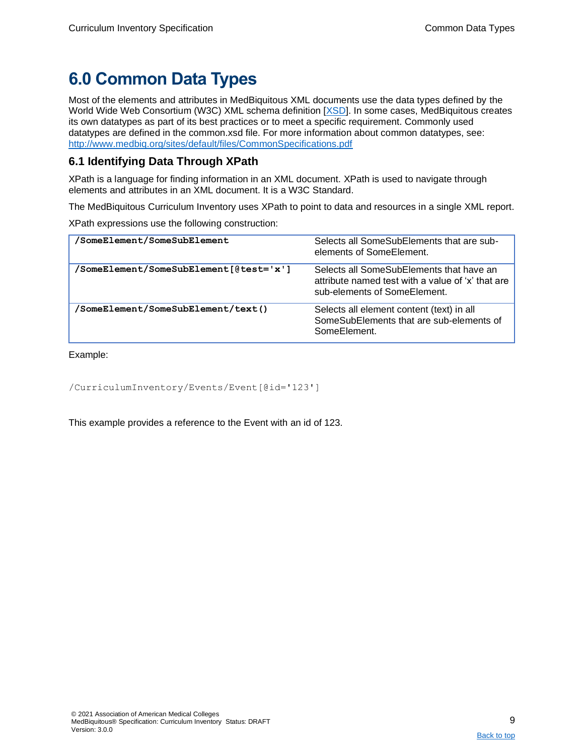# 6.0 Common Data Types

Most of the elements and attributes in MedBiquitous XML documents use the data types defined by the World Wide Web Consortium (W3C) XML schema definition [XSD]. In some cases, MedBiquitous creates its own datatypes as part of its best practices or to meet a specific requirement. Commonly used datatypes are defined in the common.xsd file. For more information about common datatypes, see: http://www.medbiq.org/sites/default/files/CommonSpecifications.pdf

## 6.1 Identifying Data Through XPath

XPath is a language for finding information in an XML document. XPath is used to navigate through elements and attributes in an XML document. It is a W3C Standard.

The MedBiquitous Curriculum Inventory uses XPath to point to data and resources in a single XML report.

XPath expressions use the following construction:

| | |
|---|---|
| **/SomeElement/SomeSubElement** | Selects all SomeSubElements that are sub-elements of SomeElement. |
| **/SomeElement/SomeSubElement[@test='x']** | Selects all SomeSubElements that have an attribute named test with a value of 'x' that are sub-elements of SomeElement. |
| **/SomeElement/SomeSubElement/text()** | Selects all element content (text) in all SomeSubElements that are sub-elements of SomeElement. |

Example:

```
/CurriculumInventory/Events/Event[@id='123']
```

This example provides a reference to the Event with an id of 123.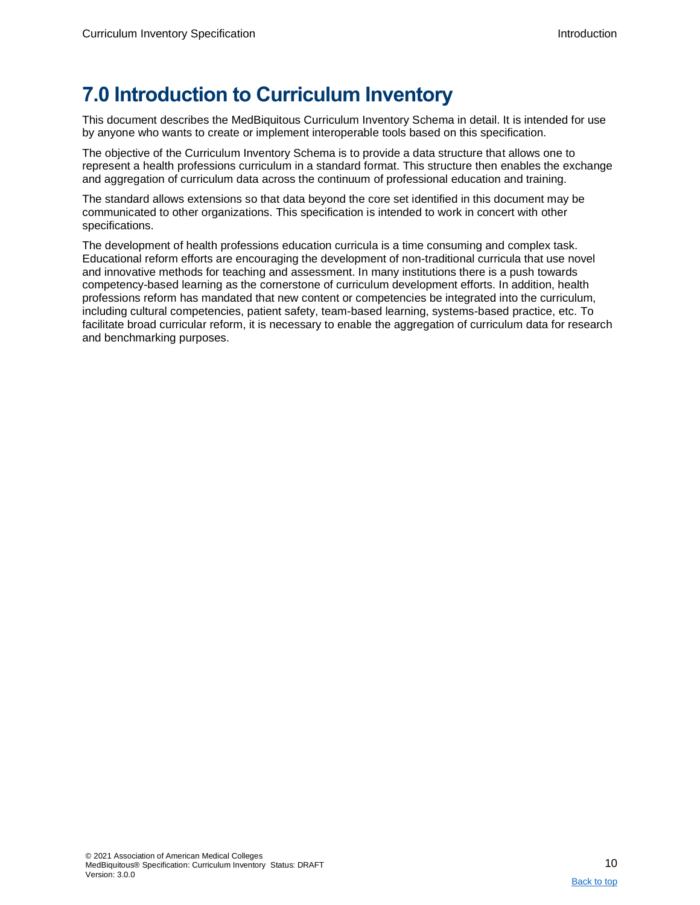# 7.0 Introduction to Curriculum Inventory

This document describes the MedBiquitous Curriculum Inventory Schema in detail. It is intended for use by anyone who wants to create or implement interoperable tools based on this specification.

The objective of the Curriculum Inventory Schema is to provide a data structure that allows one to represent a health professions curriculum in a standard format. This structure then enables the exchange and aggregation of curriculum data across the continuum of professional education and training.

The standard allows extensions so that data beyond the core set identified in this document may be communicated to other organizations. This specification is intended to work in concert with other specifications.

The development of health professions education curricula is a time consuming and complex task. Educational reform efforts are encouraging the development of non-traditional curricula that use novel and innovative methods for teaching and assessment. In many institutions there is a push towards competency-based learning as the cornerstone of curriculum development efforts. In addition, health professions reform has mandated that new content or competencies be integrated into the curriculum, including cultural competencies, patient safety, team-based learning, systems-based practice, etc. To facilitate broad curricular reform, it is necessary to enable the aggregation of curriculum data for research and benchmarking purposes.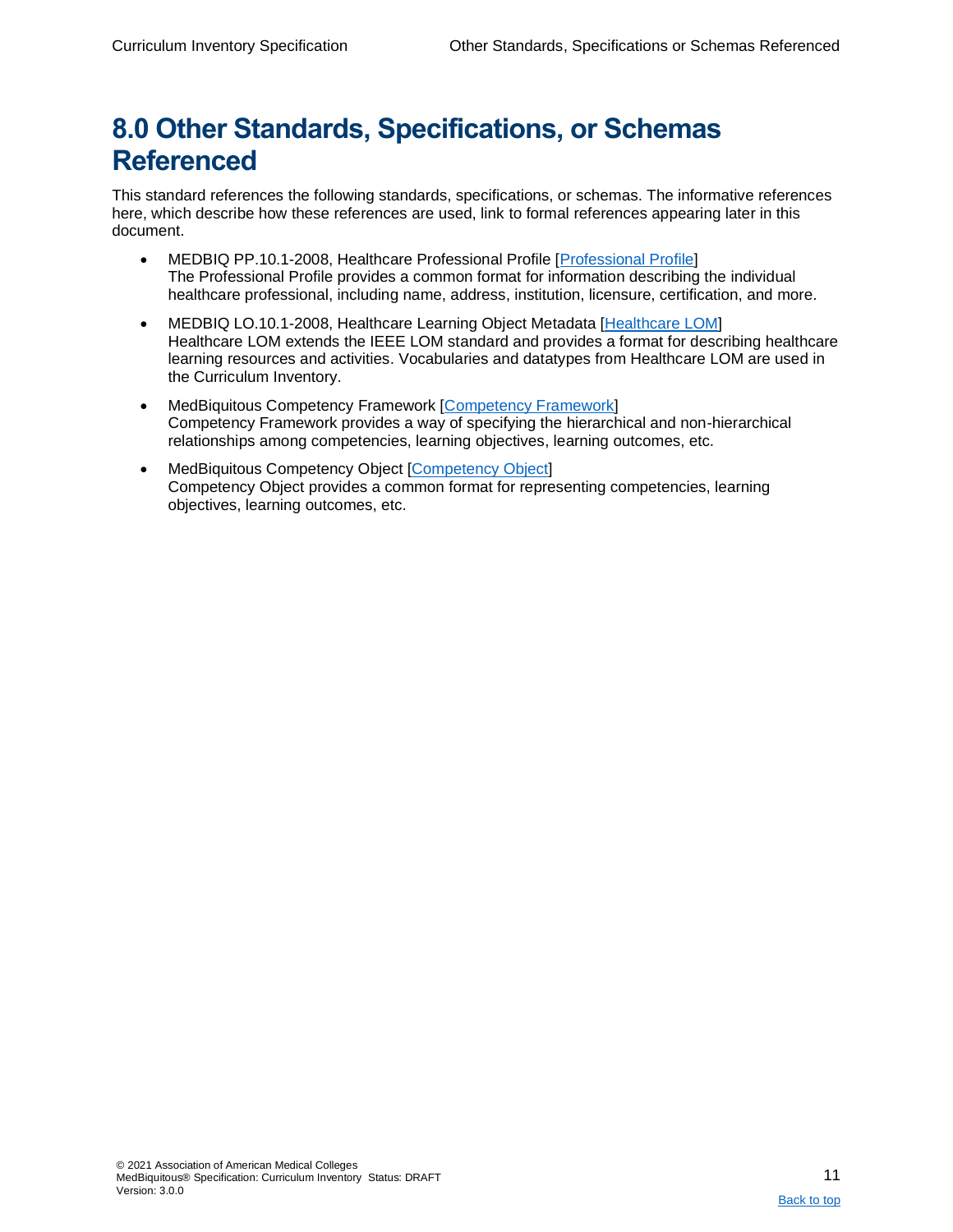# 8.0 Other Standards, Specifications, or Schemas Referenced

This standard references the following standards, specifications, or schemas. The informative references here, which describe how these references are used, link to formal references appearing later in this document.

- MEDBIQ PP.10.1-2008, Healthcare Professional Profile [Professional Profile]
  The Professional Profile provides a common format for information describing the individual healthcare professional, including name, address, institution, licensure, certification, and more.
- MEDBIQ LO.10.1-2008, Healthcare Learning Object Metadata [Healthcare LOM]
  Healthcare LOM extends the IEEE LOM standard and provides a format for describing healthcare learning resources and activities. Vocabularies and datatypes from Healthcare LOM are used in the Curriculum Inventory.
- MedBiquitous Competency Framework [Competency Framework]
  Competency Framework provides a way of specifying the hierarchical and non-hierarchical relationships among competencies, learning objectives, learning outcomes, etc.
- MedBiquitous Competency Object [Competency Object]
  Competency Object provides a common format for representing competencies, learning objectives, learning outcomes, etc.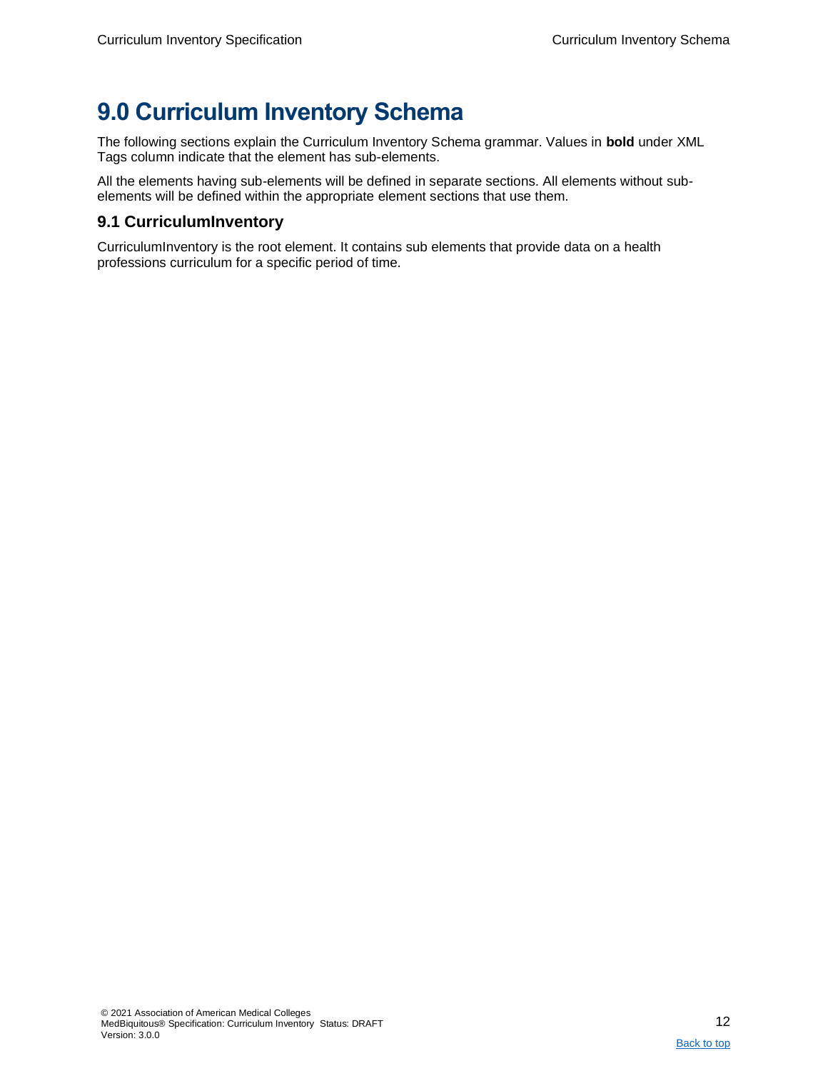# 9.0 Curriculum Inventory Schema

The following sections explain the Curriculum Inventory Schema grammar. Values in **bold** under XML Tags column indicate that the element has sub-elements.

All the elements having sub-elements will be defined in separate sections. All elements without sub-elements will be defined within the appropriate element sections that use them.

## 9.1 CurriculumInventory

CurriculumInventory is the root element. It contains sub elements that provide data on a health professions curriculum for a specific period of time.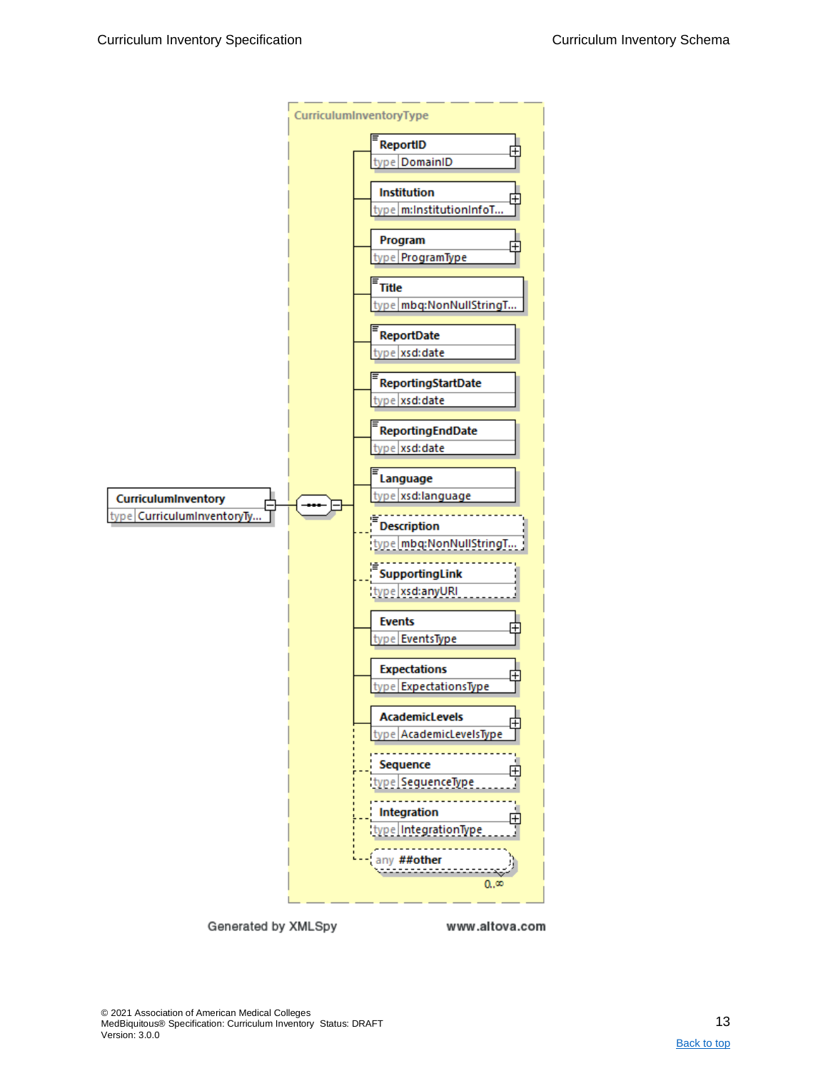CurriculumInventoryType

| Element | Type |
| --- | --- |
| CurriculumInventory | CurriculumInventoryTy... |
| ReportID | DomainID |
| Institution | m:InstitutionInfoT... |
| Program | ProgramType |
| Title | mbq:NonNullStringT... |
| ReportDate | xsd:date |
| ReportingStartDate | xsd:date |
| ReportingEndDate | xsd:date |
| Language | xsd:language |
| Description | mbq:NonNullStringT... |
| SupportingLink | xsd:anyURI |
| Events | EventsType |
| Expectations | ExpectationsType |
| AcademicLevels | AcademicLevelsType |
| Sequence | SequenceType |
| Integration | IntegrationType |
| any ##other | 0..∞ |

Generated by XMLSpy www.altova.com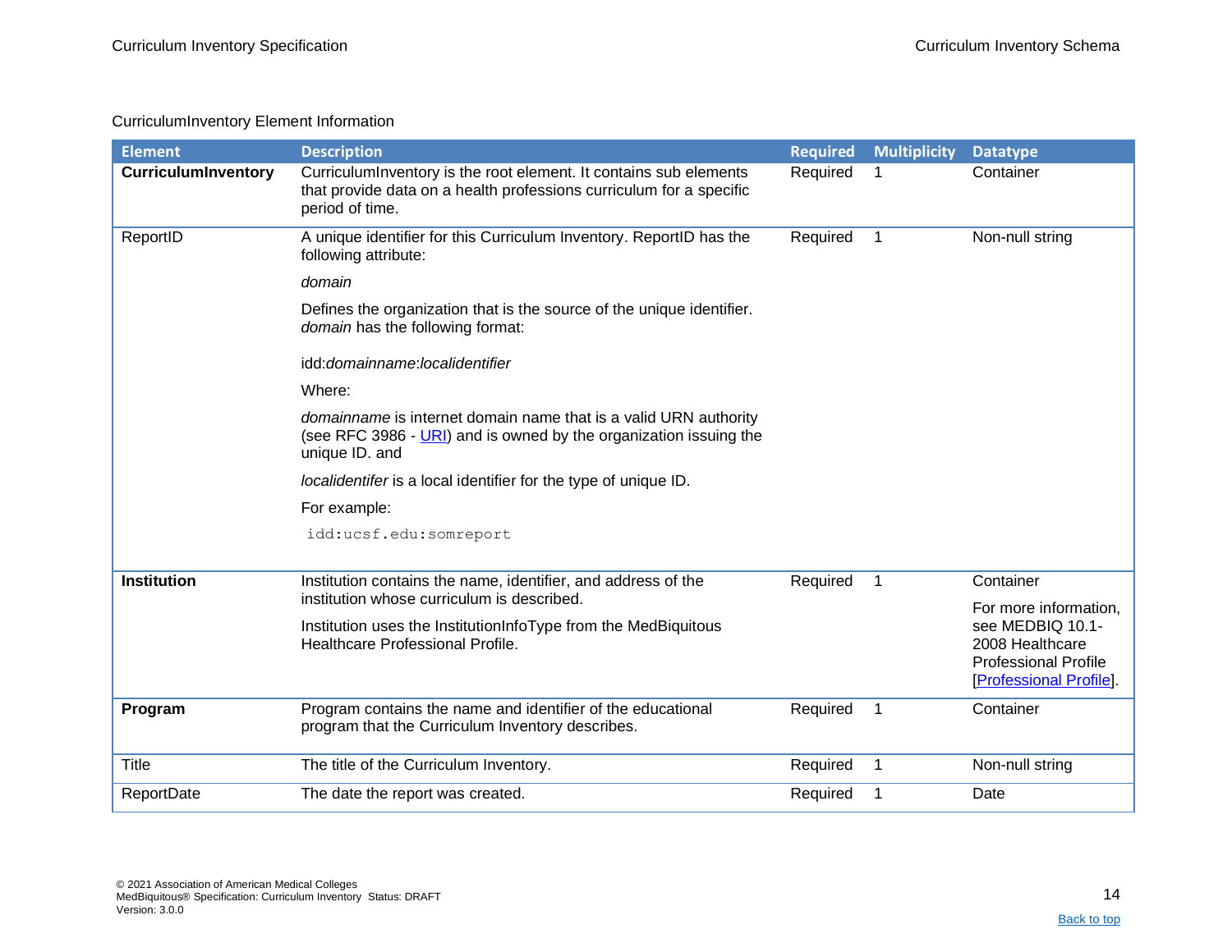CurriculumInventory Element Information

| Element | Description | Required | Multiplicity | Datatype |
| --- | --- | --- | --- | --- |
| **CurriculumInventory** | CurriculumInventory is the root element. It contains sub elements that provide data on a health professions curriculum for a specific period of time. | Required | 1 | Container |
| ReportID | A unique identifier for this Curriculum Inventory. ReportID has the following attribute:<br><br>*domain*<br><br>Defines the organization that is the source of the unique identifier. *domain* has the following format:<br><br>idd:*domainname*:*localidentifier*<br><br>Where:<br><br>*domainname* is internet domain name that is a valid URN authority (see RFC 3986 - URI) and is owned by the organization issuing the unique ID. and<br><br>*localidentifer* is a local identifier for the type of unique ID.<br><br>For example:<br><br>`idd:ucsf.edu:somreport` | Required | 1 | Non-null string |
| **Institution** | Institution contains the name, identifier, and address of the institution whose curriculum is described.<br><br>Institution uses the InstitutionInfoType from the MedBiquitous Healthcare Professional Profile. | Required | 1 | Container<br><br>For more information, see MEDBIQ 10.1-2008 Healthcare Professional Profile [Professional Profile]. |
| **Program** | Program contains the name and identifier of the educational program that the Curriculum Inventory describes. | Required | 1 | Container |
| Title | The title of the Curriculum Inventory. | Required | 1 | Non-null string |
| ReportDate | The date the report was created. | Required | 1 | Date |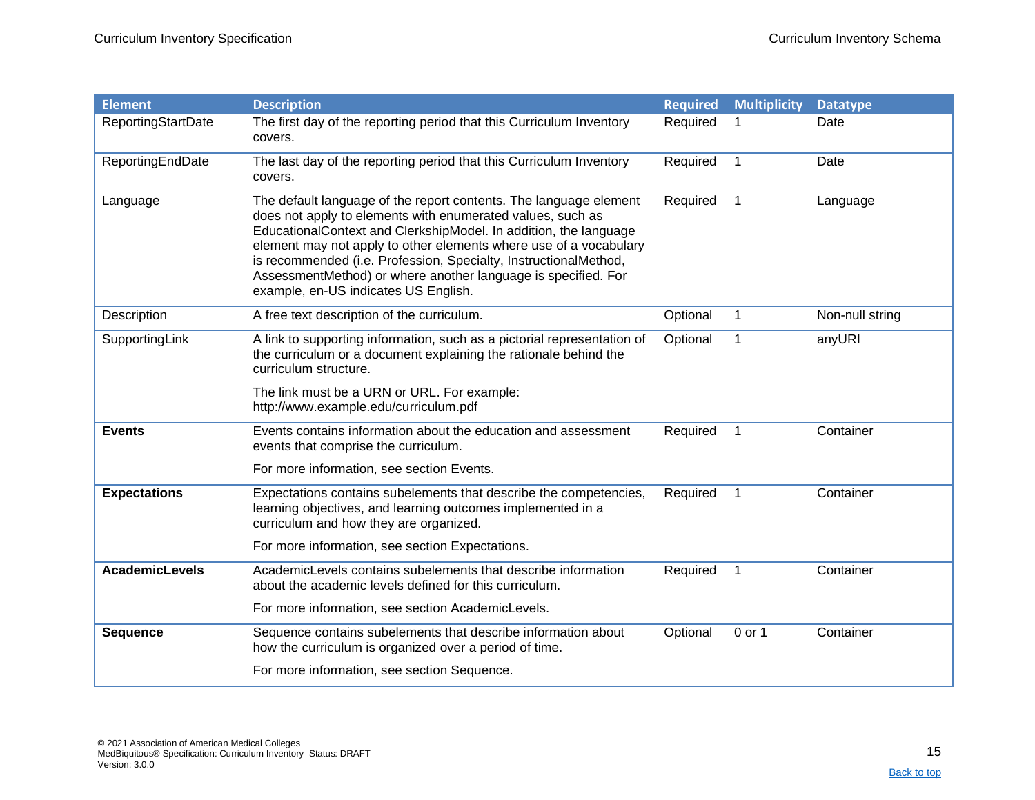| Element | Description | Required | Multiplicity | Datatype |
|---|---|---|---|---|
| ReportingStartDate | The first day of the reporting period that this Curriculum Inventory covers. | Required | 1 | Date |
| ReportingEndDate | The last day of the reporting period that this Curriculum Inventory covers. | Required | 1 | Date |
| Language | The default language of the report contents. The language element does not apply to elements with enumerated values, such as EducationalContext and ClerkshipModel. In addition, the language element may not apply to other elements where use of a vocabulary is recommended (i.e. Profession, Specialty, InstructionalMethod, AssessmentMethod) or where another language is specified. For example, en-US indicates US English. | Required | 1 | Language |
| Description | A free text description of the curriculum. | Optional | 1 | Non-null string |
| SupportingLink | A link to supporting information, such as a pictorial representation of the curriculum or a document explaining the rationale behind the curriculum structure.<br><br>The link must be a URN or URL. For example: http://www.example.edu/curriculum.pdf | Optional | 1 | anyURI |
| **Events** | Events contains information about the education and assessment events that comprise the curriculum.<br><br>For more information, see section Events. | Required | 1 | Container |
| **Expectations** | Expectations contains subelements that describe the competencies, learning objectives, and learning outcomes implemented in a curriculum and how they are organized.<br><br>For more information, see section Expectations. | Required | 1 | Container |
| **AcademicLevels** | AcademicLevels contains subelements that describe information about the academic levels defined for this curriculum.<br><br>For more information, see section AcademicLevels. | Required | 1 | Container |
| **Sequence** | Sequence contains subelements that describe information about how the curriculum is organized over a period of time.<br><br>For more information, see section Sequence. | Optional | 0 or 1 | Container |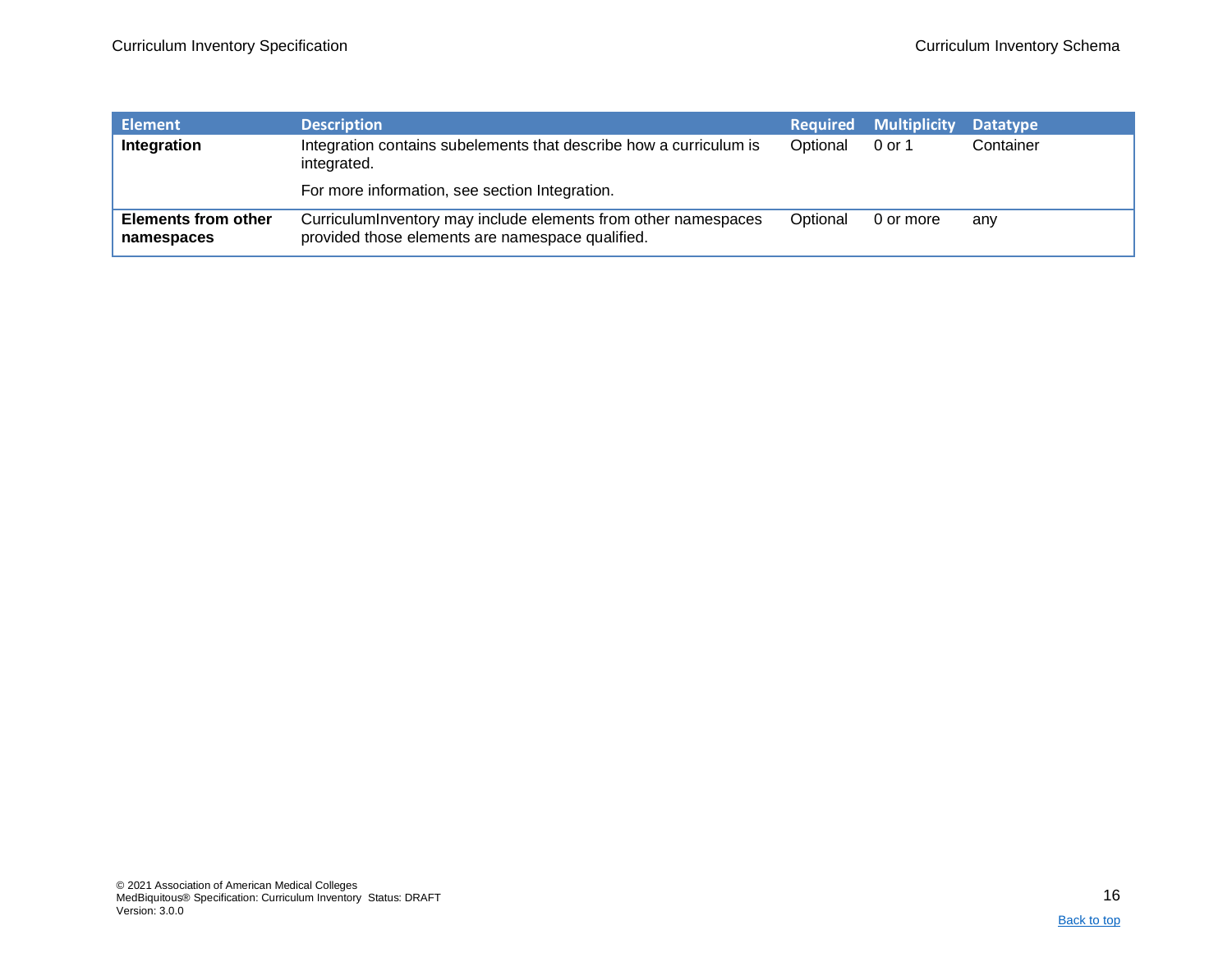| Element | Description | Required | Multiplicity | Datatype |
| --- | --- | --- | --- | --- |
| **Integration** | Integration contains subelements that describe how a curriculum is integrated.<br><br>For more information, see section Integration. | Optional | 0 or 1 | Container |
| **Elements from other namespaces** | CurriculumInventory may include elements from other namespaces provided those elements are namespace qualified. | Optional | 0 or more | any |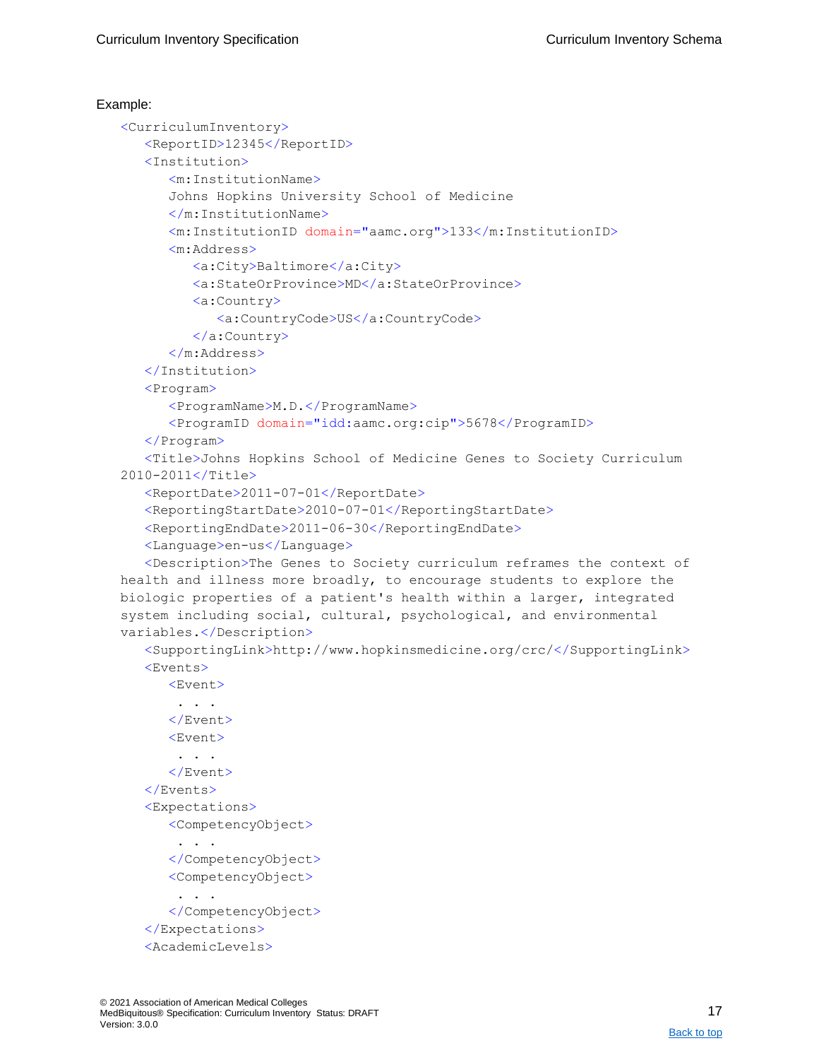Example:

```
<CurriculumInventory>
   <ReportID>12345</ReportID>
   <Institution>
      <m:InstitutionName>
      Johns Hopkins University School of Medicine
      </m:InstitutionName>
      <m:InstitutionID domain="aamc.org">133</m:InstitutionID>
      <m:Address>
         <a:City>Baltimore</a:City>
         <a:StateOrProvince>MD</a:StateOrProvince>
         <a:Country>
            <a:CountryCode>US</a:CountryCode>
         </a:Country>
      </m:Address>
   </Institution>
   <Program>
      <ProgramName>M.D.</ProgramName>
      <ProgramID domain="idd:aamc.org:cip">5678</ProgramID>
   </Program>
   <Title>Johns Hopkins School of Medicine Genes to Society Curriculum
2010-2011</Title>
   <ReportDate>2011-07-01</ReportDate>
   <ReportingStartDate>2010-07-01</ReportingStartDate>
   <ReportingEndDate>2011-06-30</ReportingEndDate>
   <Language>en-us</Language>
   <Description>The Genes to Society curriculum reframes the context of
health and illness more broadly, to encourage students to explore the
biologic properties of a patient's health within a larger, integrated
system including social, cultural, psychological, and environmental
variables.</Description>
   <SupportingLink>http://www.hopkinsmedicine.org/crc/</SupportingLink>
   <Events>
      <Event>
       . . .
      </Event>
      <Event>
       . . .
      </Event>
   </Events>
   <Expectations>
      <CompetencyObject>
       . . .
      </CompetencyObject>
      <CompetencyObject>
       . . .
      </CompetencyObject>
   </Expectations>
   <AcademicLevels>
```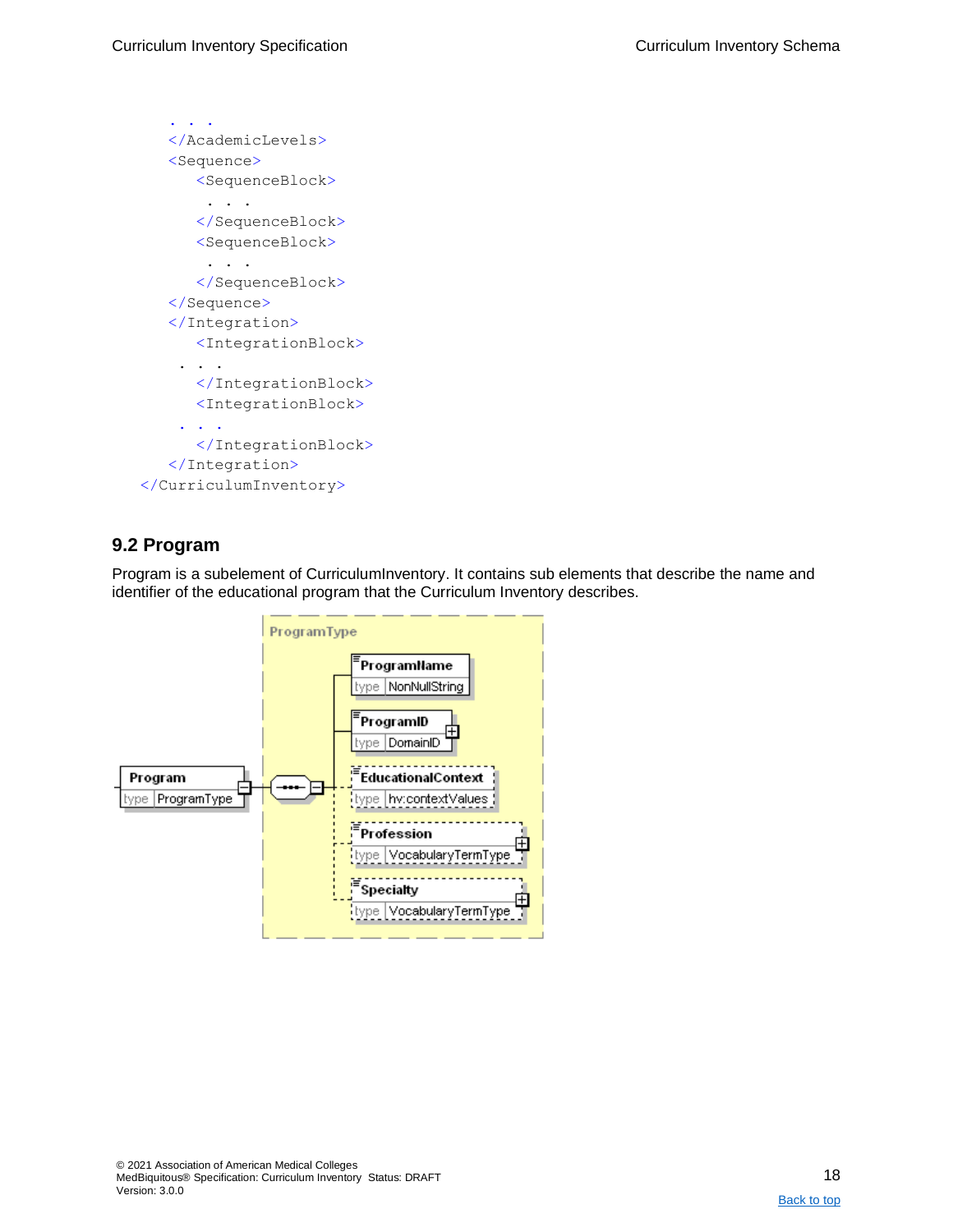```
        . . .
        </AcademicLevels>
        <Sequence>
            <SequenceBlock>
              . . .
            </SequenceBlock>
            <SequenceBlock>
              . . .
            </SequenceBlock>
        </Sequence>
        </Integration>
            <IntegrationBlock>
          . . .
            </IntegrationBlock>
            <IntegrationBlock>
          . . .
            </IntegrationBlock>
        </Integration>
    </CurriculumInventory>
```

## 9.2 Program

Program is a subelement of CurriculumInventory. It contains sub elements that describe the name and identifier of the educational program that the Curriculum Inventory describes.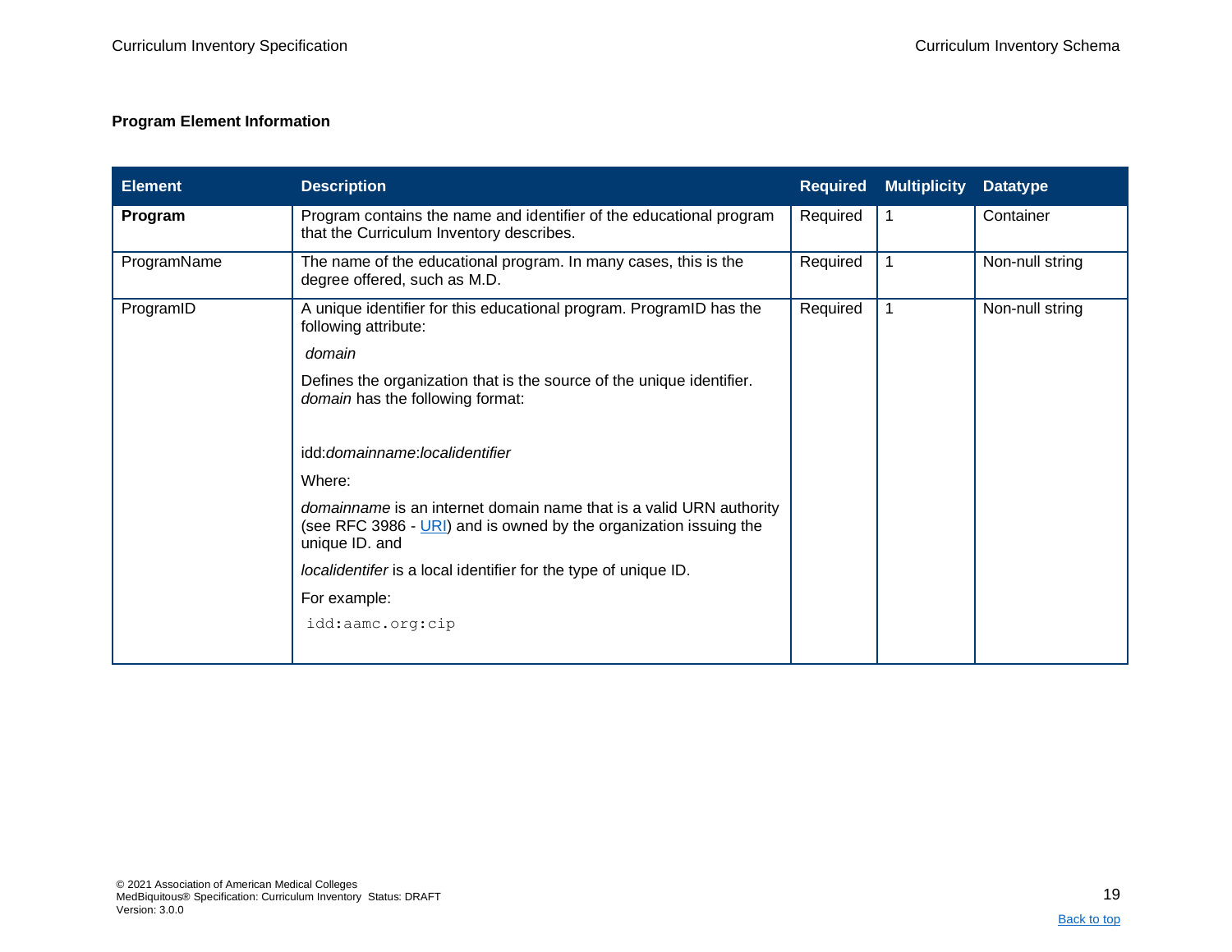**Program Element Information**

| Element | Description | Required | Multiplicity | Datatype |
|---|---|---|---|---|
| **Program** | Program contains the name and identifier of the educational program that the Curriculum Inventory describes. | Required | 1 | Container |
| ProgramName | The name of the educational program. In many cases, this is the degree offered, such as M.D. | Required | 1 | Non-null string |
| ProgramID | A unique identifier for this educational program. ProgramID has the following attribute:<br><br>*domain*<br><br>Defines the organization that is the source of the unique identifier. *domain* has the following format:<br><br>idd:*domainname*:*localidentifier*<br><br>Where:<br><br>*domainname* is an internet domain name that is a valid URN authority (see RFC 3986 - URI) and is owned by the organization issuing the unique ID. and<br><br>*localidentifer* is a local identifier for the type of unique ID.<br><br>For example:<br><br>`idd:aamc.org:cip` | Required | 1 | Non-null string |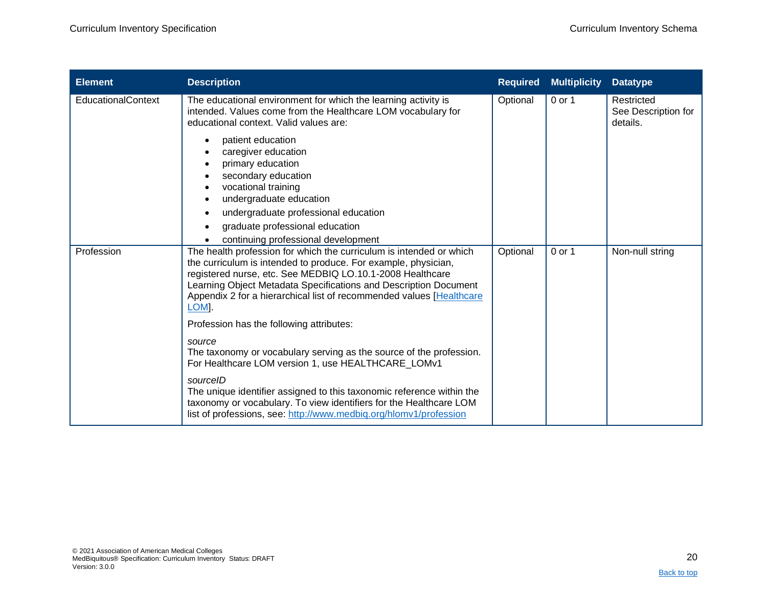| Element | Description | Required | Multiplicity | Datatype |
|---|---|---|---|---|
| EducationalContext | The educational environment for which the learning activity is intended. Values come from the Healthcare LOM vocabulary for educational context. Valid values are:<br><br>• patient education<br>• caregiver education<br>• primary education<br>• secondary education<br>• vocational training<br>• undergraduate education<br>• undergraduate professional education<br>• graduate professional education<br>• continuing professional development | Optional | 0 or 1 | Restricted<br>See Description for details. |
| Profession | The health profession for which the curriculum is intended or which the curriculum is intended to produce. For example, physician, registered nurse, etc. See MEDBIQ LO.10.1-2008 Healthcare Learning Object Metadata Specifications and Description Document Appendix 2 for a hierarchical list of recommended values [[Healthcare LOM](#)].<br><br>Profession has the following attributes:<br><br>*source*<br>The taxonomy or vocabulary serving as the source of the profession. For Healthcare LOM version 1, use HEALTHCARE_LOMv1<br><br>*sourceID*<br>The unique identifier assigned to this taxonomic reference within the taxonomy or vocabulary. To view identifiers for the Healthcare LOM list of professions, see: [http://www.medbiq.org/hlomv1/profession](http://www.medbiq.org/hlomv1/profession) | Optional | 0 or 1 | Non-null string |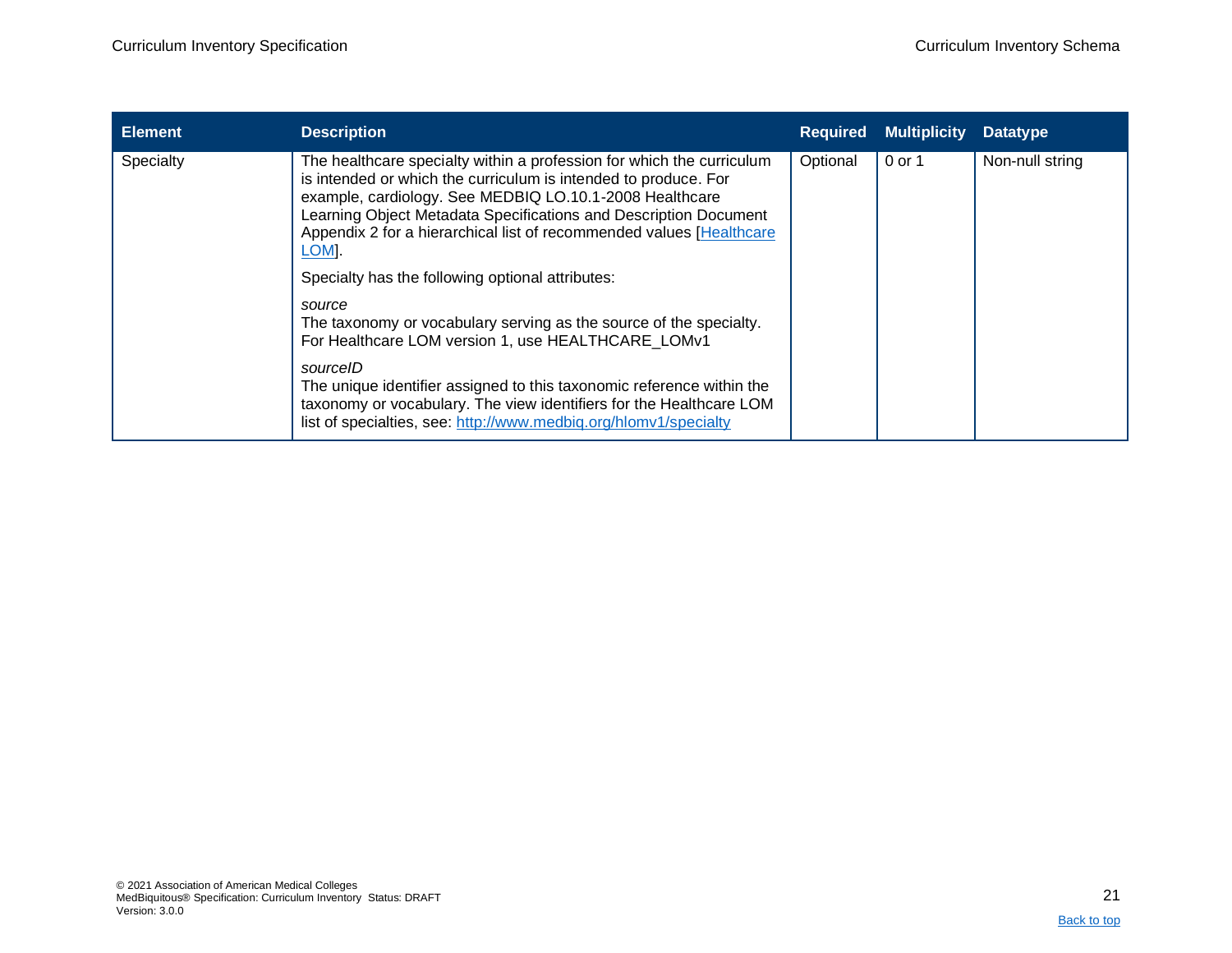| Element | Description | Required | Multiplicity | Datatype |
|---|---|---|---|---|
| Specialty | The healthcare specialty within a profession for which the curriculum is intended or which the curriculum is intended to produce. For example, cardiology. See MEDBIQ LO.10.1-2008 Healthcare Learning Object Metadata Specifications and Description Document Appendix 2 for a hierarchical list of recommended values [Healthcare LOM].<br><br>Specialty has the following optional attributes:<br><br>*source*<br>The taxonomy or vocabulary serving as the source of the specialty. For Healthcare LOM version 1, use HEALTHCARE_LOMv1<br><br>*sourceID*<br>The unique identifier assigned to this taxonomic reference within the taxonomy or vocabulary. The view identifiers for the Healthcare LOM list of specialties, see: http://www.medbiq.org/hlomv1/specialty | Optional | 0 or 1 | Non-null string |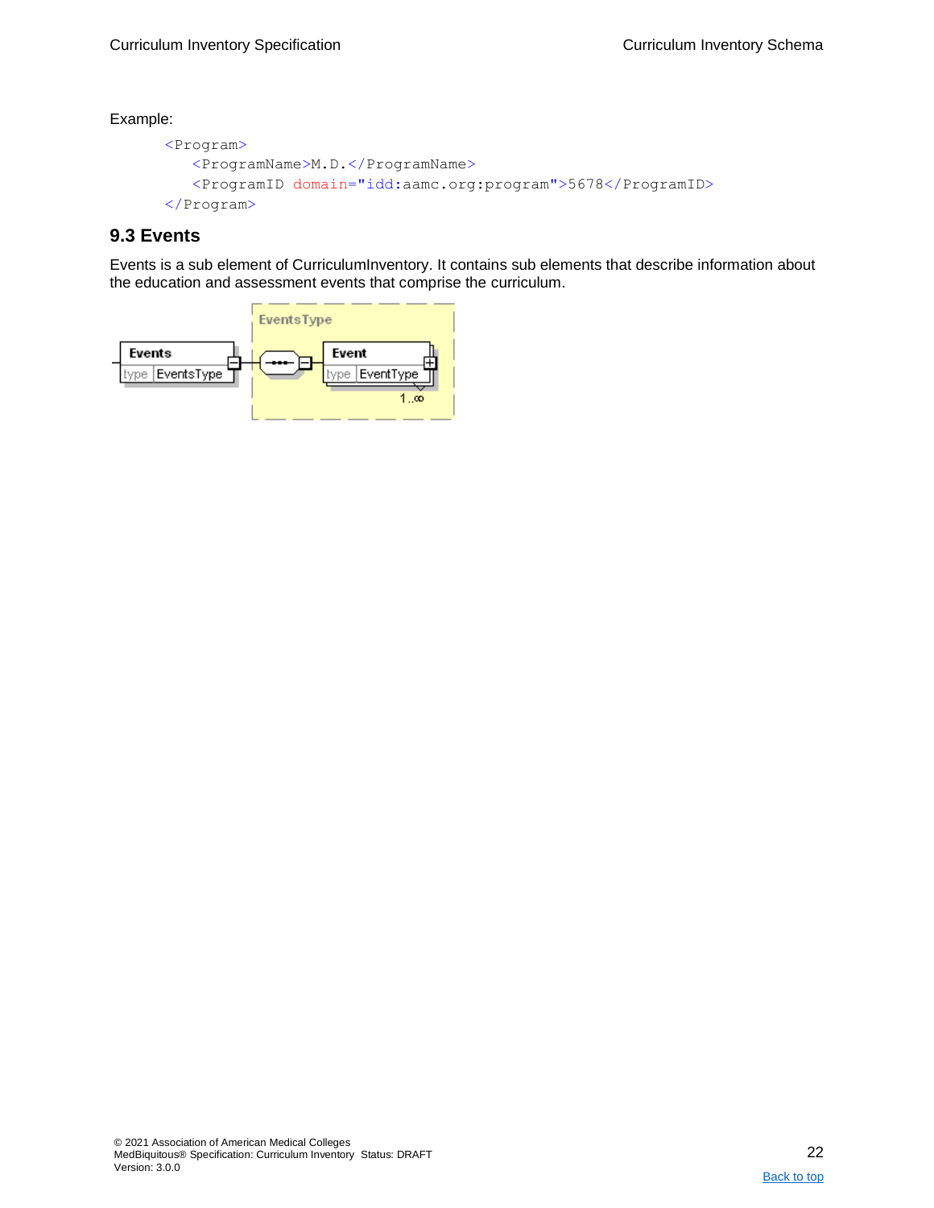Example:

```
<Program>
   <ProgramName>M.D.</ProgramName>
   <ProgramID domain="idd:aamc.org:program">5678</ProgramID>
</Program>
```

## 9.3 Events

Events is a sub element of CurriculumInventory. It contains sub elements that describe information about the education and assessment events that comprise the curriculum.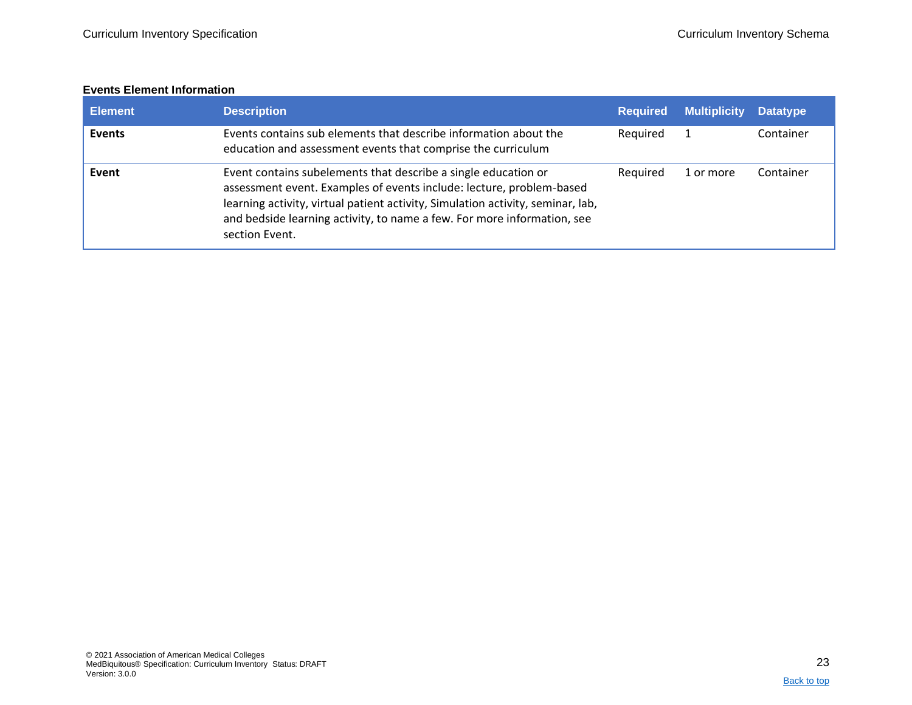**Events Element Information**

| Element | Description | Required | Multiplicity | Datatype |
|---|---|---|---|---|
| **Events** | Events contains sub elements that describe information about the education and assessment events that comprise the curriculum | Required | 1 | Container |
| **Event** | Event contains subelements that describe a single education or assessment event. Examples of events include: lecture, problem-based learning activity, virtual patient activity, Simulation activity, seminar, lab, and bedside learning activity, to name a few. For more information, see section Event. | Required | 1 or more | Container |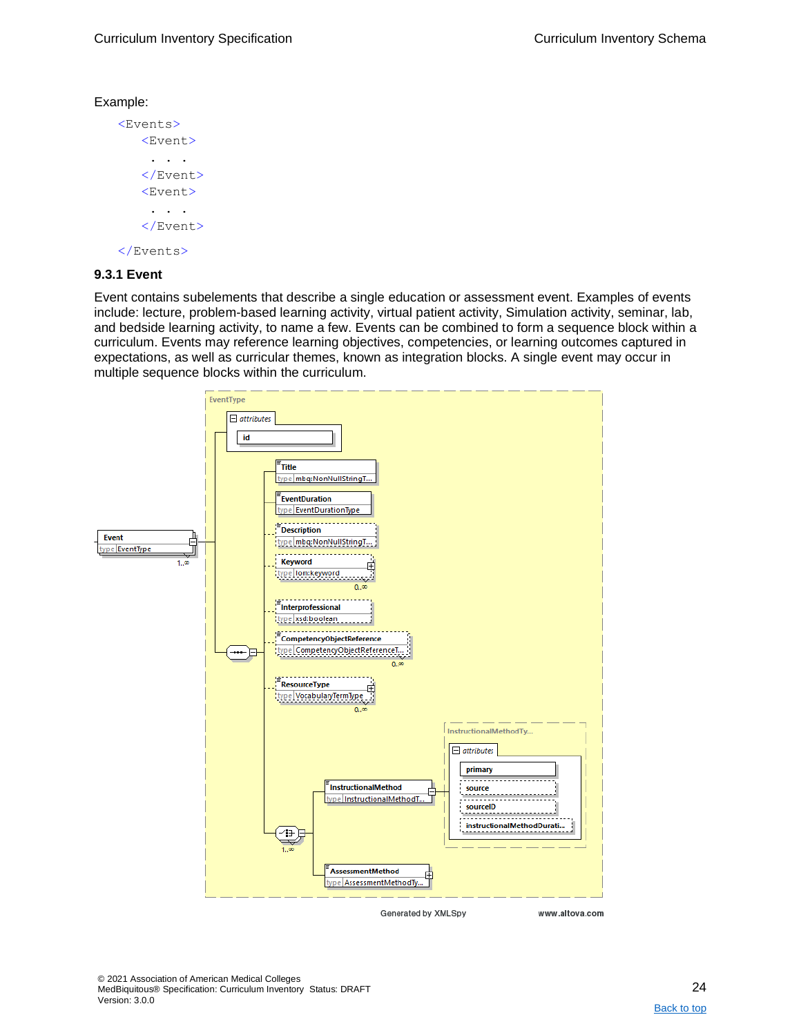Example:

```
<Events>
    <Event>
     . . .
    </Event>
    <Event>
     . . .
    </Event>
</Events>
```

### 9.3.1 Event

Event contains subelements that describe a single education or assessment event. Examples of events include: lecture, problem-based learning activity, virtual patient activity, Simulation activity, seminar, lab, and bedside learning activity, to name a few. Events can be combined to form a sequence block within a curriculum. Events may reference learning objectives, competencies, or learning outcomes captured in expectations, as well as curricular themes, known as integration blocks. A single event may occur in multiple sequence blocks within the curriculum.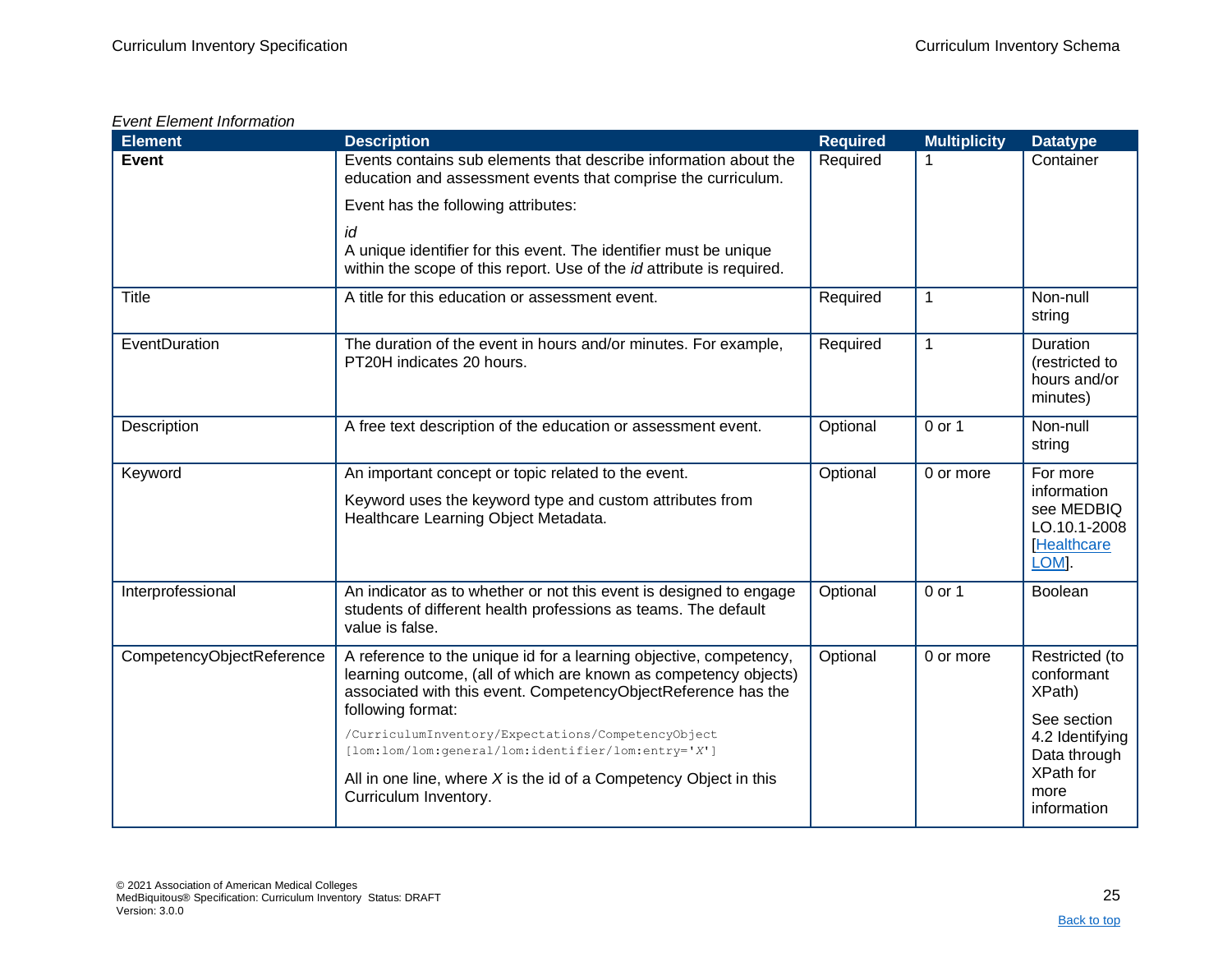*Event Element Information*

| Element | Description | Required | Multiplicity | Datatype |
|---|---|---|---|---|
| **Event** | Events contains sub elements that describe information about the education and assessment events that comprise the curriculum.<br><br>Event has the following attributes:<br><br>*id*<br>A unique identifier for this event. The identifier must be unique within the scope of this report. Use of the *id* attribute is required. | Required | 1 | Container |
| Title | A title for this education or assessment event. | Required | 1 | Non-null string |
| EventDuration | The duration of the event in hours and/or minutes. For example, PT20H indicates 20 hours. | Required | 1 | Duration (restricted to hours and/or minutes) |
| Description | A free text description of the education or assessment event. | Optional | 0 or 1 | Non-null string |
| Keyword | An important concept or topic related to the event.<br><br>Keyword uses the keyword type and custom attributes from Healthcare Learning Object Metadata. | Optional | 0 or more | For more information see MEDBIQ LO.10.1-2008 [Healthcare LOM]. |
| Interprofessional | An indicator as to whether or not this event is designed to engage students of different health professions as teams. The default value is false. | Optional | 0 or 1 | Boolean |
| CompetencyObjectReference | A reference to the unique id for a learning objective, competency, learning outcome, (all of which are known as competency objects) associated with this event. CompetencyObjectReference has the following format:<br><br>`/CurriculumInventory/Expectations/CompetencyObject [lom:lom/lom:general/lom:identifier/lom:entry='X']`<br><br>All in one line, where *X* is the id of a Competency Object in this Curriculum Inventory. | Optional | 0 or more | Restricted (to conformant XPath)<br><br>See section 4.2 Identifying Data through XPath for more information |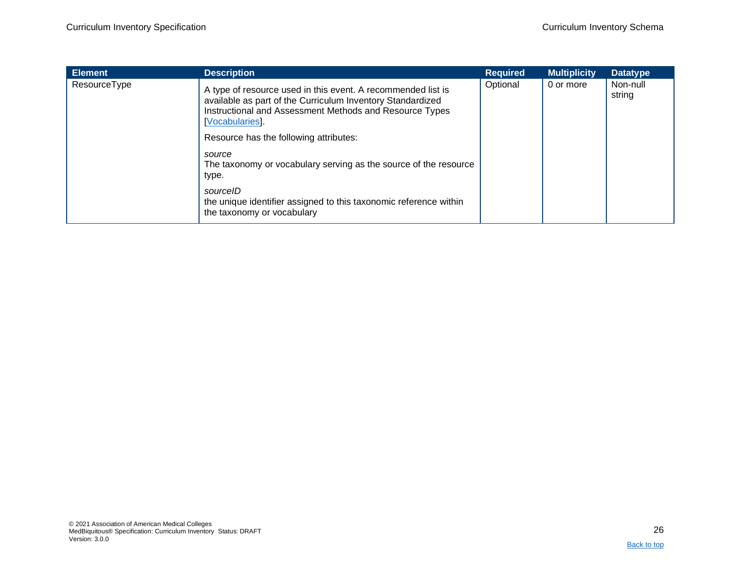| Element | Description | Required | Multiplicity | Datatype |
|---|---|---|---|---|
| ResourceType | A type of resource used in this event. A recommended list is available as part of the Curriculum Inventory Standardized Instructional and Assessment Methods and Resource Types [Vocabularies].<br><br>Resource has the following attributes:<br><br>*source*<br>The taxonomy or vocabulary serving as the source of the resource type.<br><br>*sourceID*<br>the unique identifier assigned to this taxonomic reference within the taxonomy or vocabulary | Optional | 0 or more | Non-null string |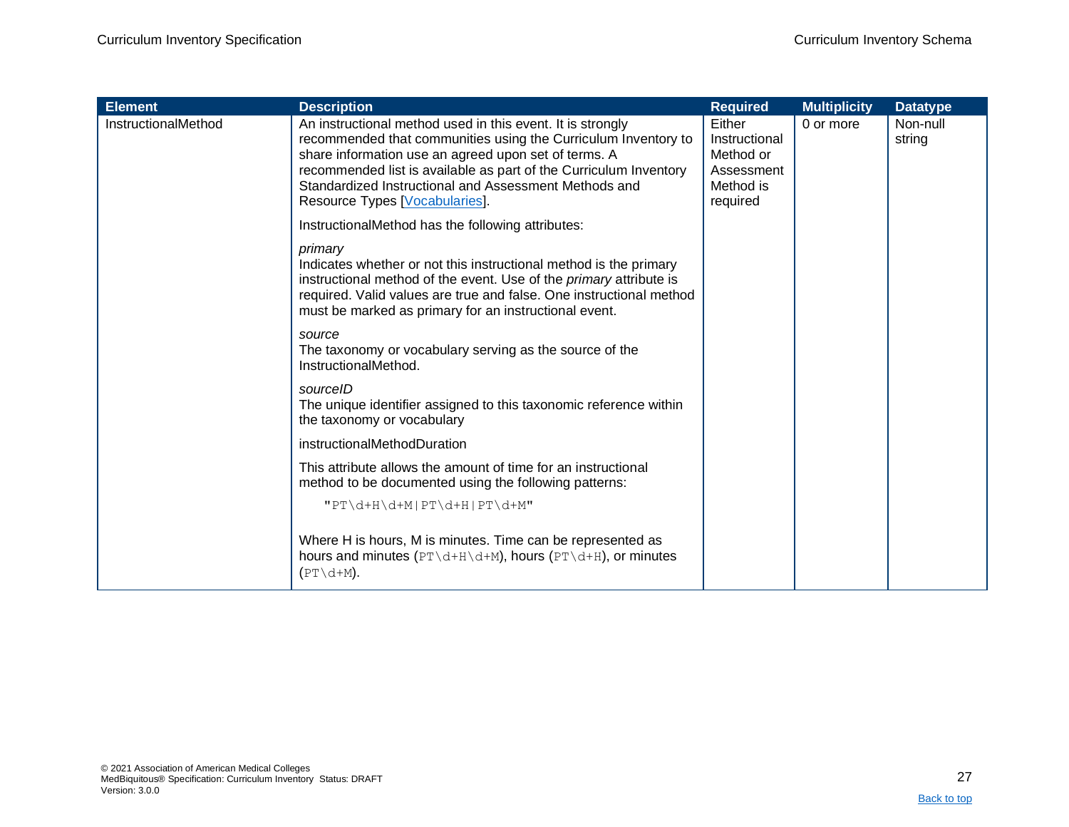| Element | Description | Required | Multiplicity | Datatype |
| --- | --- | --- | --- | --- |
| InstructionalMethod | An instructional method used in this event. It is strongly recommended that communities using the Curriculum Inventory to share information use an agreed upon set of terms. A recommended list is available as part of the Curriculum Inventory Standardized Instructional and Assessment Methods and Resource Types [Vocabularies].<br><br>InstructionalMethod has the following attributes:<br><br>*primary*<br>Indicates whether or not this instructional method is the primary instructional method of the event. Use of the *primary* attribute is required. Valid values are true and false. One instructional method must be marked as primary for an instructional event.<br><br>*source*<br>The taxonomy or vocabulary serving as the source of the InstructionalMethod.<br><br>*sourceID*<br>The unique identifier assigned to this taxonomic reference within the taxonomy or vocabulary<br><br>instructionalMethodDuration<br><br>This attribute allows the amount of time for an instructional method to be documented using the following patterns:<br><br>`"PT\d+H\d+M|PT\d+H|PT\d+M"`<br><br>Where H is hours, M is minutes. Time can be represented as hours and minutes (`PT\d+H\d+M`), hours (`PT\d+H`), or minutes (`PT\d+M`). | Either Instructional Method or Assessment Method is required | 0 or more | Non-null string |

© 2021 Association of American Medical Colleges
MedBiquitous® Specification: Curriculum Inventory Status: DRAFT
Version: 3.0.0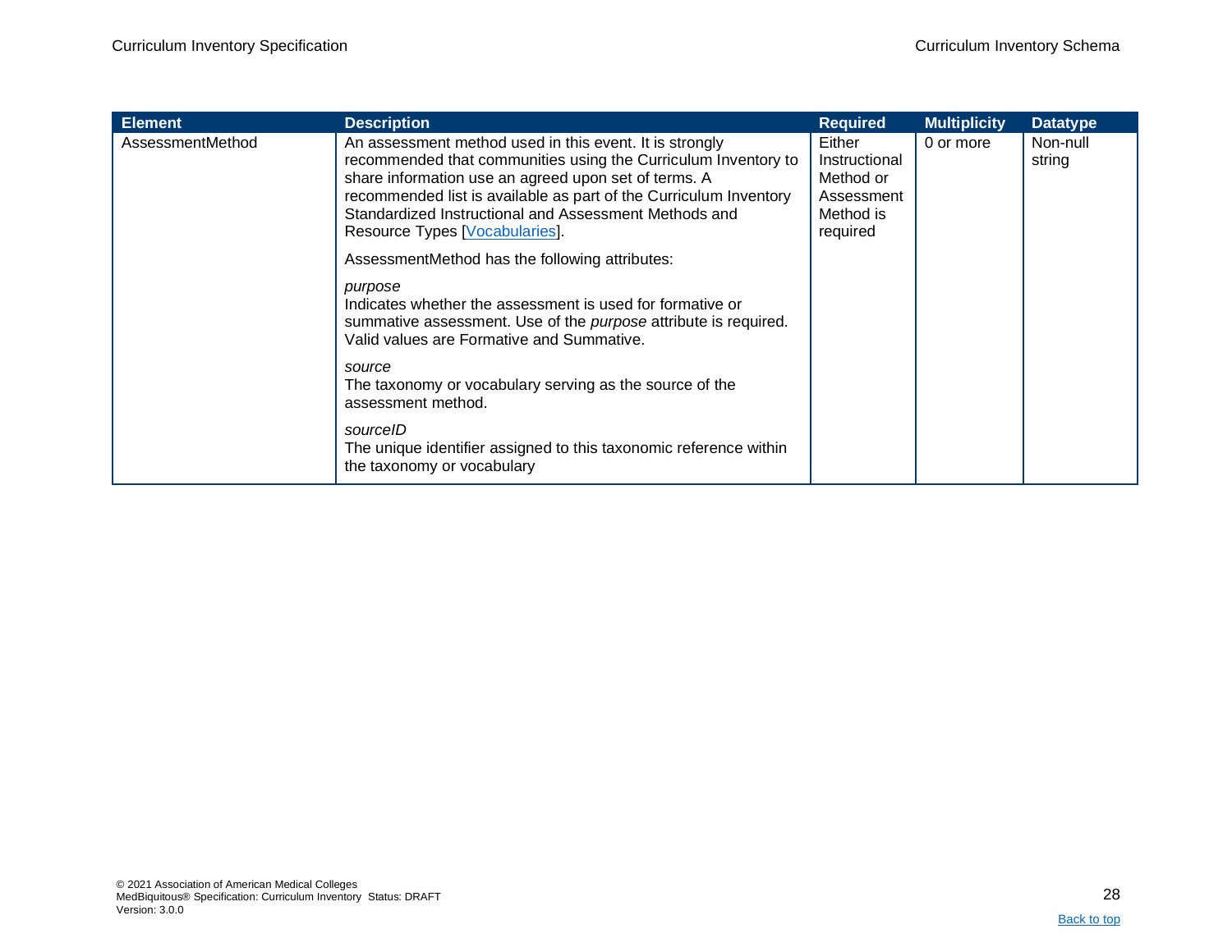| Element | Description | Required | Multiplicity | Datatype |
|---|---|---|---|---|
| AssessmentMethod | An assessment method used in this event. It is strongly recommended that communities using the Curriculum Inventory to share information use an agreed upon set of terms. A recommended list is available as part of the Curriculum Inventory Standardized Instructional and Assessment Methods and Resource Types [Vocabularies].<br><br>AssessmentMethod has the following attributes:<br><br>*purpose*<br>Indicates whether the assessment is used for formative or summative assessment. Use of the *purpose* attribute is required. Valid values are Formative and Summative.<br><br>*source*<br>The taxonomy or vocabulary serving as the source of the assessment method.<br><br>*sourceID*<br>The unique identifier assigned to this taxonomic reference within the taxonomy or vocabulary | Either Instructional Method or Assessment Method is required | 0 or more | Non-null string |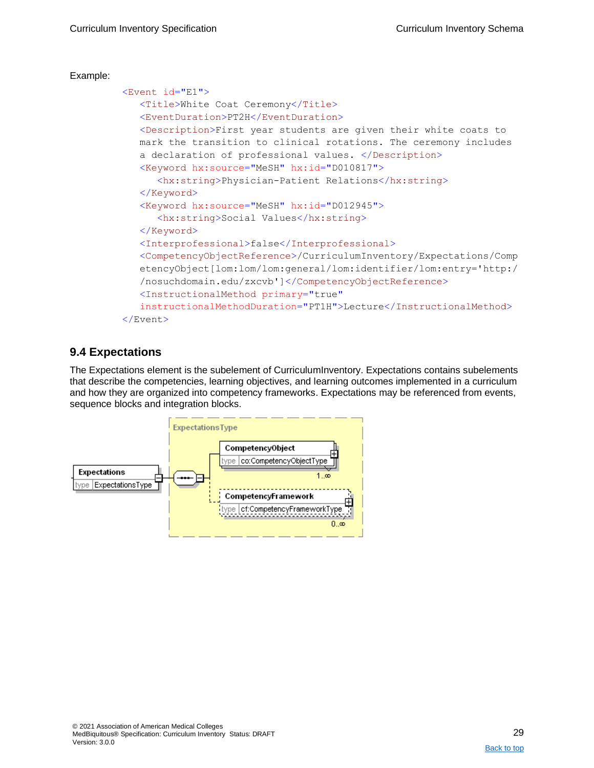Example:

```
<Event id="E1">
   <Title>White Coat Ceremony</Title>
   <EventDuration>PT2H</EventDuration>
   <Description>First year students are given their white coats to
   mark the transition to clinical rotations. The ceremony includes
   a declaration of professional values. </Description>
   <Keyword hx:source="MeSH" hx:id="D010817">
      <hx:string>Physician-Patient Relations</hx:string>
   </Keyword>
   <Keyword hx:source="MeSH" hx:id="D012945">
      <hx:string>Social Values</hx:string>
   </Keyword>
   <Interprofessional>false</Interprofessional>
   <CompetencyObjectReference>/CurriculumInventory/Expectations/Comp
   etencyObject[lom:lom/lom:general/lom:identifier/lom:entry='http:/
   /nosuchdomain.edu/zxcvb']</CompetencyObjectReference>
   <InstructionalMethod primary="true"
   instructionalMethodDuration="PT1H">Lecture</InstructionalMethod>
</Event>
```

## 9.4 Expectations

The Expectations element is the subelement of CurriculumInventory. Expectations contains subelements that describe the competencies, learning objectives, and learning outcomes implemented in a curriculum and how they are organized into competency frameworks. Expectations may be referenced from events, sequence blocks and integration blocks.

ExpectationsType

Expectations — type ExpectationsType

CompetencyObject — type co:CompetencyObjectType — 1..∞

CompetencyFramework — type cf:CompetencyFrameworkType — 0..∞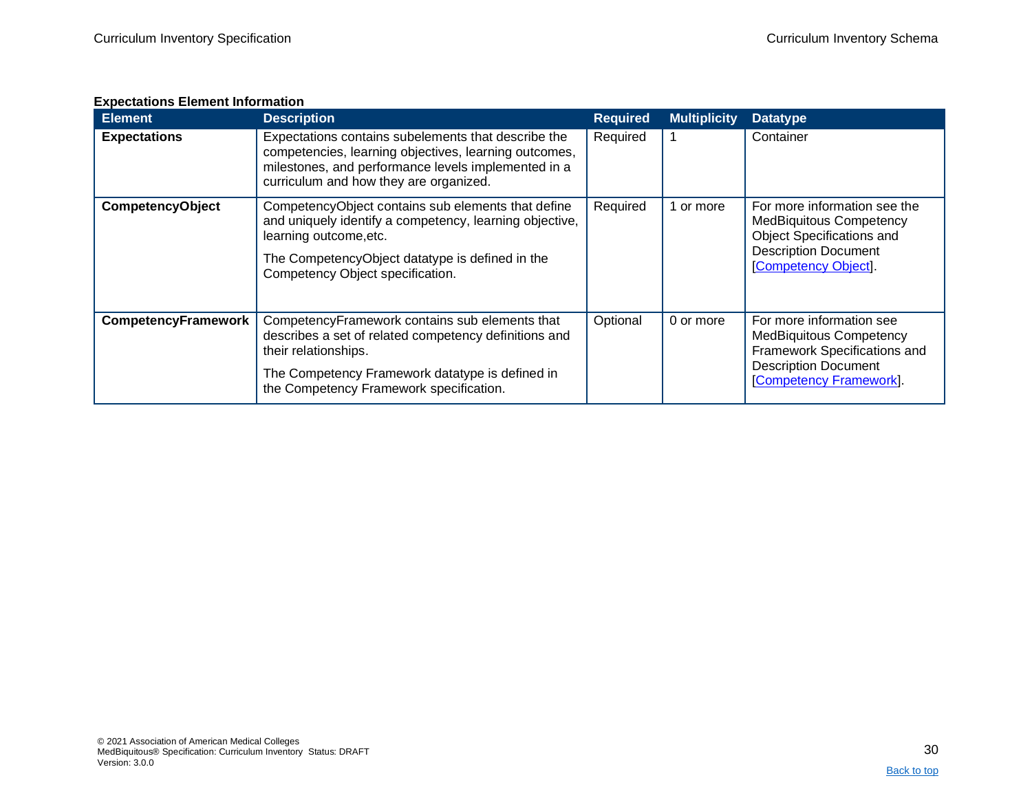**Expectations Element Information**

| Element | Description | Required | Multiplicity | Datatype |
|---|---|---|---|---|
| **Expectations** | Expectations contains subelements that describe the competencies, learning objectives, learning outcomes, milestones, and performance levels implemented in a curriculum and how they are organized. | Required | 1 | Container |
| **CompetencyObject** | CompetencyObject contains sub elements that define and uniquely identify a competency, learning objective, learning outcome,etc. <br><br> The CompetencyObject datatype is defined in the Competency Object specification. | Required | 1 or more | For more information see the MedBiquitous Competency Object Specifications and Description Document [Competency Object]. |
| **CompetencyFramework** | CompetencyFramework contains sub elements that describes a set of related competency definitions and their relationships. <br><br> The Competency Framework datatype is defined in the Competency Framework specification. | Optional | 0 or more | For more information see MedBiquitous Competency Framework Specifications and Description Document [Competency Framework]. |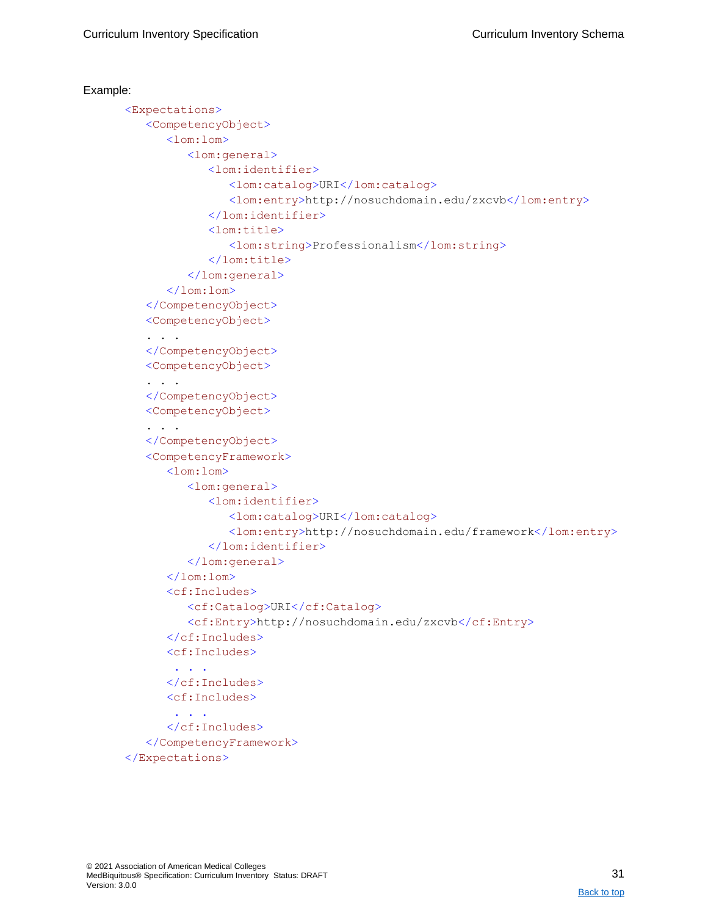Example:

```
<Expectations>
   <CompetencyObject>
      <lom:lom>
         <lom:general>
            <lom:identifier>
               <lom:catalog>URI</lom:catalog>
               <lom:entry>http://nosuchdomain.edu/zxcvb</lom:entry>
            </lom:identifier>
            <lom:title>
               <lom:string>Professionalism</lom:string>
            </lom:title>
         </lom:general>
      </lom:lom>
   </CompetencyObject>
   <CompetencyObject>
   . . .
   </CompetencyObject>
   <CompetencyObject>
   . . .
   </CompetencyObject>
   <CompetencyObject>
   . . .
   </CompetencyObject>
   <CompetencyFramework>
      <lom:lom>
         <lom:general>
            <lom:identifier>
               <lom:catalog>URI</lom:catalog>
               <lom:entry>http://nosuchdomain.edu/framework</lom:entry>
            </lom:identifier>
         </lom:general>
      </lom:lom>
      <cf:Includes>
         <cf:Catalog>URI</cf:Catalog>
         <cf:Entry>http://nosuchdomain.edu/zxcvb</cf:Entry>
      </cf:Includes>
      <cf:Includes>
       . . .
      </cf:Includes>
      <cf:Includes>
       . . .
      </cf:Includes>
   </CompetencyFramework>
</Expectations>
```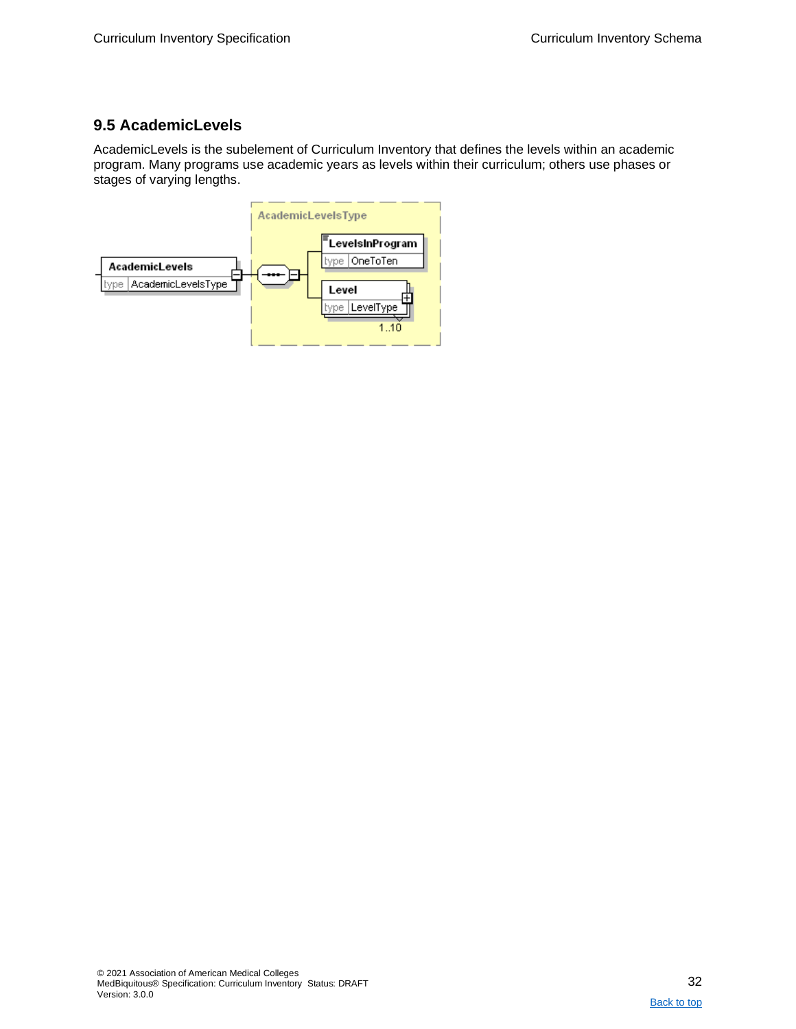## 9.5 AcademicLevels

AcademicLevels is the subelement of Curriculum Inventory that defines the levels within an academic program. Many programs use academic years as levels within their curriculum; others use phases or stages of varying lengths.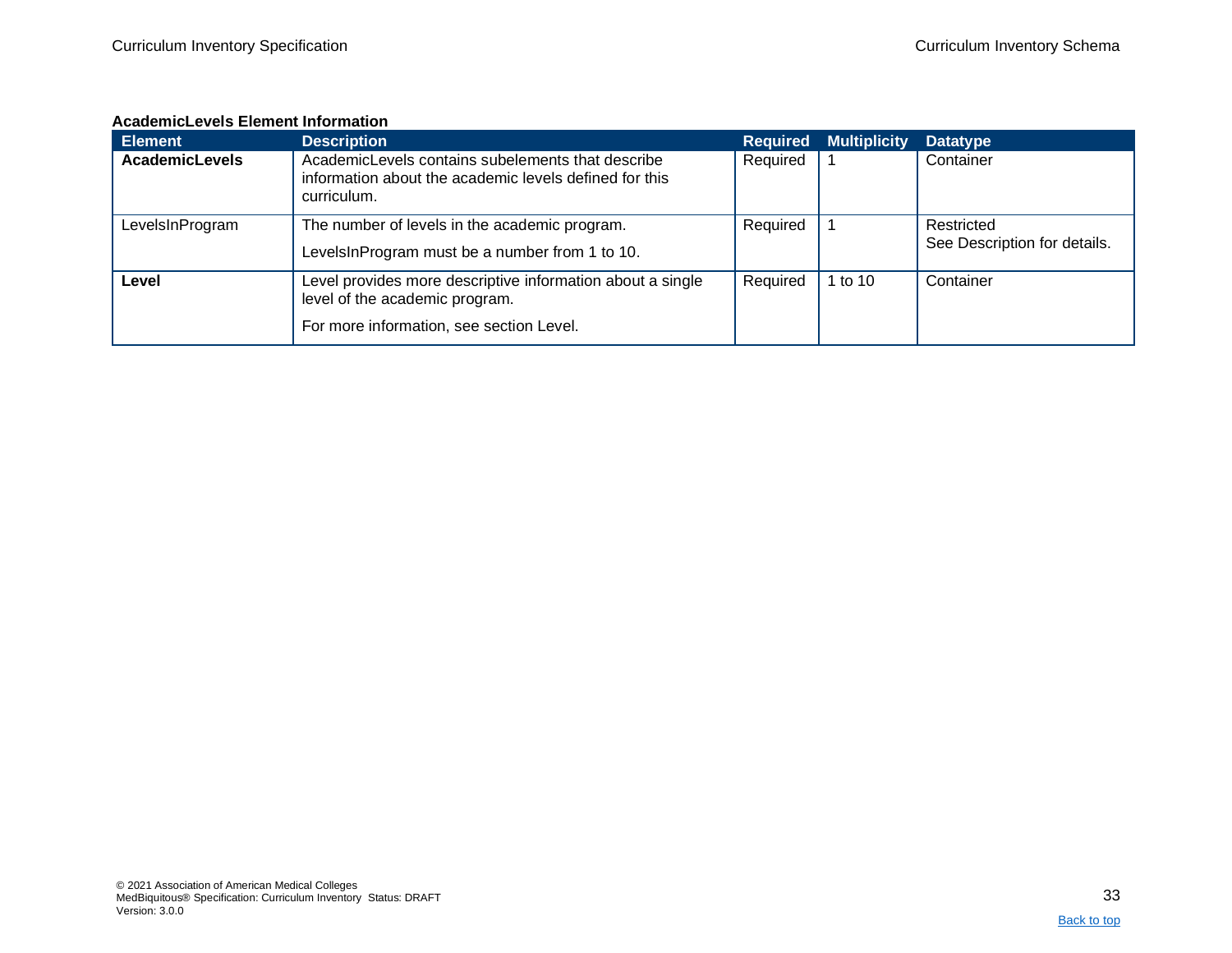**AcademicLevels Element Information**

| Element | Description | Required | Multiplicity | Datatype |
|---|---|---|---|---|
| **AcademicLevels** | AcademicLevels contains subelements that describe information about the academic levels defined for this curriculum. | Required | 1 | Container |
| LevelsInProgram | The number of levels in the academic program.<br><br>LevelsInProgram must be a number from 1 to 10. | Required | 1 | Restricted<br>See Description for details. |
| **Level** | Level provides more descriptive information about a single level of the academic program.<br><br>For more information, see section Level. | Required | 1 to 10 | Container |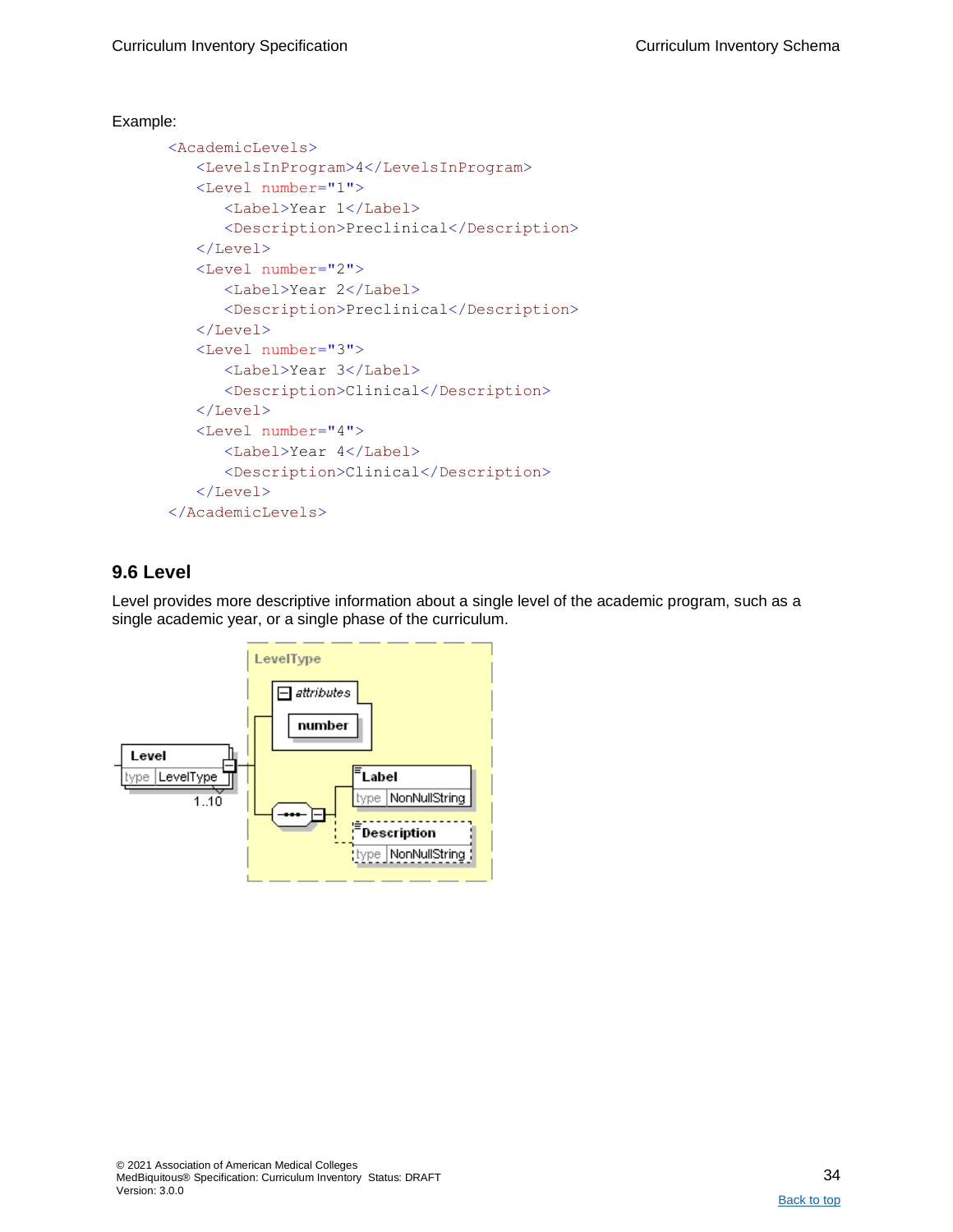Example:

```
<AcademicLevels>
   <LevelsInProgram>4</LevelsInProgram>
   <Level number="1">
      <Label>Year 1</Label>
      <Description>Preclinical</Description>
   </Level>
   <Level number="2">
      <Label>Year 2</Label>
      <Description>Preclinical</Description>
   </Level>
   <Level number="3">
      <Label>Year 3</Label>
      <Description>Clinical</Description>
   </Level>
   <Level number="4">
      <Label>Year 4</Label>
      <Description>Clinical</Description>
   </Level>
</AcademicLevels>
```

## 9.6 Level

Level provides more descriptive information about a single level of the academic program, such as a single academic year, or a single phase of the curriculum.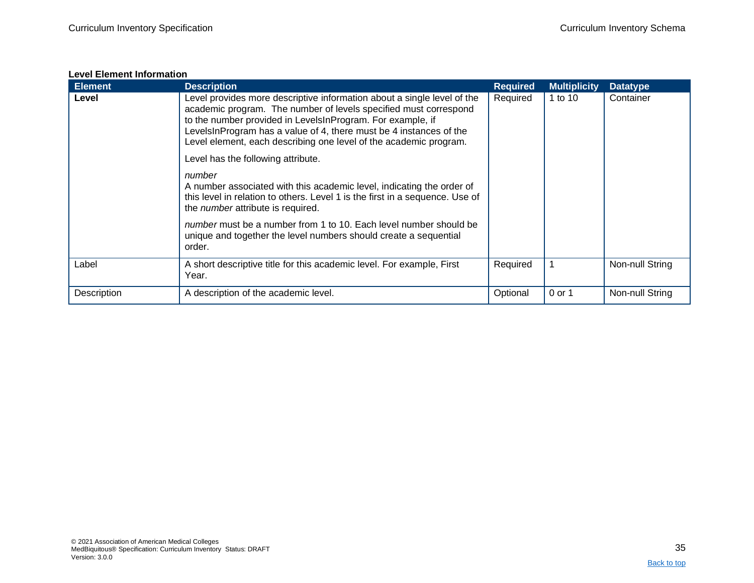**Level Element Information**

| Element | Description | Required | Multiplicity | Datatype |
|---|---|---|---|---|
| **Level** | Level provides more descriptive information about a single level of the academic program. The number of levels specified must correspond to the number provided in LevelsInProgram. For example, if LevelsInProgram has a value of 4, there must be 4 instances of the Level element, each describing one level of the academic program.<br><br>Level has the following attribute.<br><br>*number*<br>A number associated with this academic level, indicating the order of this level in relation to others. Level 1 is the first in a sequence. Use of the *number* attribute is required.<br><br>*number* must be a number from 1 to 10. Each level number should be unique and together the level numbers should create a sequential order. | Required | 1 to 10 | Container |
| Label | A short descriptive title for this academic level. For example, First Year. | Required | 1 | Non-null String |
| Description | A description of the academic level. | Optional | 0 or 1 | Non-null String |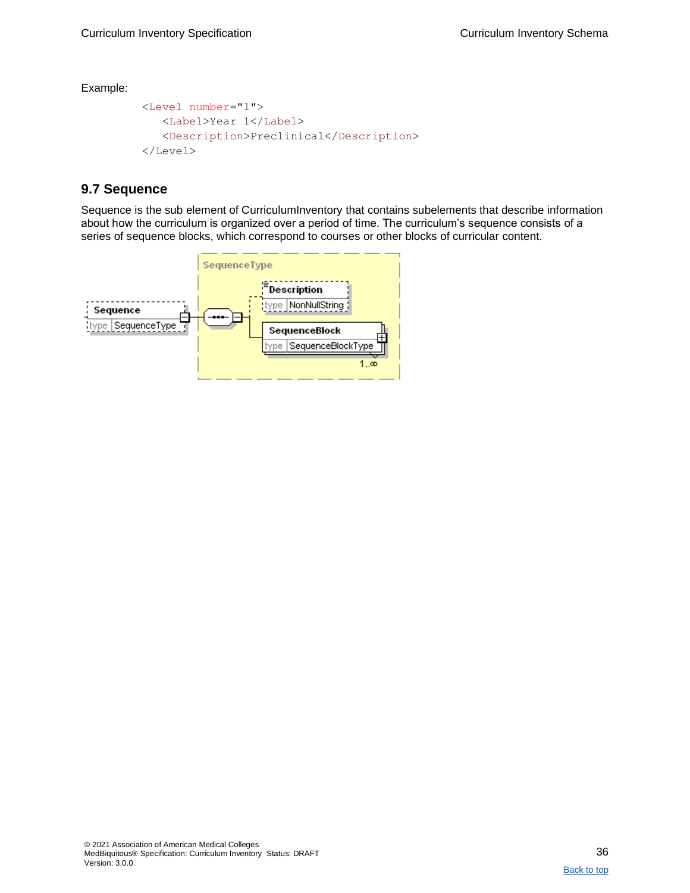Example:

```
<Level number="1">
   <Label>Year 1</Label>
   <Description>Preclinical</Description>
</Level>
```

## 9.7 Sequence

Sequence is the sub element of CurriculumInventory that contains subelements that describe information about how the curriculum is organized over a period of time. The curriculum's sequence consists of a series of sequence blocks, which correspond to courses or other blocks of curricular content.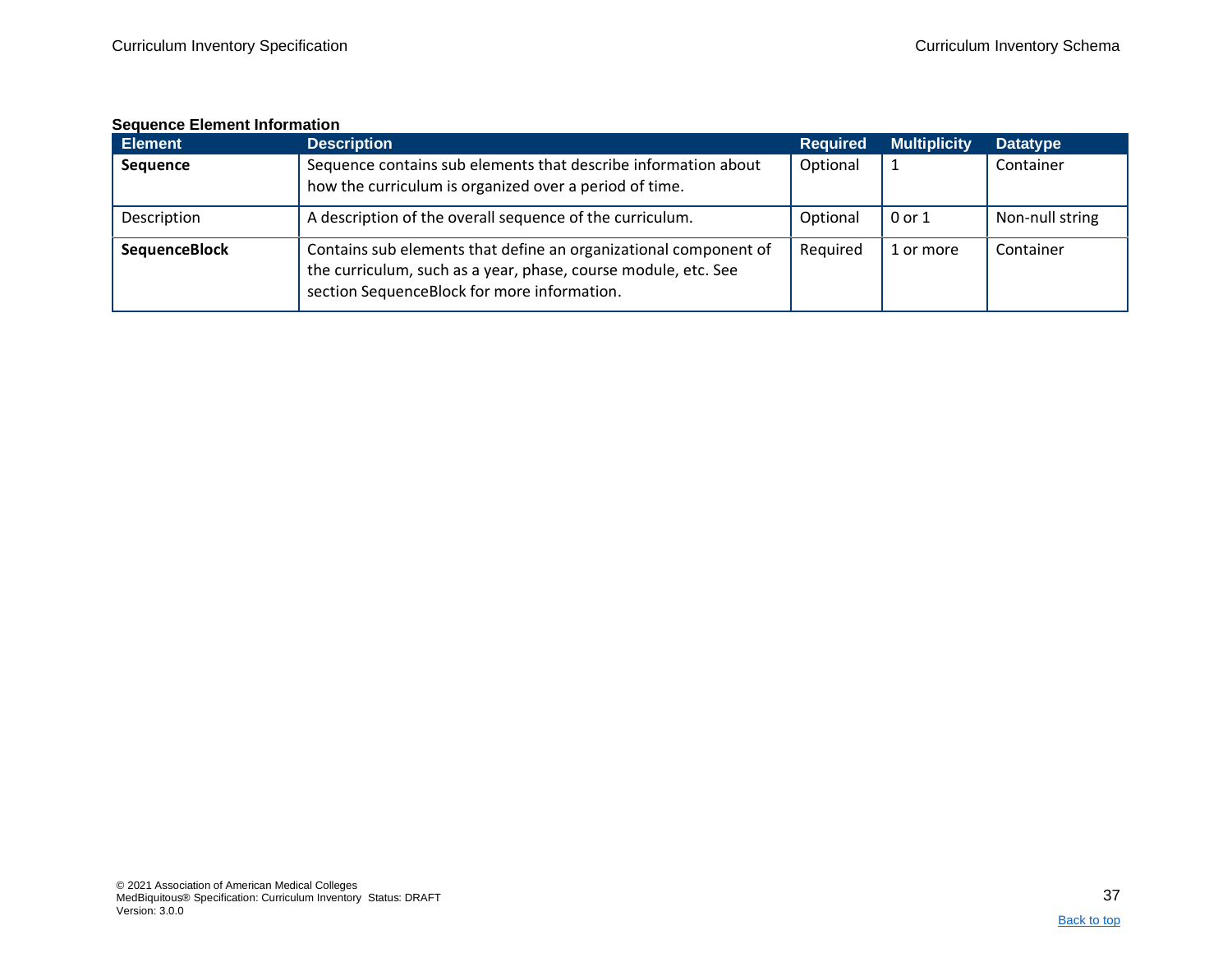**Sequence Element Information**

| Element | Description | Required | Multiplicity | Datatype |
|---|---|---|---|---|
| **Sequence** | Sequence contains sub elements that describe information about how the curriculum is organized over a period of time. | Optional | 1 | Container |
| Description | A description of the overall sequence of the curriculum. | Optional | 0 or 1 | Non-null string |
| **SequenceBlock** | Contains sub elements that define an organizational component of the curriculum, such as a year, phase, course module, etc. See section SequenceBlock for more information. | Required | 1 or more | Container |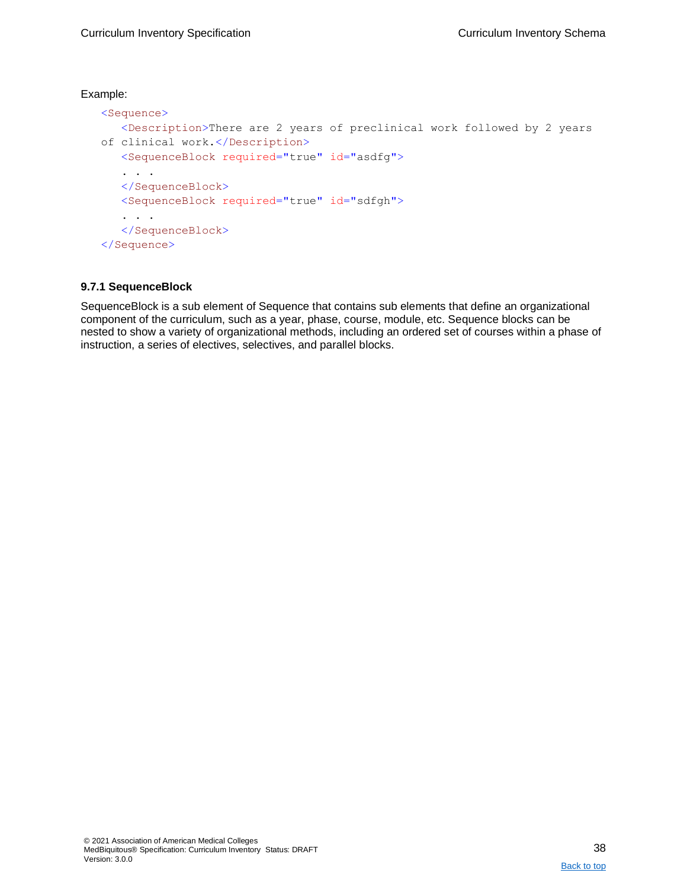Example:

```
<Sequence>
   <Description>There are 2 years of preclinical work followed by 2 years
of clinical work.</Description>
   <SequenceBlock required="true" id="asdfg">
   . . .
   </SequenceBlock>
   <SequenceBlock required="true" id="sdfgh">
   . . .
   </SequenceBlock>
</Sequence>
```

### 9.7.1 SequenceBlock

SequenceBlock is a sub element of Sequence that contains sub elements that define an organizational component of the curriculum, such as a year, phase, course, module, etc. Sequence blocks can be nested to show a variety of organizational methods, including an ordered set of courses within a phase of instruction, a series of electives, selectives, and parallel blocks.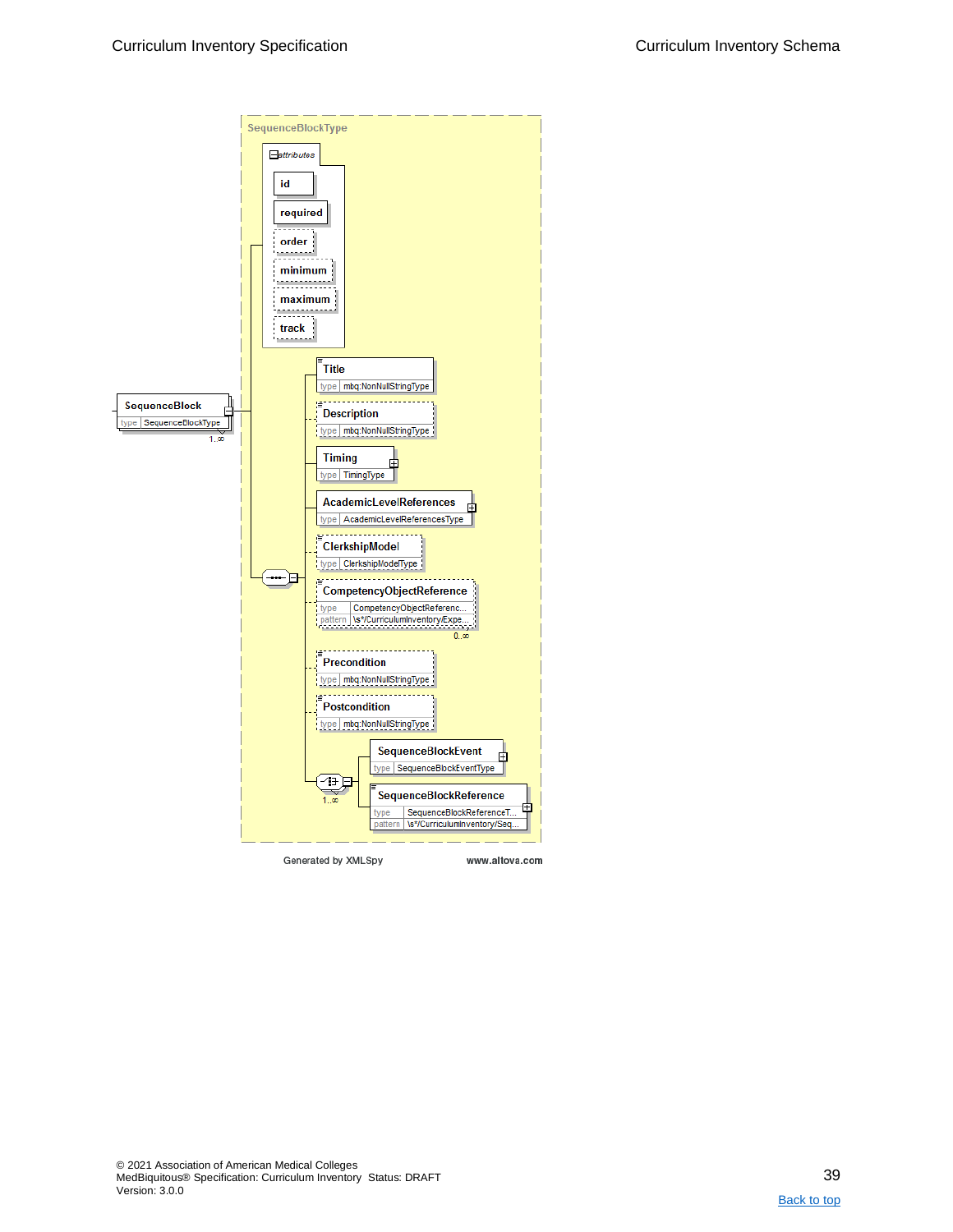SequenceBlockType

attributes

id

required

order

minimum

maximum

track

SequenceBlock
type SequenceBlockType
1..∞

Title
type mbq:NonNullStringType

Description
type mbq:NonNullStringType

Timing
type TimingType

AcademicLevelReferences
type AcademicLevelReferencesType

ClerkshipModel
type ClerkshipModelType

CompetencyObjectReference
type CompetencyObjectReferenc...
pattern \s*/CurriculumInventory/Expe...
0..∞

Precondition
type mbq:NonNullStringType

Postcondition
type mbq:NonNullStringType

SequenceBlockEvent
type SequenceBlockEventType

1..∞

SequenceBlockReference
type SequenceBlockReferenceT...
pattern \s*/CurriculumInventory/Seq...

Generated by XMLSpy www.altova.com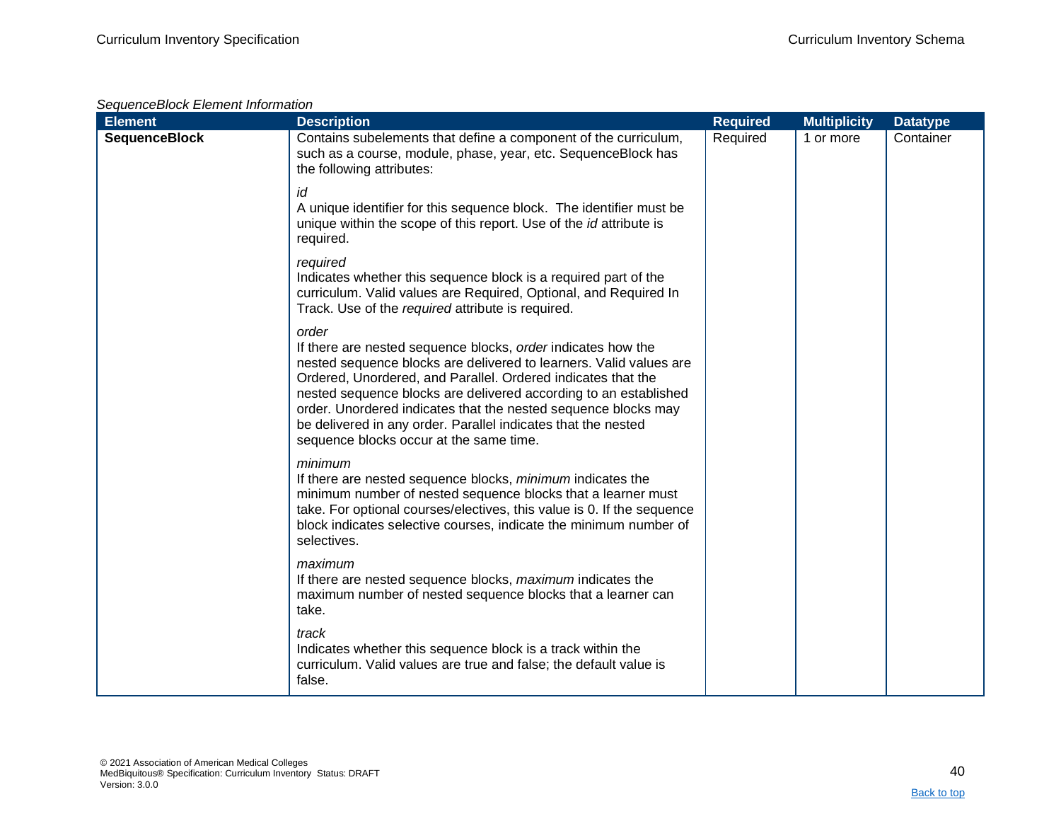*SequenceBlock Element Information*

| Element | Description | Required | Multiplicity | Datatype |
|---|---|---|---|---|
| **SequenceBlock** | Contains subelements that define a component of the curriculum, such as a course, module, phase, year, etc. SequenceBlock has the following attributes:<br><br>*id*<br>A unique identifier for this sequence block. The identifier must be unique within the scope of this report. Use of the *id* attribute is required.<br><br>*required*<br>Indicates whether this sequence block is a required part of the curriculum. Valid values are Required, Optional, and Required In Track. Use of the *required* attribute is required.<br><br>*order*<br>If there are nested sequence blocks, *order* indicates how the nested sequence blocks are delivered to learners. Valid values are Ordered, Unordered, and Parallel. Ordered indicates that the nested sequence blocks are delivered according to an established order. Unordered indicates that the nested sequence blocks may be delivered in any order. Parallel indicates that the nested sequence blocks occur at the same time.<br><br>*minimum*<br>If there are nested sequence blocks, *minimum* indicates the minimum number of nested sequence blocks that a learner must take. For optional courses/electives, this value is 0. If the sequence block indicates selective courses, indicate the minimum number of selectives.<br><br>*maximum*<br>If there are nested sequence blocks, *maximum* indicates the maximum number of nested sequence blocks that a learner can take.<br><br>*track*<br>Indicates whether this sequence block is a track within the curriculum. Valid values are true and false; the default value is false. | Required | 1 or more | Container |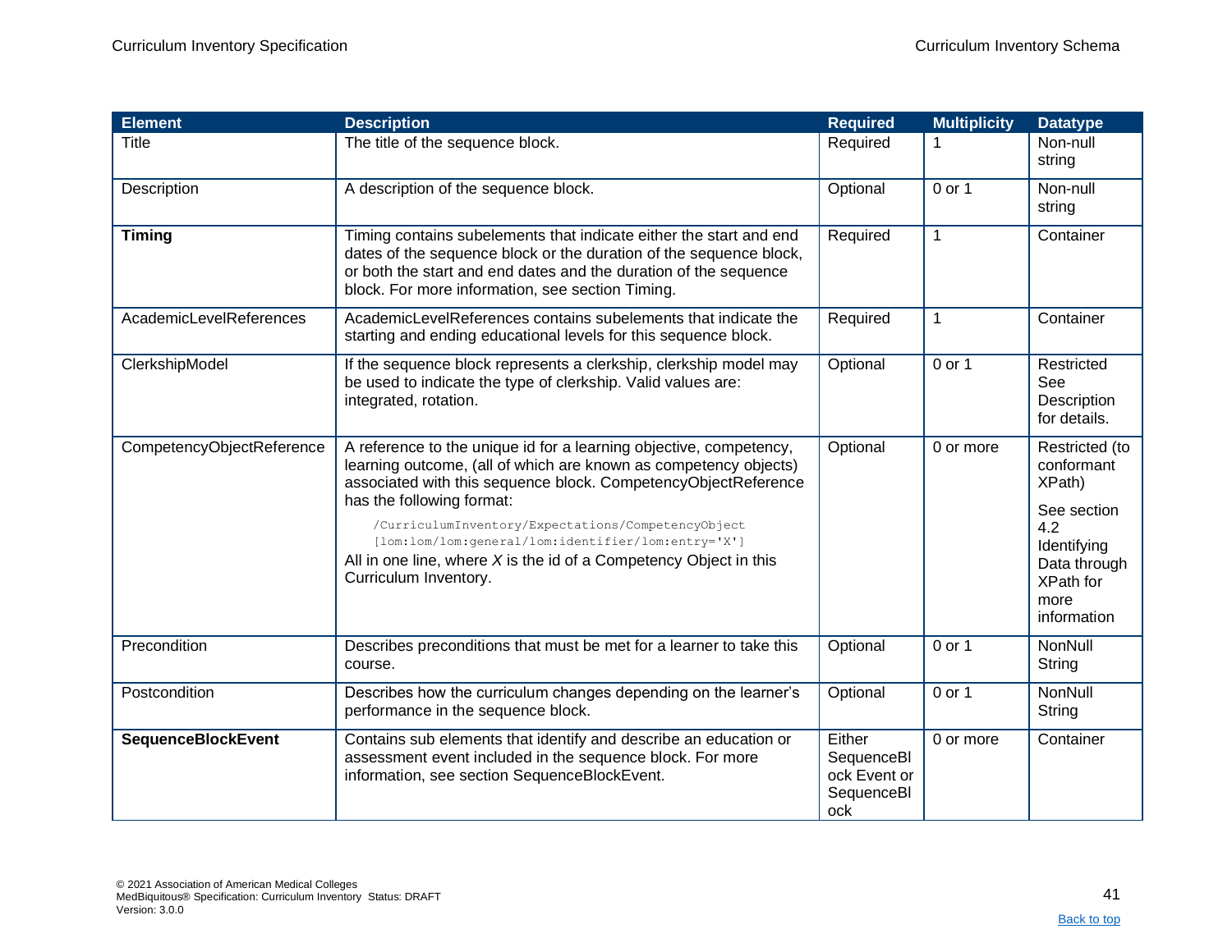| Element | Description | Required | Multiplicity | Datatype |
|---|---|---|---|---|
| Title | The title of the sequence block. | Required | 1 | Non-null string |
| Description | A description of the sequence block. | Optional | 0 or 1 | Non-null string |
| **Timing** | Timing contains subelements that indicate either the start and end dates of the sequence block or the duration of the sequence block, or both the start and end dates and the duration of the sequence block. For more information, see section Timing. | Required | 1 | Container |
| AcademicLevelReferences | AcademicLevelReferences contains subelements that indicate the starting and ending educational levels for this sequence block. | Required | 1 | Container |
| ClerkshipModel | If the sequence block represents a clerkship, clerkship model may be used to indicate the type of clerkship. Valid values are: integrated, rotation. | Optional | 0 or 1 | Restricted See Description for details. |
| CompetencyObjectReference | A reference to the unique id for a learning objective, competency, learning outcome, (all of which are known as competency objects) associated with this sequence block. CompetencyObjectReference has the following format: `/CurriculumInventory/Expectations/CompetencyObject [lom:lom/lom:general/lom:identifier/lom:entry='X']` All in one line, where *X* is the id of a Competency Object in this Curriculum Inventory. | Optional | 0 or more | Restricted (to conformant XPath) See section 4.2 Identifying Data through XPath for more information |
| Precondition | Describes preconditions that must be met for a learner to take this course. | Optional | 0 or 1 | NonNull String |
| Postcondition | Describes how the curriculum changes depending on the learner's performance in the sequence block. | Optional | 0 or 1 | NonNull String |
| **SequenceBlockEvent** | Contains sub elements that identify and describe an education or assessment event included in the sequence block. For more information, see section SequenceBlockEvent. | Either SequenceBlock Event or SequenceBlock | 0 or more | Container |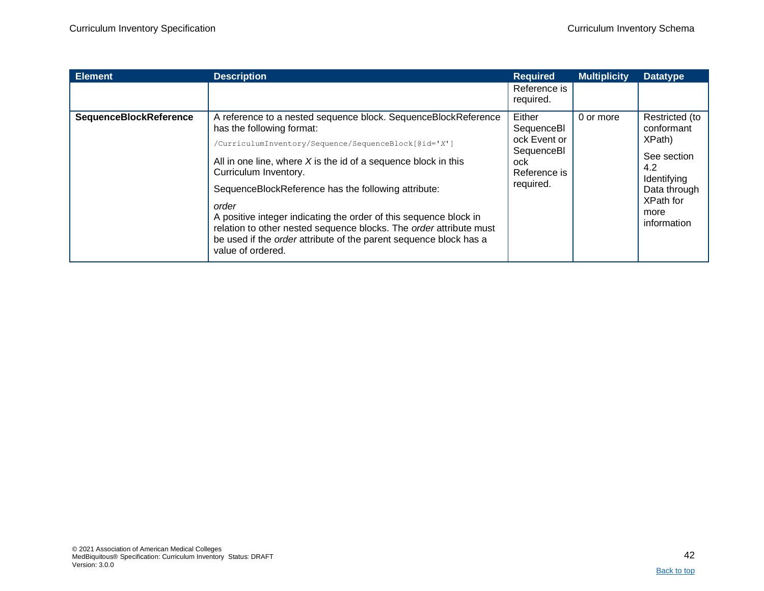| Element | Description | Required | Multiplicity | Datatype |
|---|---|---|---|---|
| | | Reference is required. | | |
| **SequenceBlockReference** | A reference to a nested sequence block. SequenceBlockReference has the following format: `/CurriculumInventory/Sequence/SequenceBlock[@id='X']` All in one line, where *X* is the id of a sequence block in this Curriculum Inventory. SequenceBlockReference has the following attribute: *order* A positive integer indicating the order of this sequence block in relation to other nested sequence blocks. The *order* attribute must be used if the *order* attribute of the parent sequence block has a value of ordered. | Either SequenceBlock Event or SequenceBlock Reference is required. | 0 or more | Restricted (to conformant XPath) See section 4.2 Identifying Data through XPath for more information |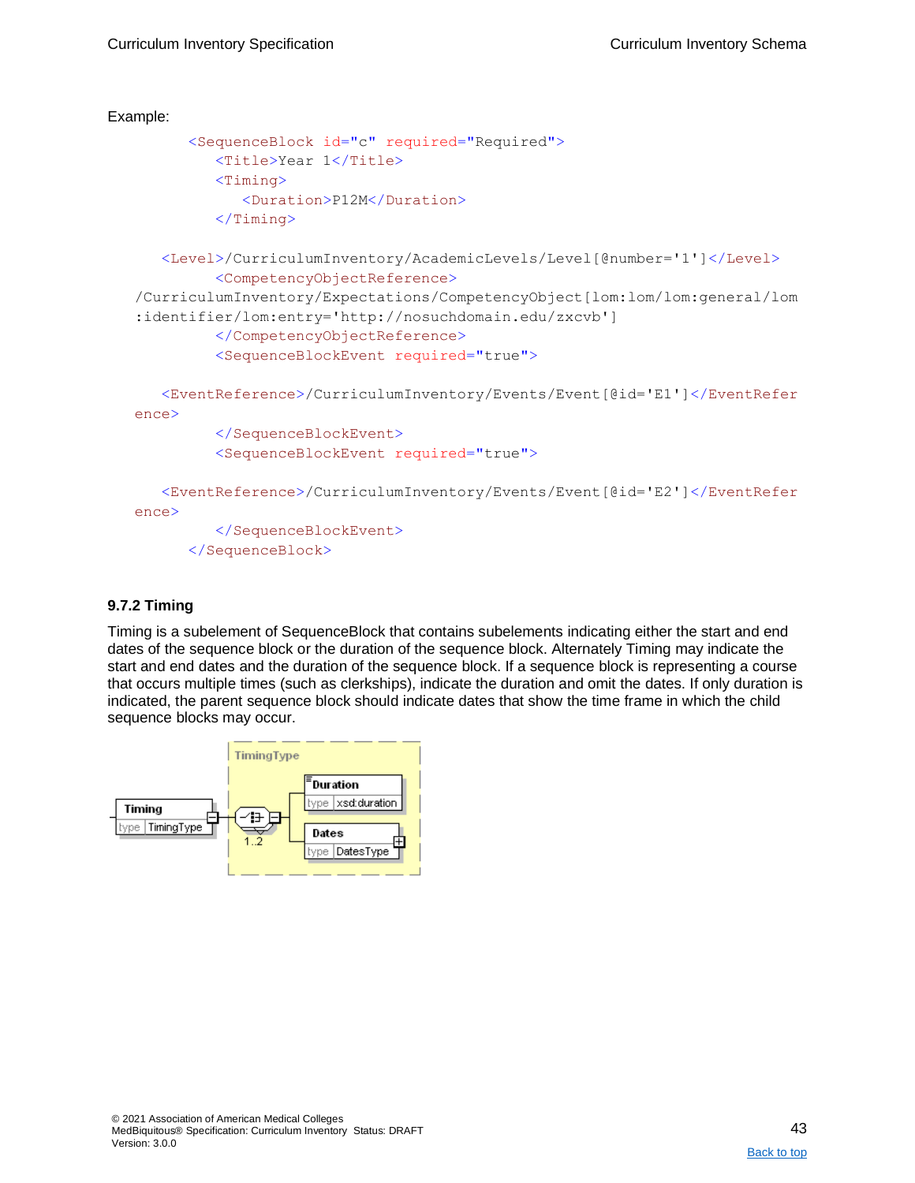Example:

```
<SequenceBlock id="c" required="Required">
   <Title>Year 1</Title>
   <Timing>
      <Duration>P12M</Duration>
   </Timing>

   <Level>/CurriculumInventory/AcademicLevels/Level[@number='1']</Level>
   <CompetencyObjectReference>
/CurriculumInventory/Expectations/CompetencyObject[lom:lom/lom:general/lom
:identifier/lom:entry='http://nosuchdomain.edu/zxcvb']
   </CompetencyObjectReference>
   <SequenceBlockEvent required="true">

   <EventReference>/CurriculumInventory/Events/Event[@id='E1']</EventRefer
ence>
   </SequenceBlockEvent>
   <SequenceBlockEvent required="true">

   <EventReference>/CurriculumInventory/Events/Event[@id='E2']</EventRefer
ence>
   </SequenceBlockEvent>
</SequenceBlock>
```

### 9.7.2 Timing

Timing is a subelement of SequenceBlock that contains subelements indicating either the start and end dates of the sequence block or the duration of the sequence block. Alternately Timing may indicate the start and end dates and the duration of the sequence block. If a sequence block is representing a course that occurs multiple times (such as clerkships), indicate the duration and omit the dates. If only duration is indicated, the parent sequence block should indicate dates that show the time frame in which the child sequence blocks may occur.

TimingType

Timing — type TimingType

1..2

Duration — type xsd:duration

Dates — type DatesType

© 2021 Association of American Medical Colleges
MedBiquitous® Specification: Curriculum Inventory Status: DRAFT
Version: 3.0.0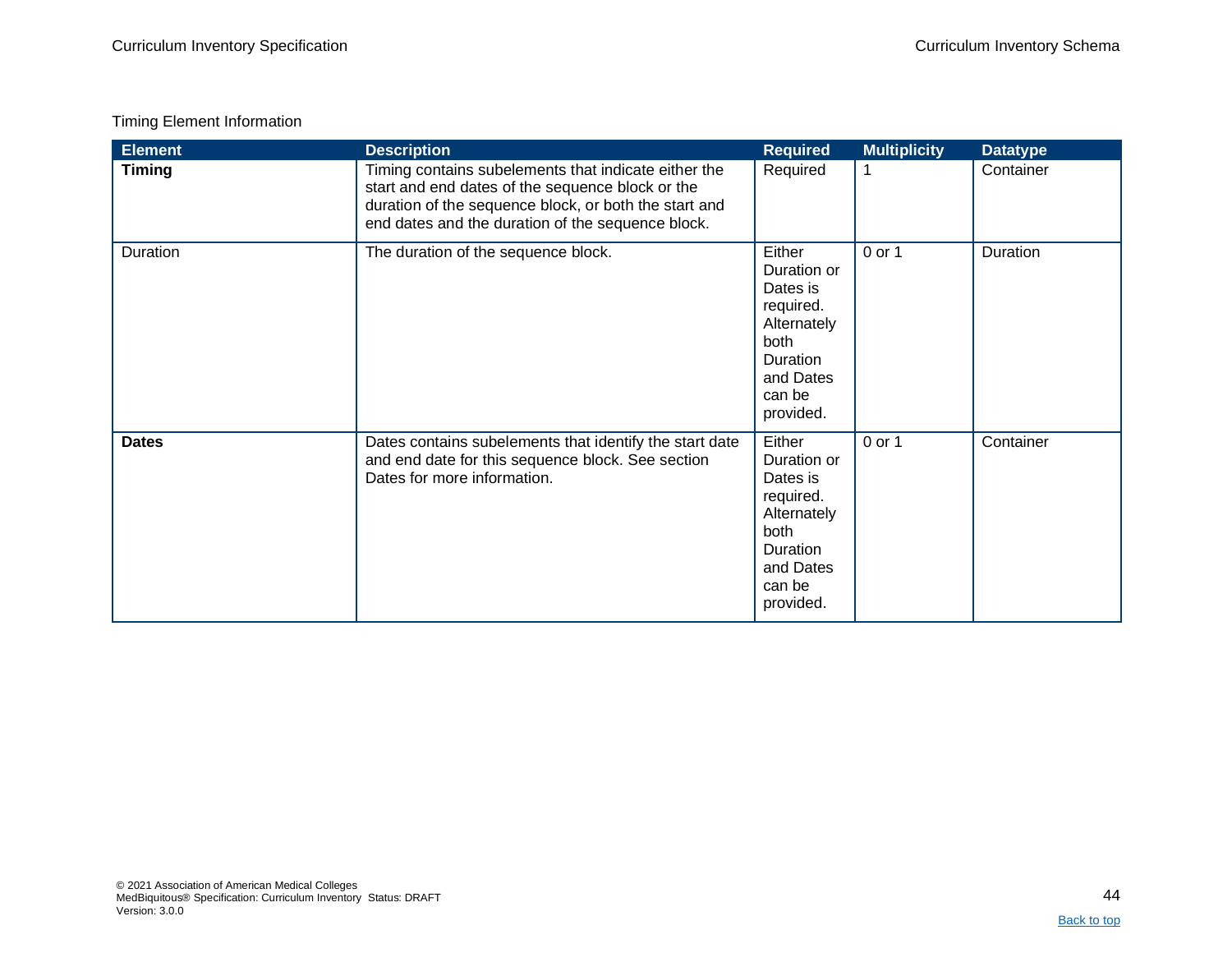Timing Element Information

| Element | Description | Required | Multiplicity | Datatype |
|---|---|---|---|---|
| **Timing** | Timing contains subelements that indicate either the start and end dates of the sequence block or the duration of the sequence block, or both the start and end dates and the duration of the sequence block. | Required | 1 | Container |
| Duration | The duration of the sequence block. | Either Duration or Dates is required. Alternately both Duration and Dates can be provided. | 0 or 1 | Duration |
| **Dates** | Dates contains subelements that identify the start date and end date for this sequence block. See section Dates for more information. | Either Duration or Dates is required. Alternately both Duration and Dates can be provided. | 0 or 1 | Container |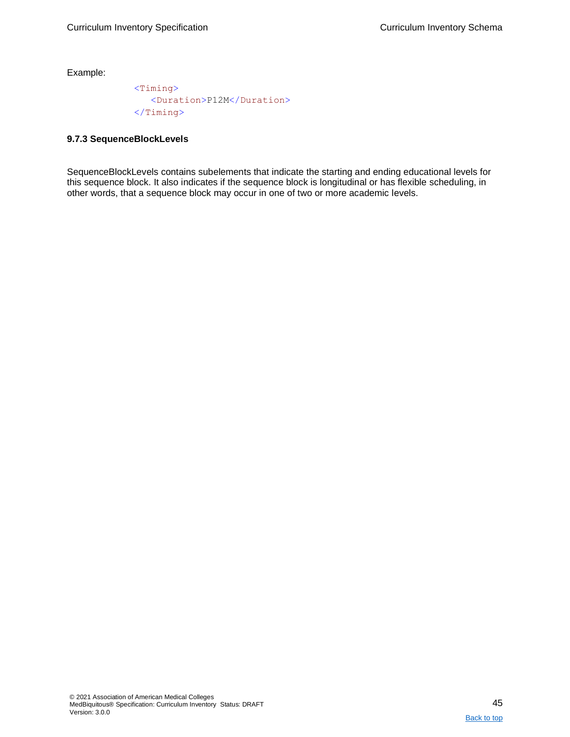Example:

```
<Timing>
   <Duration>P12M</Duration>
</Timing>
```

### 9.7.3 SequenceBlockLevels

SequenceBlockLevels contains subelements that indicate the starting and ending educational levels for this sequence block. It also indicates if the sequence block is longitudinal or has flexible scheduling, in other words, that a sequence block may occur in one of two or more academic levels.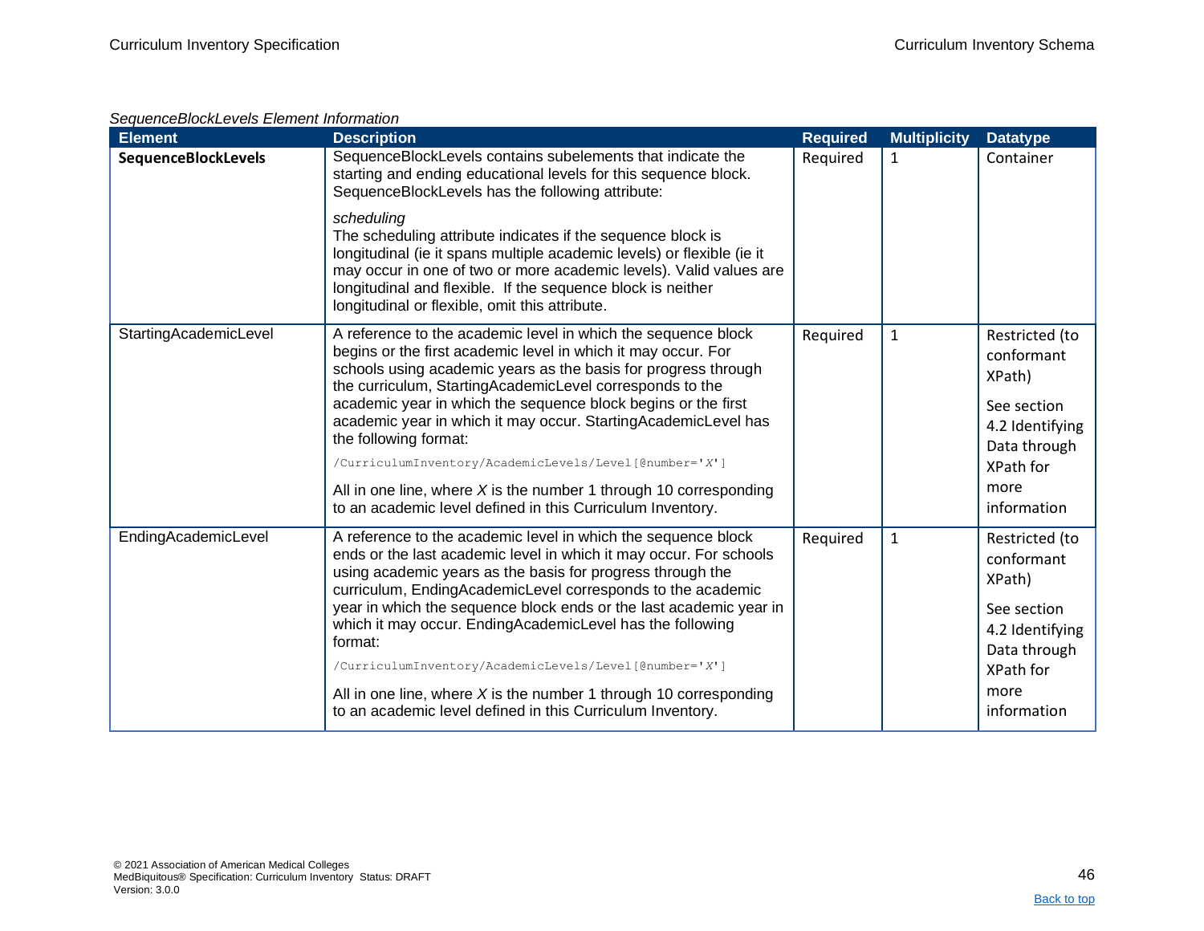*SequenceBlockLevels Element Information*

| Element | Description | Required | Multiplicity | Datatype |
| --- | --- | --- | --- | --- |
| **SequenceBlockLevels** | SequenceBlockLevels contains subelements that indicate the starting and ending educational levels for this sequence block. SequenceBlockLevels has the following attribute:<br><br>*scheduling*<br>The scheduling attribute indicates if the sequence block is longitudinal (ie it spans multiple academic levels) or flexible (ie it may occur in one of two or more academic levels). Valid values are longitudinal and flexible. If the sequence block is neither longitudinal or flexible, omit this attribute. | Required | 1 | Container |
| StartingAcademicLevel | A reference to the academic level in which the sequence block begins or the first academic level in which it may occur. For schools using academic years as the basis for progress through the curriculum, StartingAcademicLevel corresponds to the academic year in which the sequence block begins or the first academic year in which it may occur. StartingAcademicLevel has the following format:<br><br>`/CurriculumInventory/AcademicLevels/Level[@number='X']`<br><br>All in one line, where *X* is the number 1 through 10 corresponding to an academic level defined in this Curriculum Inventory. | Required | 1 | Restricted (to conformant XPath)<br><br>See section 4.2 Identifying Data through XPath for more information |
| EndingAcademicLevel | A reference to the academic level in which the sequence block ends or the last academic level in which it may occur. For schools using academic years as the basis for progress through the curriculum, EndingAcademicLevel corresponds to the academic year in which the sequence block ends or the last academic year in which it may occur. EndingAcademicLevel has the following format:<br><br>`/CurriculumInventory/AcademicLevels/Level[@number='X']`<br><br>All in one line, where *X* is the number 1 through 10 corresponding to an academic level defined in this Curriculum Inventory. | Required | 1 | Restricted (to conformant XPath)<br><br>See section 4.2 Identifying Data through XPath for more information |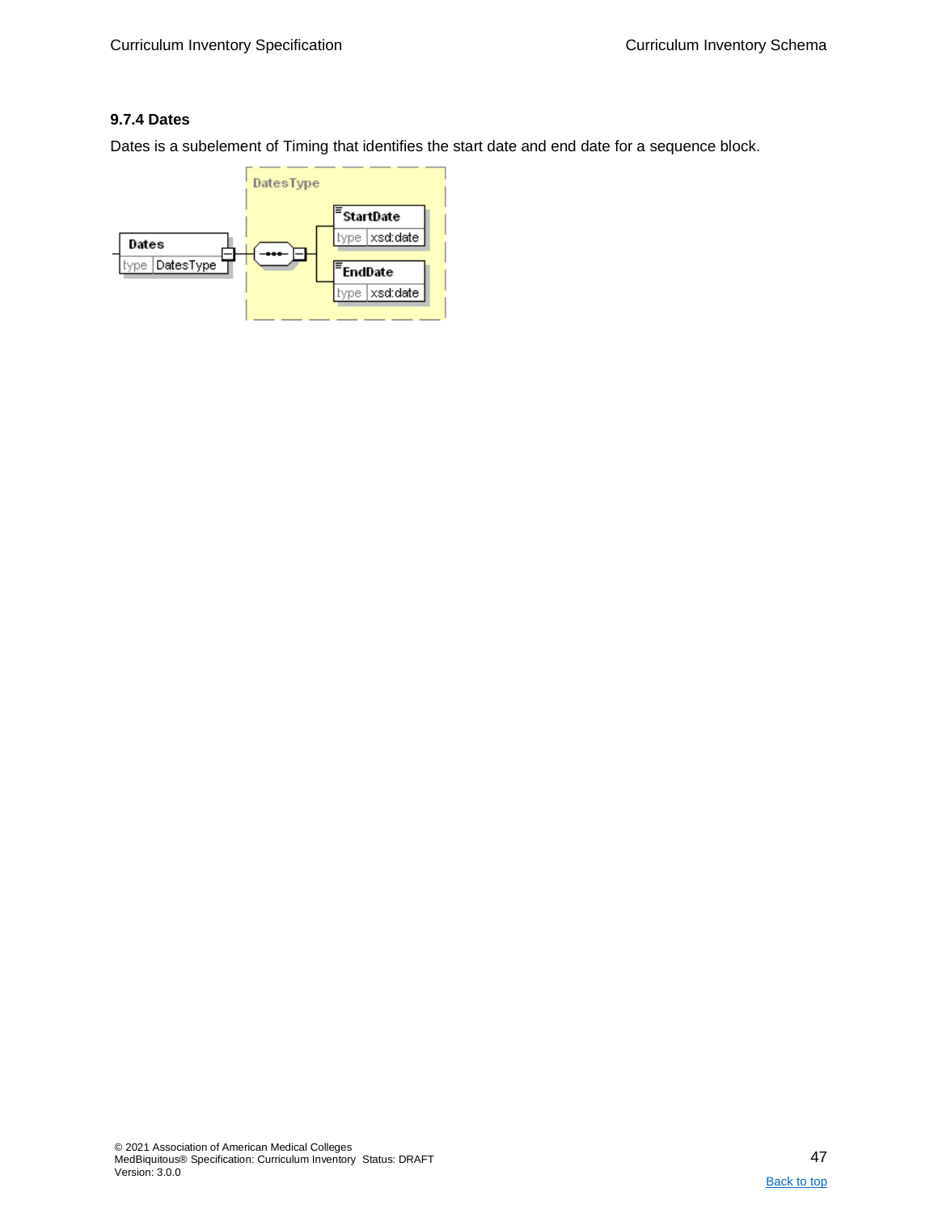### 9.7.4 Dates

Dates is a subelement of Timing that identifies the start date and end date for a sequence block.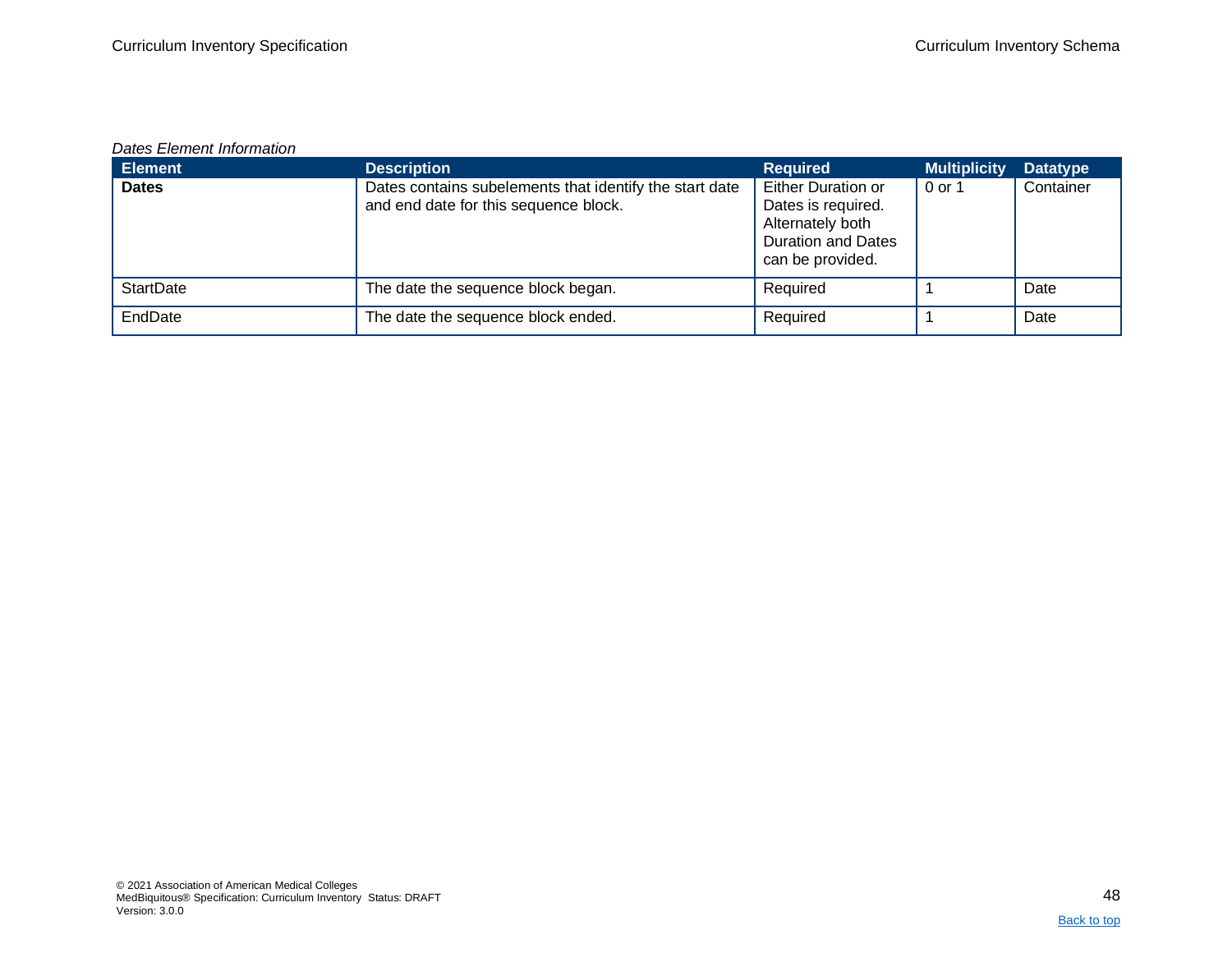*Dates Element Information*

| Element | Description | Required | Multiplicity | Datatype |
|---|---|---|---|---|
| **Dates** | Dates contains subelements that identify the start date and end date for this sequence block. | Either Duration or Dates is required. Alternately both Duration and Dates can be provided. | 0 or 1 | Container |
| StartDate | The date the sequence block began. | Required | 1 | Date |
| EndDate | The date the sequence block ended. | Required | 1 | Date |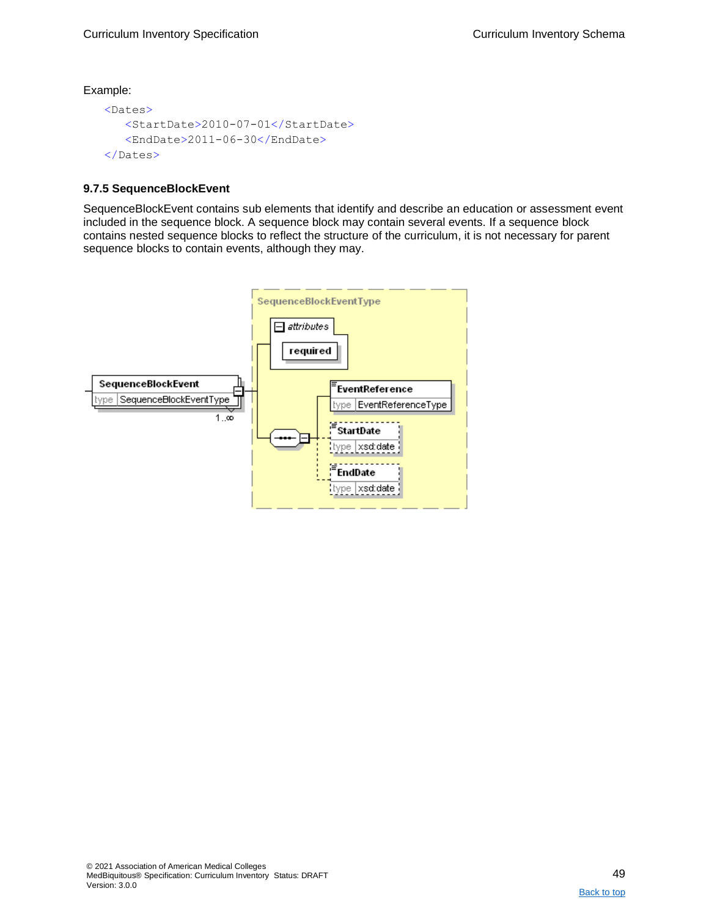Example:

```
<Dates>
   <StartDate>2010-07-01</StartDate>
   <EndDate>2011-06-30</EndDate>
</Dates>
```

### 9.7.5 SequenceBlockEvent

SequenceBlockEvent contains sub elements that identify and describe an education or assessment event included in the sequence block. A sequence block may contain several events. If a sequence block contains nested sequence blocks to reflect the structure of the curriculum, it is not necessary for parent sequence blocks to contain events, although they may.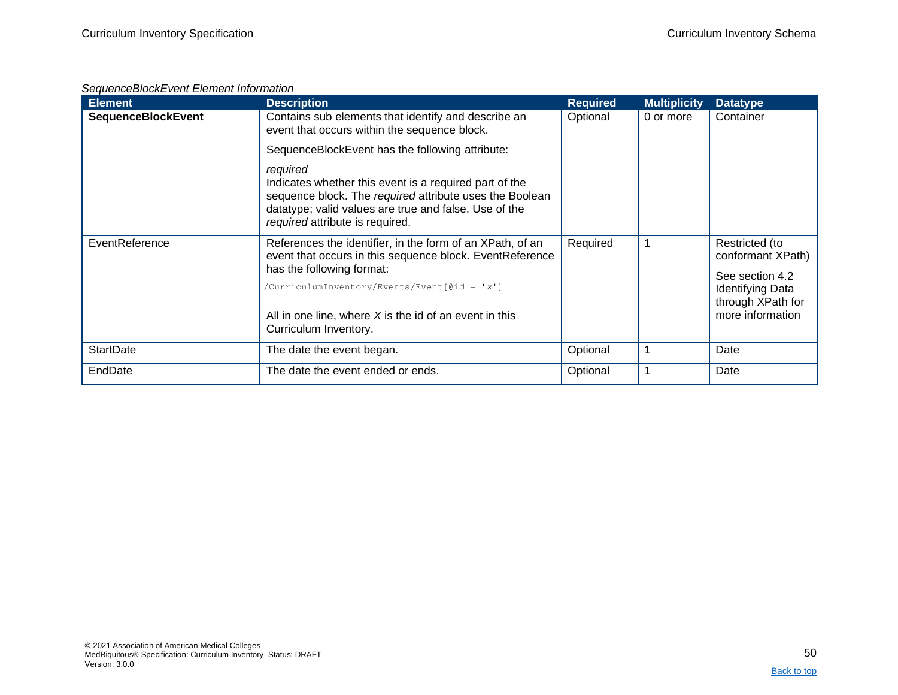*SequenceBlockEvent Element Information*

| Element | Description | Required | Multiplicity | Datatype |
|---|---|---|---|---|
| **SequenceBlockEvent** | Contains sub elements that identify and describe an event that occurs within the sequence block.<br><br>SequenceBlockEvent has the following attribute:<br><br>*required*<br>Indicates whether this event is a required part of the sequence block. The *required* attribute uses the Boolean datatype; valid values are true and false. Use of the *required* attribute is required. | Optional | 0 or more | Container |
| EventReference | References the identifier, in the form of an XPath, of an event that occurs in this sequence block. EventReference has the following format:<br><br>`/CurriculumInventory/Events/Event[@id = 'x']`<br><br>All in one line, where *X* is the id of an event in this Curriculum Inventory. | Required | 1 | Restricted (to conformant XPath)<br><br>See section 4.2 Identifying Data through XPath for more information |
| StartDate | The date the event began. | Optional | 1 | Date |
| EndDate | The date the event ended or ends. | Optional | 1 | Date |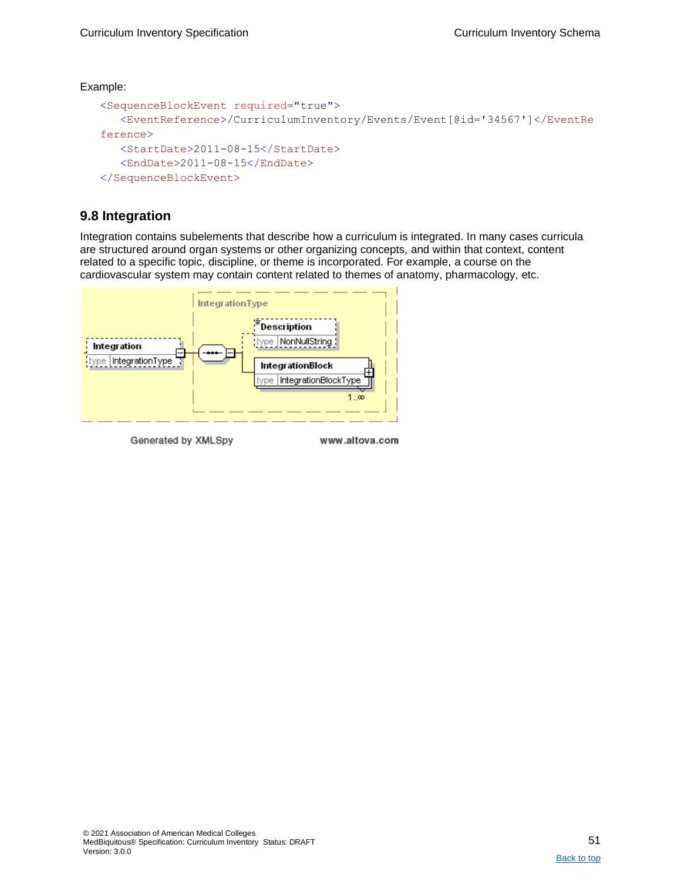Example:

```
<SequenceBlockEvent required="true">
   <EventReference>/CurriculumInventory/Events/Event[@id='34567']</EventReference>
   <StartDate>2011-08-15</StartDate>
   <EndDate>2011-08-15</EndDate>
</SequenceBlockEvent>
```

## 9.8 Integration

Integration contains subelements that describe how a curriculum is integrated. In many cases curricula are structured around organ systems or other organizing concepts, and within that context, content related to a specific topic, discipline, or theme is incorporated. For example, a course on the cardiovascular system may contain content related to themes of anatomy, pharmacology, etc.

IntegrationType

Integration — type IntegrationType

Description — type NonNullString

IntegrationBlock — type IntegrationBlockType — 1..∞

Generated by XMLSpy www.altova.com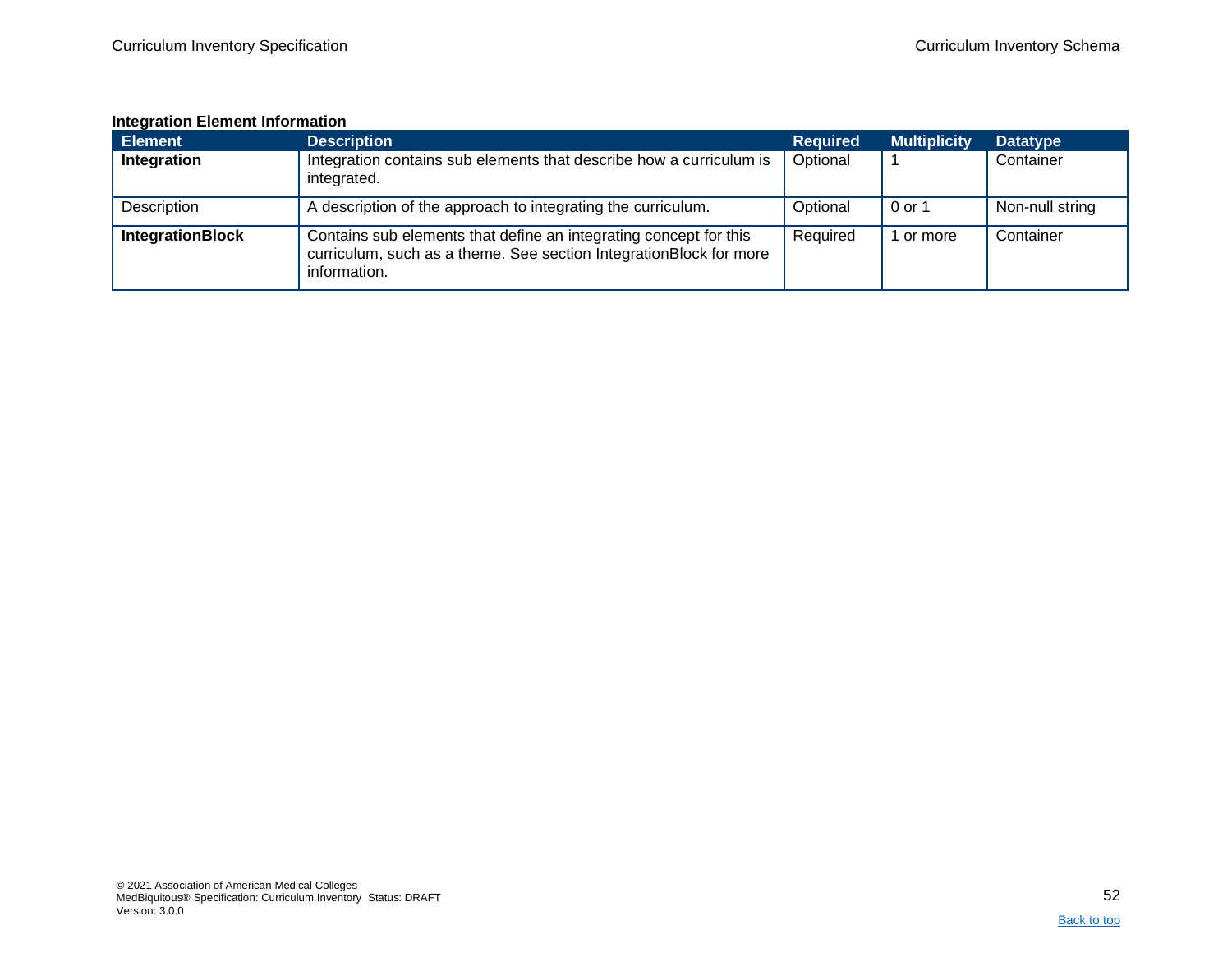**Integration Element Information**

| Element | Description | Required | Multiplicity | Datatype |
|---|---|---|---|---|
| **Integration** | Integration contains sub elements that describe how a curriculum is integrated. | Optional | 1 | Container |
| Description | A description of the approach to integrating the curriculum. | Optional | 0 or 1 | Non-null string |
| **IntegrationBlock** | Contains sub elements that define an integrating concept for this curriculum, such as a theme. See section IntegrationBlock for more information. | Required | 1 or more | Container |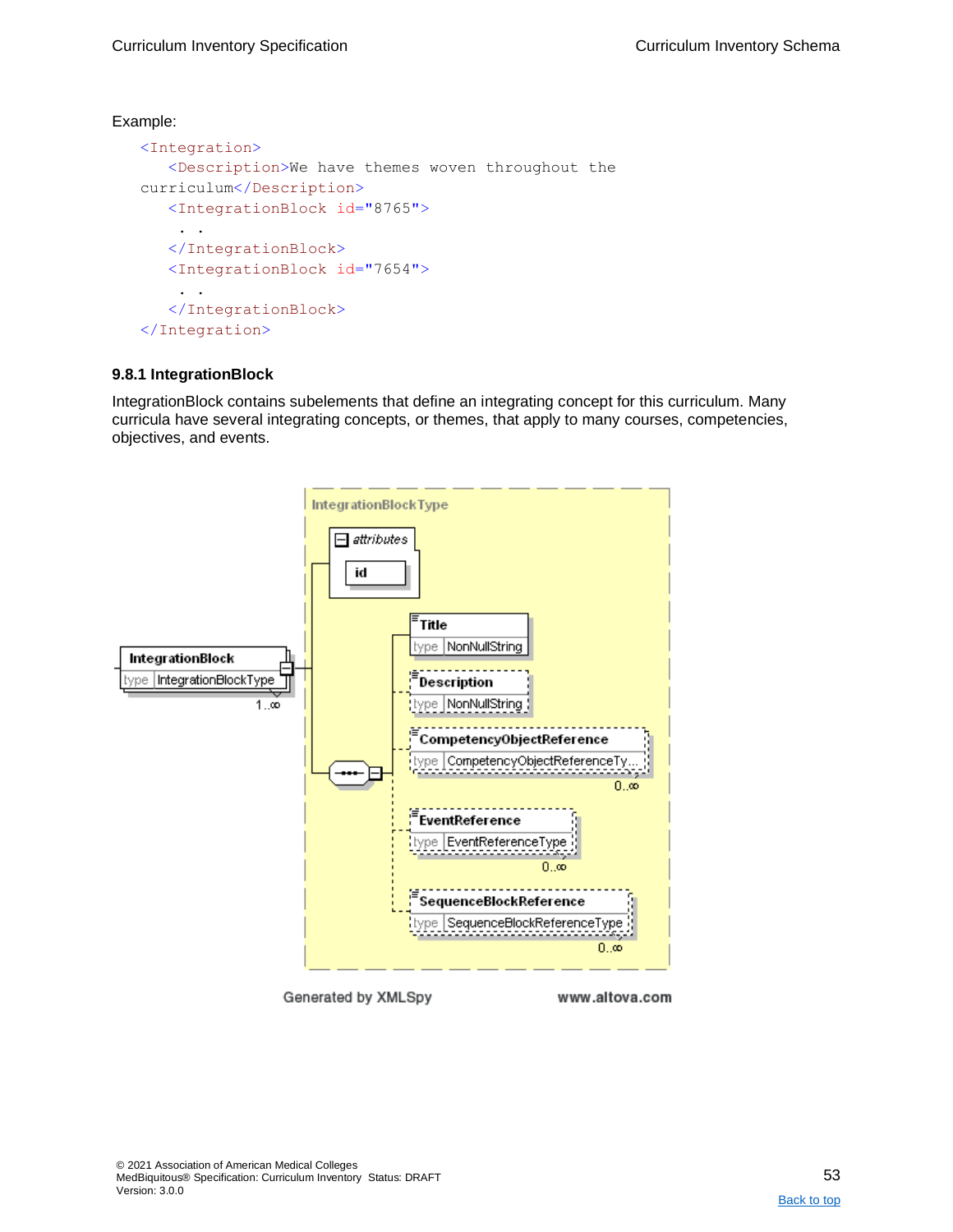Example:

```
<Integration>
   <Description>We have themes woven throughout the
curriculum</Description>
   <IntegrationBlock id="8765">
    . .
   </IntegrationBlock>
   <IntegrationBlock id="7654">
    . .
   </IntegrationBlock>
</Integration>
```

### 9.8.1 IntegrationBlock

IntegrationBlock contains subelements that define an integrating concept for this curriculum. Many curricula have several integrating concepts, or themes, that apply to many courses, competencies, objectives, and events.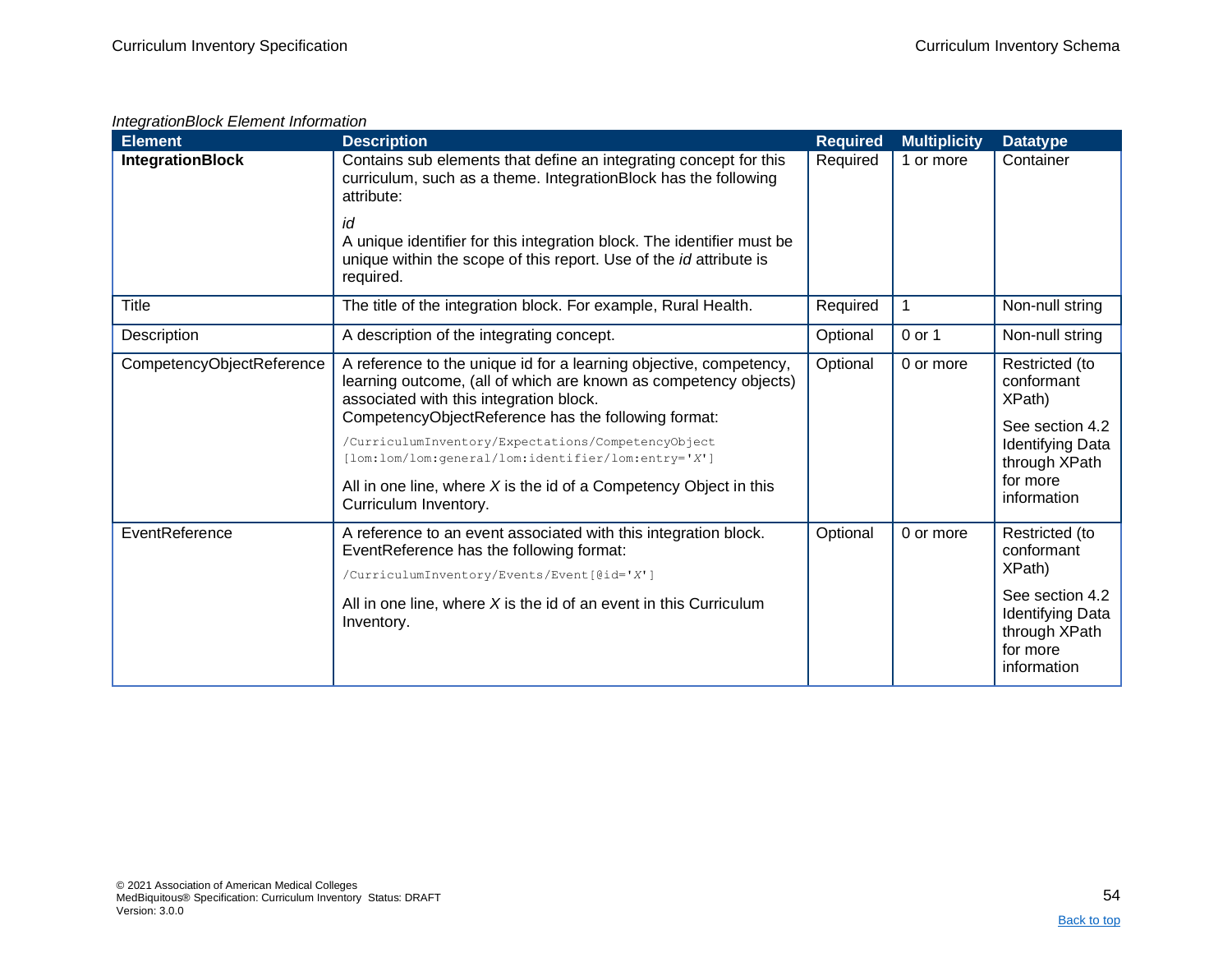*IntegrationBlock Element Information*

| Element | Description | Required | Multiplicity | Datatype |
|---|---|---|---|---|
| **IntegrationBlock** | Contains sub elements that define an integrating concept for this curriculum, such as a theme. IntegrationBlock has the following attribute:<br><br>*id*<br>A unique identifier for this integration block. The identifier must be unique within the scope of this report. Use of the *id* attribute is required. | Required | 1 or more | Container |
| Title | The title of the integration block. For example, Rural Health. | Required | 1 | Non-null string |
| Description | A description of the integrating concept. | Optional | 0 or 1 | Non-null string |
| CompetencyObjectReference | A reference to the unique id for a learning objective, competency, learning outcome, (all of which are known as competency objects) associated with this integration block.<br>CompetencyObjectReference has the following format:<br>`/CurriculumInventory/Expectations/CompetencyObject [lom:lom/lom:general/lom:identifier/lom:entry='X']`<br>All in one line, where *X* is the id of a Competency Object in this Curriculum Inventory. | Optional | 0 or more | Restricted (to conformant XPath)<br><br>See section 4.2 Identifying Data through XPath for more information |
| EventReference | A reference to an event associated with this integration block. EventReference has the following format:<br>`/CurriculumInventory/Events/Event[@id='X']`<br>All in one line, where *X* is the id of an event in this Curriculum Inventory. | Optional | 0 or more | Restricted (to conformant XPath)<br><br>See section 4.2 Identifying Data through XPath for more information |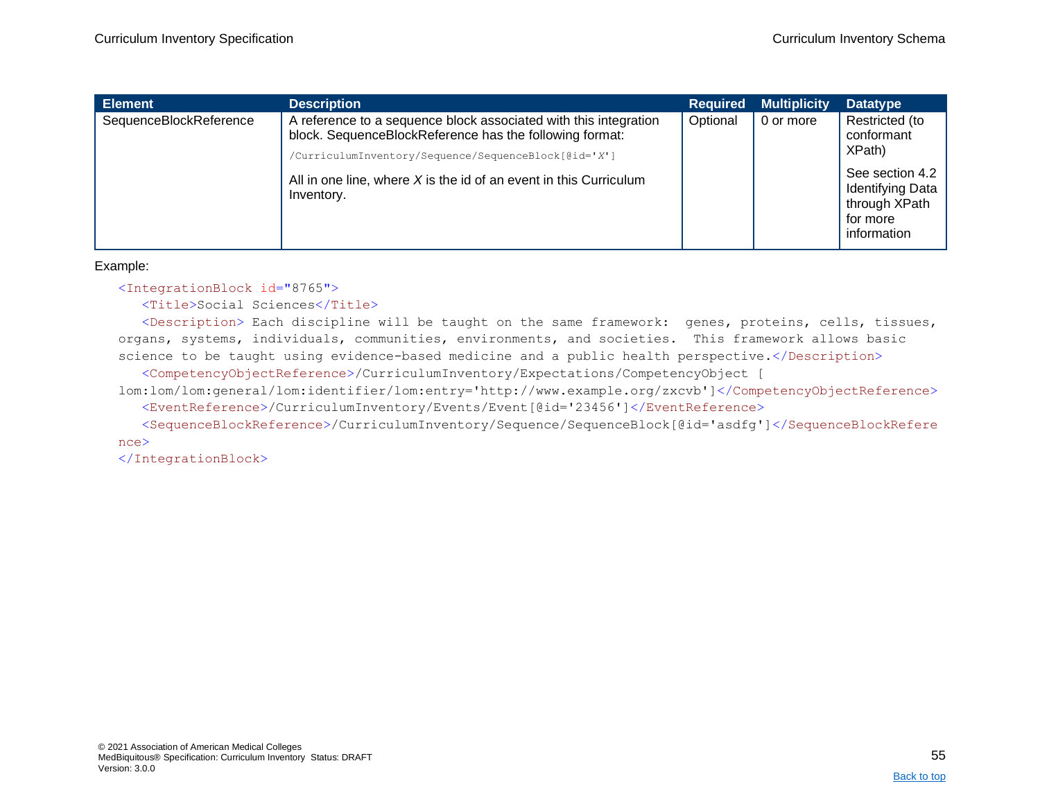| Element | Description | Required | Multiplicity | Datatype |
| --- | --- | --- | --- | --- |
| SequenceBlockReference | A reference to a sequence block associated with this integration block. SequenceBlockReference has the following format: `/CurriculumInventory/Sequence/SequenceBlock[@id='X']` All in one line, where *X* is the id of an event in this Curriculum Inventory. | Optional | 0 or more | Restricted (to conformant XPath) See section 4.2 Identifying Data through XPath for more information |

Example:

```
<IntegrationBlock id="8765">
   <Title>Social Sciences</Title>
   <Description> Each discipline will be taught on the same framework:  genes, proteins, cells, tissues, organs, systems, individuals, communities, environments, and societies.  This framework allows basic science to be taught using evidence-based medicine and a public health perspective.</Description>
   <CompetencyObjectReference>/CurriculumInventory/Expectations/CompetencyObject [
lom:lom/lom:general/lom:identifier/lom:entry='http://www.example.org/zxcvb']</CompetencyObjectReference>
   <EventReference>/CurriculumInventory/Events/Event[@id='23456']</EventReference>
   <SequenceBlockReference>/CurriculumInventory/Sequence/SequenceBlock[@id='asdfg']</SequenceBlockReference>
</IntegrationBlock>
```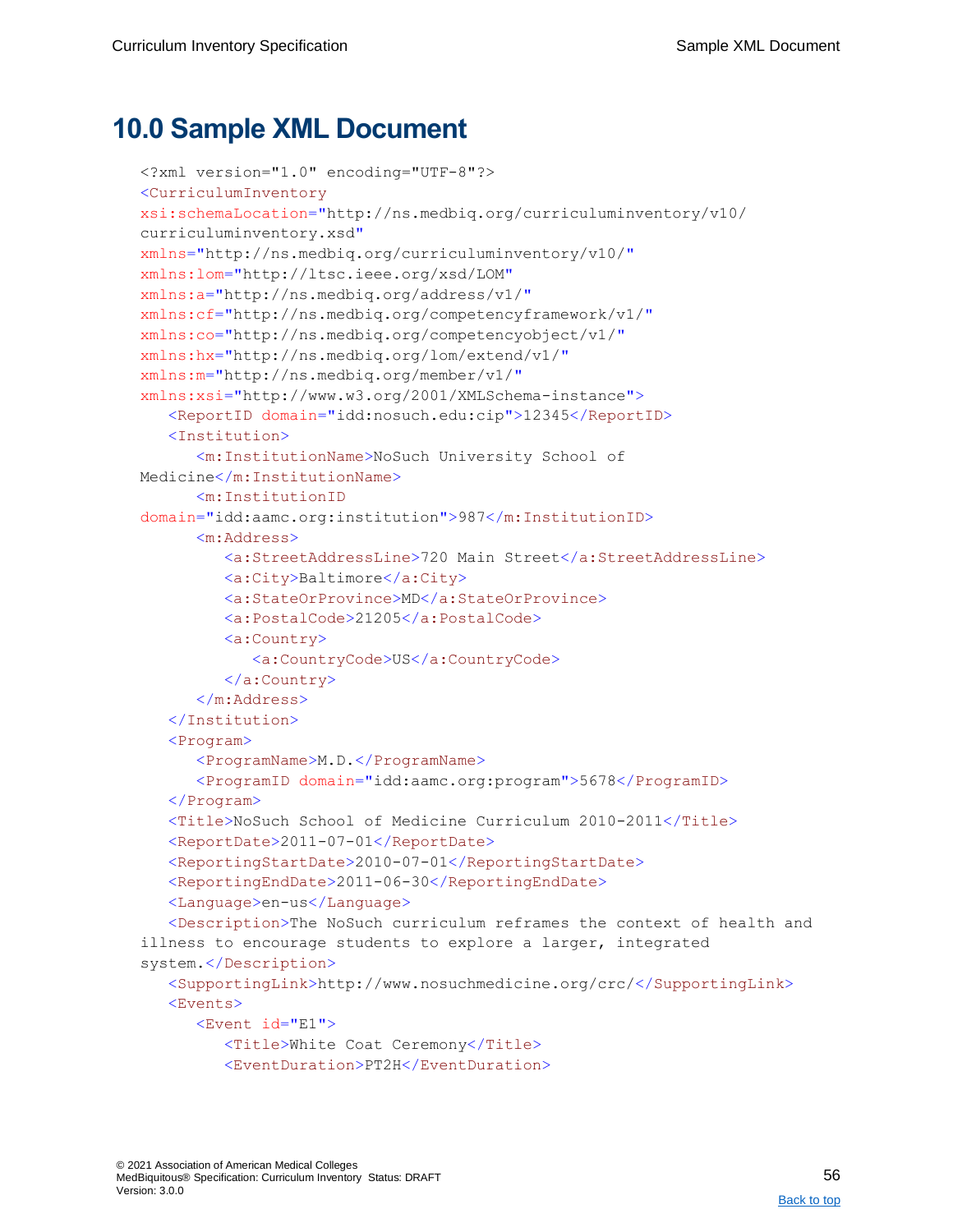# 10.0 Sample XML Document

```
<?xml version="1.0" encoding="UTF-8"?>
<CurriculumInventory
xsi:schemaLocation="http://ns.medbiq.org/curriculuminventory/v10/
curriculuminventory.xsd"
xmlns="http://ns.medbiq.org/curriculuminventory/v10/"
xmlns:lom="http://ltsc.ieee.org/xsd/LOM"
xmlns:a="http://ns.medbiq.org/address/v1/"
xmlns:cf="http://ns.medbiq.org/competencyframework/v1/"
xmlns:co="http://ns.medbiq.org/competencyobject/v1/"
xmlns:hx="http://ns.medbiq.org/lom/extend/v1/"
xmlns:m="http://ns.medbiq.org/member/v1/"
xmlns:xsi="http://www.w3.org/2001/XMLSchema-instance">
   <ReportID domain="idd:nosuch.edu:cip">12345</ReportID>
   <Institution>
      <m:InstitutionName>NoSuch University School of
Medicine</m:InstitutionName>
      <m:InstitutionID
domain="idd:aamc.org:institution">987</m:InstitutionID>
      <m:Address>
         <a:StreetAddressLine>720 Main Street</a:StreetAddressLine>
         <a:City>Baltimore</a:City>
         <a:StateOrProvince>MD</a:StateOrProvince>
         <a:PostalCode>21205</a:PostalCode>
         <a:Country>
            <a:CountryCode>US</a:CountryCode>
         </a:Country>
      </m:Address>
   </Institution>
   <Program>
      <ProgramName>M.D.</ProgramName>
      <ProgramID domain="idd:aamc.org:program">5678</ProgramID>
   </Program>
   <Title>NoSuch School of Medicine Curriculum 2010-2011</Title>
   <ReportDate>2011-07-01</ReportDate>
   <ReportingStartDate>2010-07-01</ReportingStartDate>
   <ReportingEndDate>2011-06-30</ReportingEndDate>
   <Language>en-us</Language>
   <Description>The NoSuch curriculum reframes the context of health and
illness to encourage students to explore a larger, integrated
system.</Description>
   <SupportingLink>http://www.nosuchmedicine.org/crc/</SupportingLink>
   <Events>
      <Event id="E1">
         <Title>White Coat Ceremony</Title>
         <EventDuration>PT2H</EventDuration>
```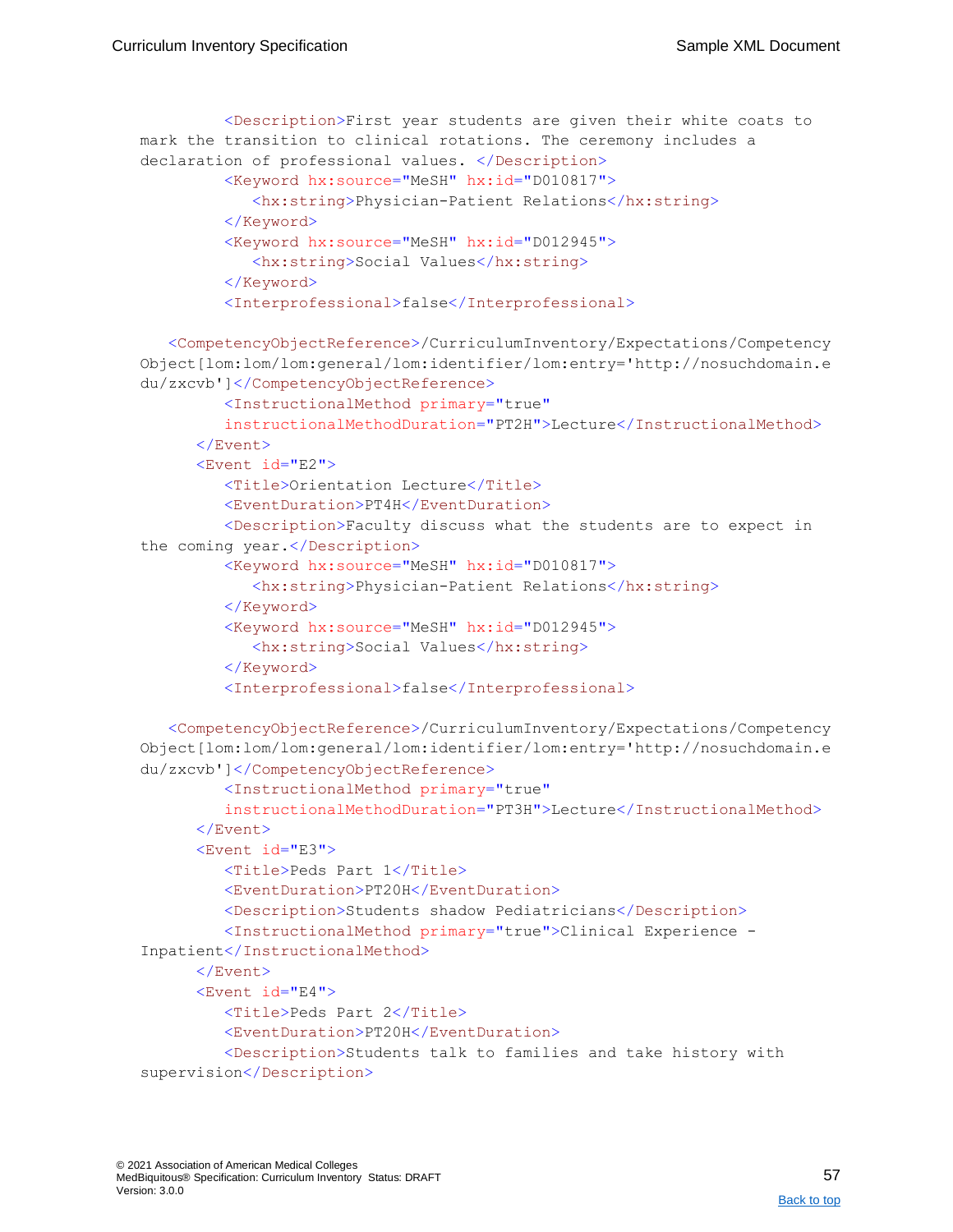```xml
         <Description>First year students are given their white coats to
mark the transition to clinical rotations. The ceremony includes a
declaration of professional values. </Description>
         <Keyword hx:source="MeSH" hx:id="D010817">
            <hx:string>Physician-Patient Relations</hx:string>
         </Keyword>
         <Keyword hx:source="MeSH" hx:id="D012945">
            <hx:string>Social Values</hx:string>
         </Keyword>
         <Interprofessional>false</Interprofessional>

   <CompetencyObjectReference>/CurriculumInventory/Expectations/Competency
Object[lom:lom/lom:general/lom:identifier/lom:entry='http://nosuchdomain.e
du/zxcvb']</CompetencyObjectReference>
         <InstructionalMethod primary="true"
         instructionalMethodDuration="PT2H">Lecture</InstructionalMethod>
      </Event>
      <Event id="E2">
         <Title>Orientation Lecture</Title>
         <EventDuration>PT4H</EventDuration>
         <Description>Faculty discuss what the students are to expect in
the coming year.</Description>
         <Keyword hx:source="MeSH" hx:id="D010817">
            <hx:string>Physician-Patient Relations</hx:string>
         </Keyword>
         <Keyword hx:source="MeSH" hx:id="D012945">
            <hx:string>Social Values</hx:string>
         </Keyword>
         <Interprofessional>false</Interprofessional>

   <CompetencyObjectReference>/CurriculumInventory/Expectations/Competency
Object[lom:lom/lom:general/lom:identifier/lom:entry='http://nosuchdomain.e
du/zxcvb']</CompetencyObjectReference>
         <InstructionalMethod primary="true"
         instructionalMethodDuration="PT3H">Lecture</InstructionalMethod>
      </Event>
      <Event id="E3">
         <Title>Peds Part 1</Title>
         <EventDuration>PT20H</EventDuration>
         <Description>Students shadow Pediatricians</Description>
         <InstructionalMethod primary="true">Clinical Experience -
Inpatient</InstructionalMethod>
      </Event>
      <Event id="E4">
         <Title>Peds Part 2</Title>
         <EventDuration>PT20H</EventDuration>
         <Description>Students talk to families and take history with
supervision</Description>
```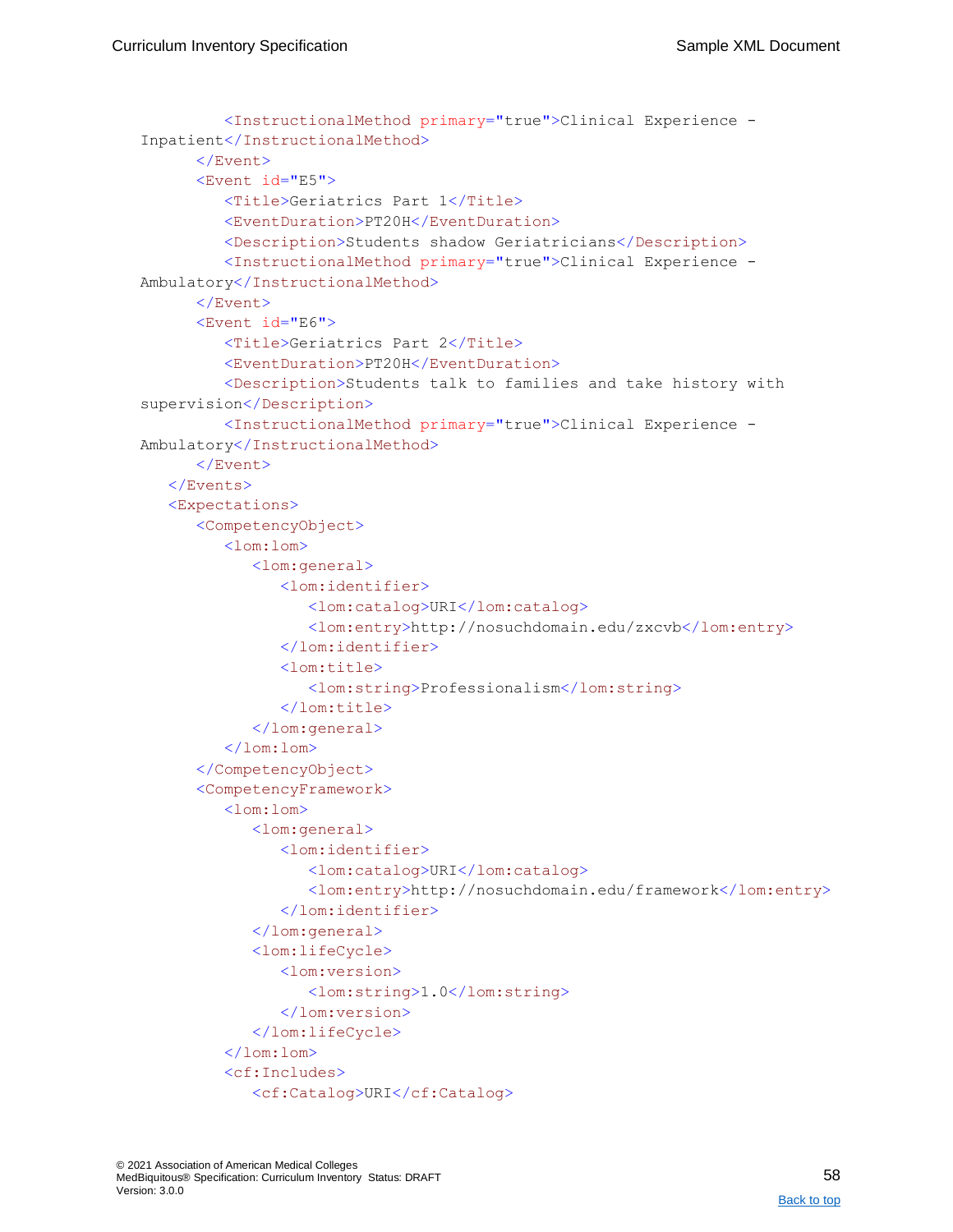```
          <InstructionalMethod primary="true">Clinical Experience -
Inpatient</InstructionalMethod>
        </Event>
        <Event id="E5">
          <Title>Geriatrics Part 1</Title>
          <EventDuration>PT20H</EventDuration>
          <Description>Students shadow Geriatricians</Description>
          <InstructionalMethod primary="true">Clinical Experience -
Ambulatory</InstructionalMethod>
        </Event>
        <Event id="E6">
          <Title>Geriatrics Part 2</Title>
          <EventDuration>PT20H</EventDuration>
          <Description>Students talk to families and take history with
supervision</Description>
          <InstructionalMethod primary="true">Clinical Experience -
Ambulatory</InstructionalMethod>
        </Event>
      </Events>
      <Expectations>
        <CompetencyObject>
          <lom:lom>
            <lom:general>
              <lom:identifier>
                <lom:catalog>URI</lom:catalog>
                <lom:entry>http://nosuchdomain.edu/zxcvb</lom:entry>
              </lom:identifier>
              <lom:title>
                <lom:string>Professionalism</lom:string>
              </lom:title>
            </lom:general>
          </lom:lom>
        </CompetencyObject>
        <CompetencyFramework>
          <lom:lom>
            <lom:general>
              <lom:identifier>
                <lom:catalog>URI</lom:catalog>
                <lom:entry>http://nosuchdomain.edu/framework</lom:entry>
              </lom:identifier>
            </lom:general>
            <lom:lifeCycle>
              <lom:version>
                <lom:string>1.0</lom:string>
              </lom:version>
            </lom:lifeCycle>
          </lom:lom>
          <cf:Includes>
            <cf:Catalog>URI</cf:Catalog>
```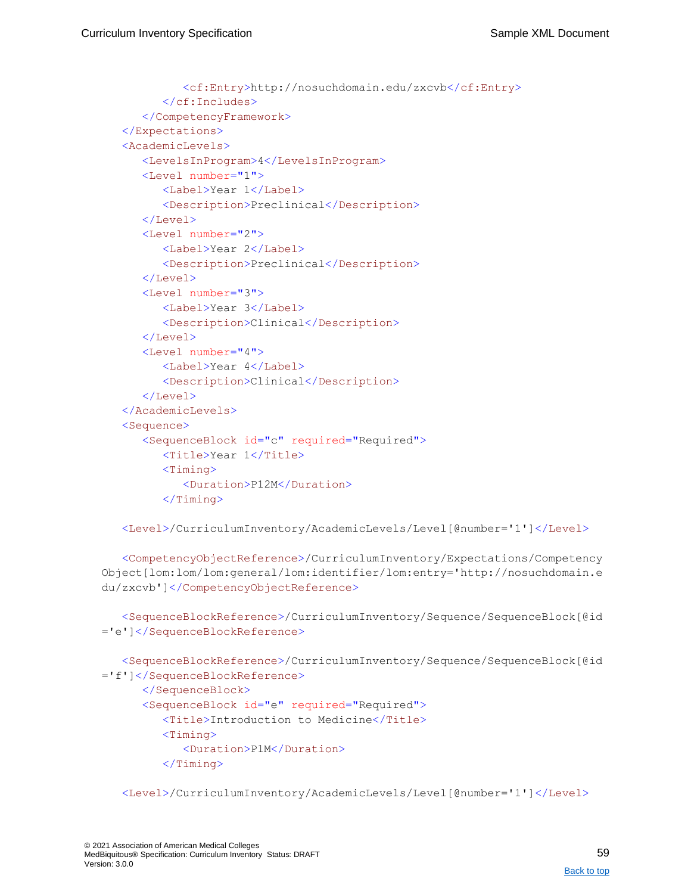```xml
            <cf:Entry>http://nosuchdomain.edu/zxcvb</cf:Entry>
         </cf:Includes>
      </CompetencyFramework>
   </Expectations>
   <AcademicLevels>
      <LevelsInProgram>4</LevelsInProgram>
      <Level number="1">
         <Label>Year 1</Label>
         <Description>Preclinical</Description>
      </Level>
      <Level number="2">
         <Label>Year 2</Label>
         <Description>Preclinical</Description>
      </Level>
      <Level number="3">
         <Label>Year 3</Label>
         <Description>Clinical</Description>
      </Level>
      <Level number="4">
         <Label>Year 4</Label>
         <Description>Clinical</Description>
      </Level>
   </AcademicLevels>
   <Sequence>
      <SequenceBlock id="c" required="Required">
         <Title>Year 1</Title>
         <Timing>
            <Duration>P12M</Duration>
         </Timing>

   <Level>/CurriculumInventory/AcademicLevels/Level[@number='1']</Level>

   <CompetencyObjectReference>/CurriculumInventory/Expectations/Competency
Object[lom:lom/lom:general/lom:identifier/lom:entry='http://nosuchdomain.e
du/zxcvb']</CompetencyObjectReference>

   <SequenceBlockReference>/CurriculumInventory/Sequence/SequenceBlock[@id
='e']</SequenceBlockReference>

   <SequenceBlockReference>/CurriculumInventory/Sequence/SequenceBlock[@id
='f']</SequenceBlockReference>
      </SequenceBlock>
      <SequenceBlock id="e" required="Required">
         <Title>Introduction to Medicine</Title>
         <Timing>
            <Duration>P1M</Duration>
         </Timing>

   <Level>/CurriculumInventory/AcademicLevels/Level[@number='1']</Level>
```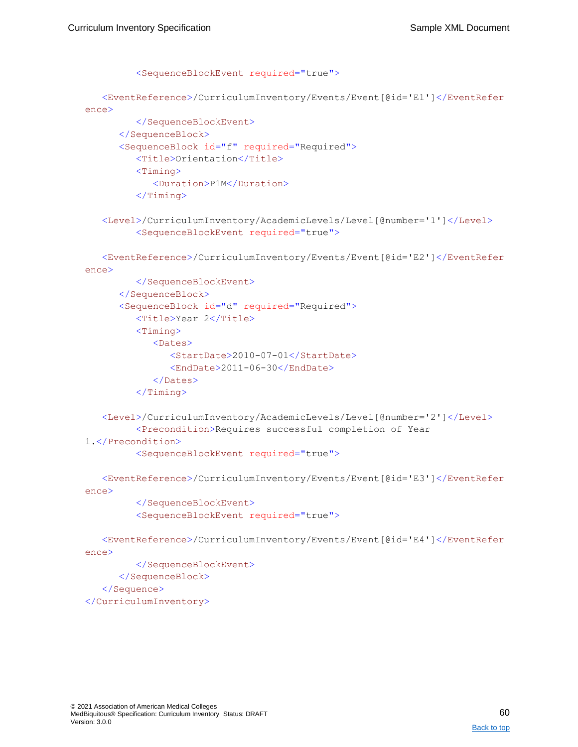```xml
          <SequenceBlockEvent required="true">
    <EventReference>/CurriculumInventory/Events/Event[@id='E1']</EventReference>
          </SequenceBlockEvent>
        </SequenceBlock>
        <SequenceBlock id="f" required="Required">
          <Title>Orientation</Title>
          <Timing>
            <Duration>P1M</Duration>
          </Timing>
    <Level>/CurriculumInventory/AcademicLevels/Level[@number='1']</Level>
          <SequenceBlockEvent required="true">
    <EventReference>/CurriculumInventory/Events/Event[@id='E2']</EventReference>
          </SequenceBlockEvent>
        </SequenceBlock>
        <SequenceBlock id="d" required="Required">
          <Title>Year 2</Title>
          <Timing>
            <Dates>
              <StartDate>2010-07-01</StartDate>
              <EndDate>2011-06-30</EndDate>
            </Dates>
          </Timing>
    <Level>/CurriculumInventory/AcademicLevels/Level[@number='2']</Level>
          <Precondition>Requires successful completion of Year 1.</Precondition>
          <SequenceBlockEvent required="true">
    <EventReference>/CurriculumInventory/Events/Event[@id='E3']</EventReference>
          </SequenceBlockEvent>
          <SequenceBlockEvent required="true">
    <EventReference>/CurriculumInventory/Events/Event[@id='E4']</EventReference>
          </SequenceBlockEvent>
        </SequenceBlock>
    </Sequence>
</CurriculumInventory>
```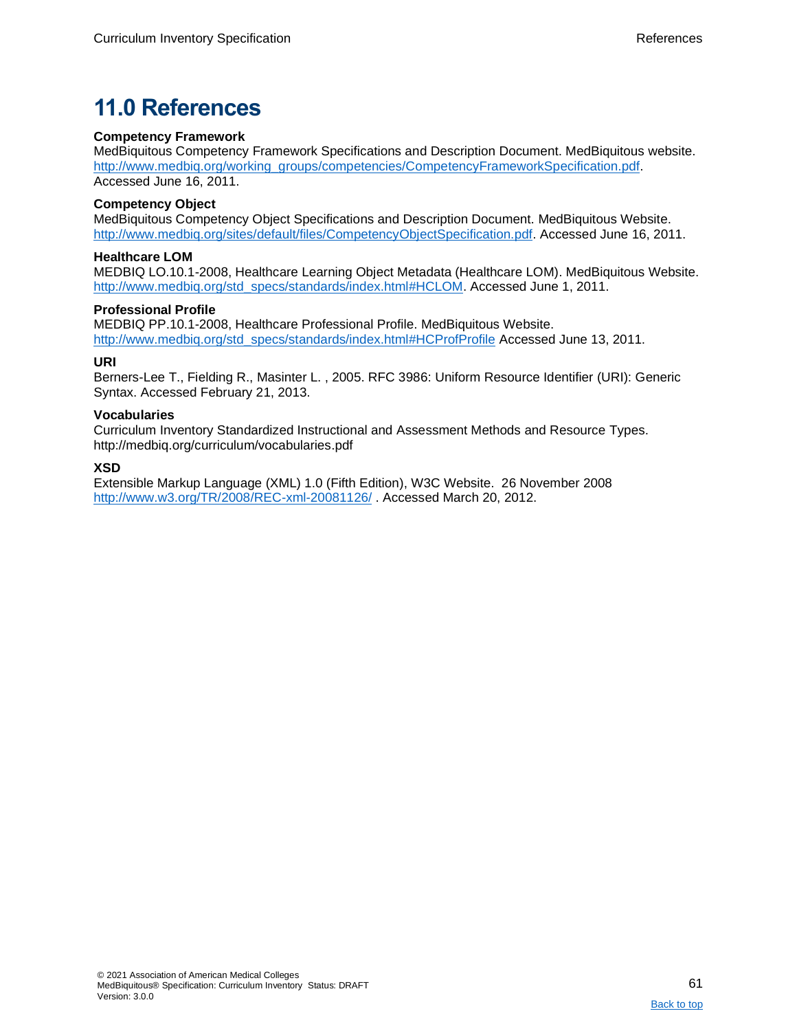# 11.0 References

**Competency Framework**
MedBiquitous Competency Framework Specifications and Description Document. MedBiquitous website. http://www.medbiq.org/working_groups/competencies/CompetencyFrameworkSpecification.pdf. Accessed June 16, 2011.

**Competency Object**
MedBiquitous Competency Object Specifications and Description Document. MedBiquitous Website. http://www.medbiq.org/sites/default/files/CompetencyObjectSpecification.pdf. Accessed June 16, 2011.

**Healthcare LOM**
MEDBIQ LO.10.1-2008, Healthcare Learning Object Metadata (Healthcare LOM). MedBiquitous Website. http://www.medbiq.org/std_specs/standards/index.html#HCLOM. Accessed June 1, 2011.

**Professional Profile**
MEDBIQ PP.10.1-2008, Healthcare Professional Profile. MedBiquitous Website. http://www.medbiq.org/std_specs/standards/index.html#HCProfProfile Accessed June 13, 2011.

**URI**
Berners-Lee T., Fielding R., Masinter L. , 2005. RFC 3986: Uniform Resource Identifier (URI): Generic Syntax. Accessed February 21, 2013.

**Vocabularies**
Curriculum Inventory Standardized Instructional and Assessment Methods and Resource Types. http://medbiq.org/curriculum/vocabularies.pdf

**XSD**
Extensible Markup Language (XML) 1.0 (Fifth Edition), W3C Website. 26 November 2008 http://www.w3.org/TR/2008/REC-xml-20081126/ . Accessed March 20, 2012.